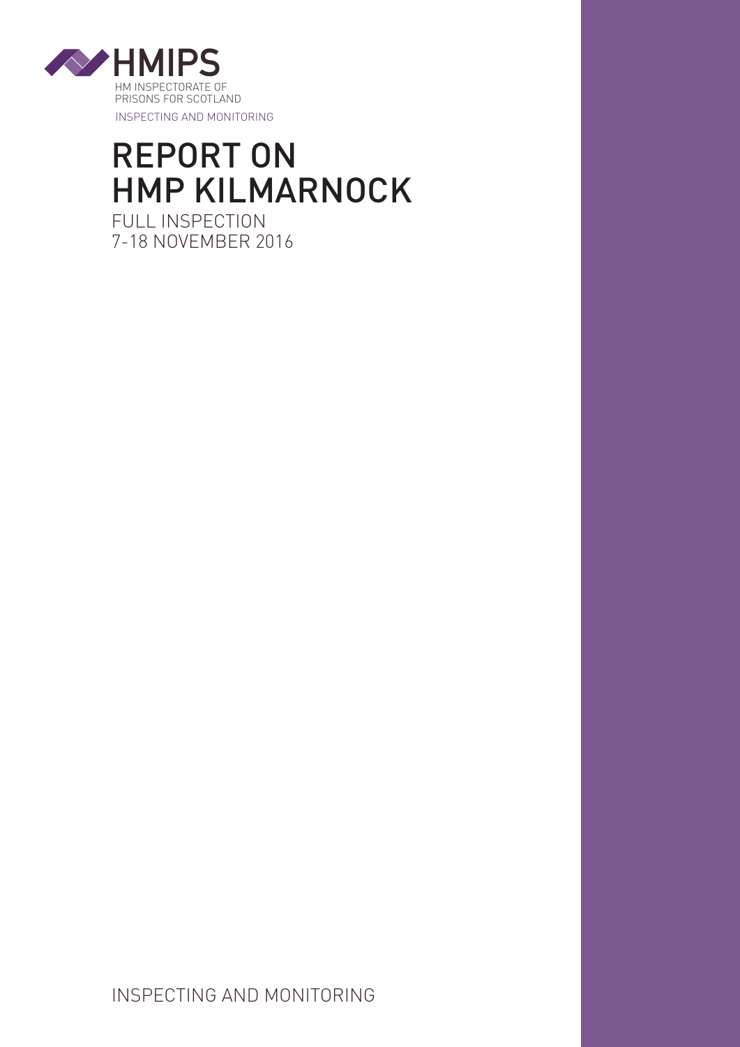HMIPS

HM INSPECTORATE OF PRISONS FOR SCOTLAND

INSPECTING AND MONITORING

# REPORT ON HMP KILMARNOCK

FULL INSPECTION
7-18 NOVEMBER 2016

INSPECTING AND MONITORING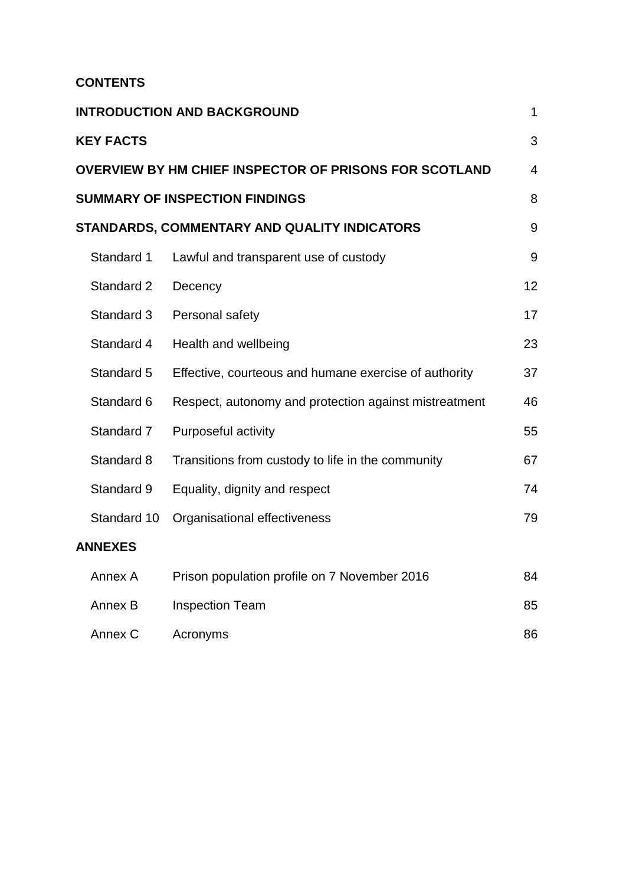## CONTENTS

| | | |
|---|---|---|
| **INTRODUCTION AND BACKGROUND** | | 1 |
| **KEY FACTS** | | 3 |
| **OVERVIEW BY HM CHIEF INSPECTOR OF PRISONS FOR SCOTLAND** | | 4 |
| **SUMMARY OF INSPECTION FINDINGS** | | 8 |
| **STANDARDS, COMMENTARY AND QUALITY INDICATORS** | | 9 |
| Standard 1 | Lawful and transparent use of custody | 9 |
| Standard 2 | Decency | 12 |
| Standard 3 | Personal safety | 17 |
| Standard 4 | Health and wellbeing | 23 |
| Standard 5 | Effective, courteous and humane exercise of authority | 37 |
| Standard 6 | Respect, autonomy and protection against mistreatment | 46 |
| Standard 7 | Purposeful activity | 55 |
| Standard 8 | Transitions from custody to life in the community | 67 |
| Standard 9 | Equality, dignity and respect | 74 |
| Standard 10 | Organisational effectiveness | 79 |
| **ANNEXES** | | |
| Annex A | Prison population profile on 7 November 2016 | 84 |
| Annex B | Inspection Team | 85 |
| Annex C | Acronyms | 86 |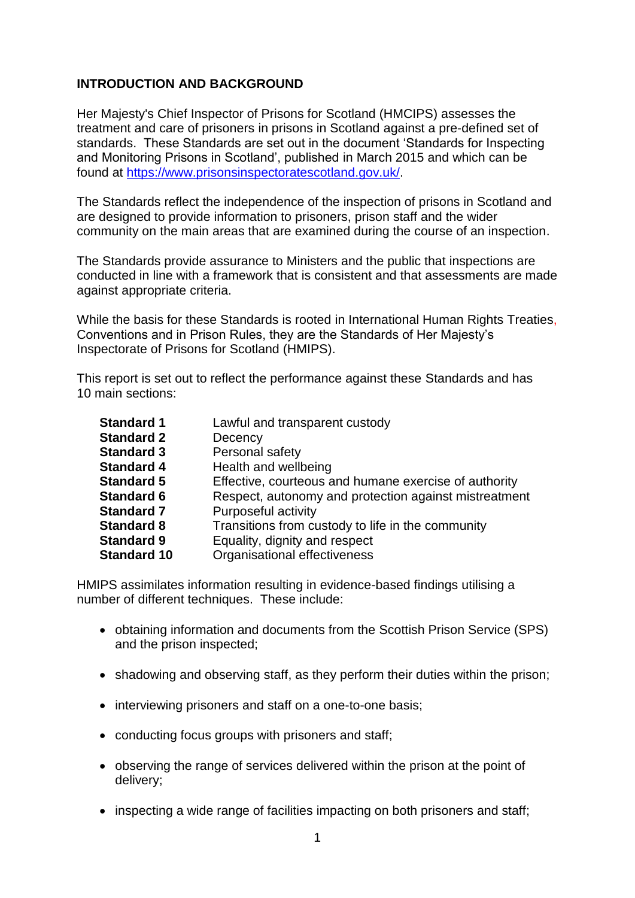## INTRODUCTION AND BACKGROUND

Her Majesty's Chief Inspector of Prisons for Scotland (HMCIPS) assesses the treatment and care of prisoners in prisons in Scotland against a pre-defined set of standards. These Standards are set out in the document 'Standards for Inspecting and Monitoring Prisons in Scotland', published in March 2015 and which can be found at [https://www.prisonsinspectoratescotland.gov.uk/](https://www.prisonsinspectoratescotland.gov.uk/).

The Standards reflect the independence of the inspection of prisons in Scotland and are designed to provide information to prisoners, prison staff and the wider community on the main areas that are examined during the course of an inspection.

The Standards provide assurance to Ministers and the public that inspections are conducted in line with a framework that is consistent and that assessments are made against appropriate criteria.

While the basis for these Standards is rooted in International Human Rights Treaties, Conventions and in Prison Rules, they are the Standards of Her Majesty's Inspectorate of Prisons for Scotland (HMIPS).

This report is set out to reflect the performance against these Standards and has 10 main sections:

| | |
|---|---|
| **Standard 1** | Lawful and transparent custody |
| **Standard 2** | Decency |
| **Standard 3** | Personal safety |
| **Standard 4** | Health and wellbeing |
| **Standard 5** | Effective, courteous and humane exercise of authority |
| **Standard 6** | Respect, autonomy and protection against mistreatment |
| **Standard 7** | Purposeful activity |
| **Standard 8** | Transitions from custody to life in the community |
| **Standard 9** | Equality, dignity and respect |
| **Standard 10** | Organisational effectiveness |

HMIPS assimilates information resulting in evidence-based findings utilising a number of different techniques. These include:

- obtaining information and documents from the Scottish Prison Service (SPS) and the prison inspected;
- shadowing and observing staff, as they perform their duties within the prison;
- interviewing prisoners and staff on a one-to-one basis;
- conducting focus groups with prisoners and staff;
- observing the range of services delivered within the prison at the point of delivery;
- inspecting a wide range of facilities impacting on both prisoners and staff;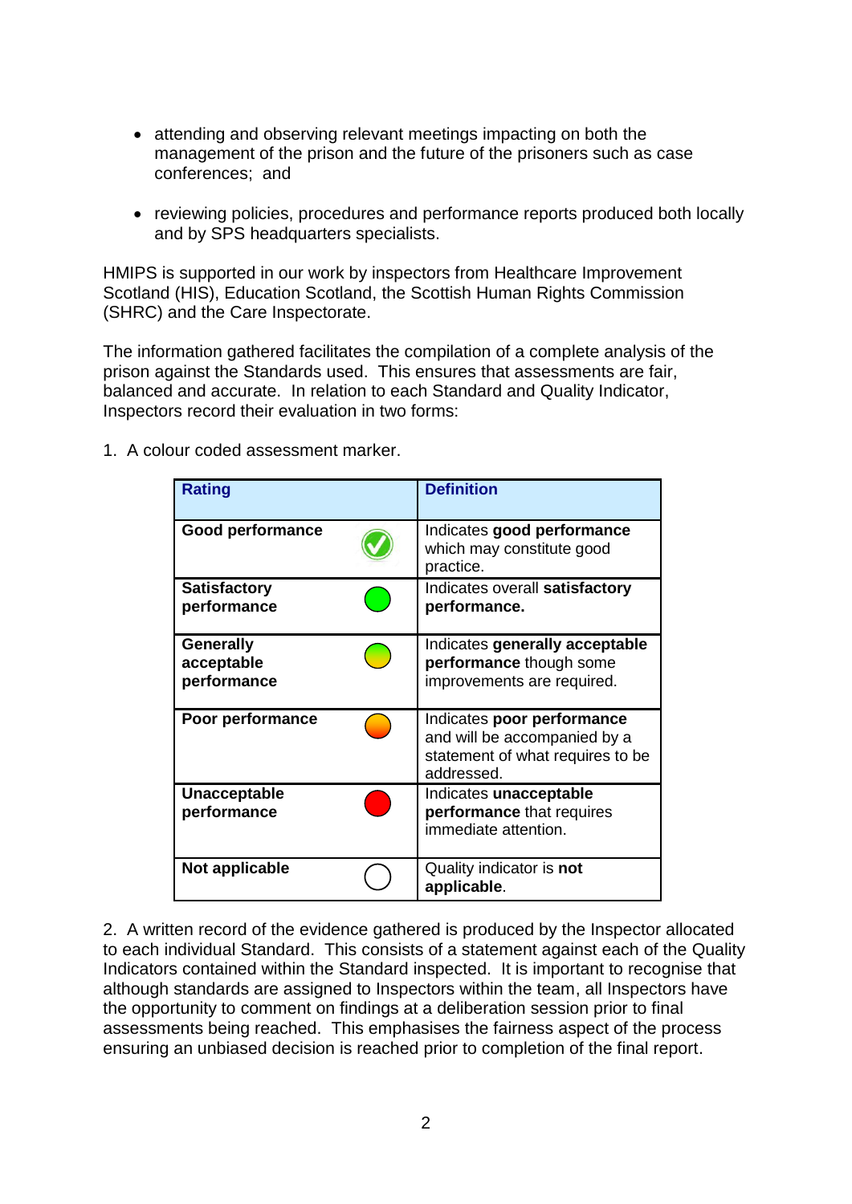- attending and observing relevant meetings impacting on both the management of the prison and the future of the prisoners such as case conferences; and

- reviewing policies, procedures and performance reports produced both locally and by SPS headquarters specialists.

HMIPS is supported in our work by inspectors from Healthcare Improvement Scotland (HIS), Education Scotland, the Scottish Human Rights Commission (SHRC) and the Care Inspectorate.

The information gathered facilitates the compilation of a complete analysis of the prison against the Standards used. This ensures that assessments are fair, balanced and accurate. In relation to each Standard and Quality Indicator, Inspectors record their evaluation in two forms:

1. A colour coded assessment marker.

| Rating | Definition |
|---|---|
| **Good performance** | Indicates **good performance** which may constitute good practice. |
| **Satisfactory performance** | Indicates overall **satisfactory performance.** |
| **Generally acceptable performance** | Indicates **generally acceptable performance** though some improvements are required. |
| **Poor performance** | Indicates **poor performance** and will be accompanied by a statement of what requires to be addressed. |
| **Unacceptable performance** | Indicates **unacceptable performance** that requires immediate attention. |
| **Not applicable** | Quality indicator is **not applicable**. |

2. A written record of the evidence gathered is produced by the Inspector allocated to each individual Standard. This consists of a statement against each of the Quality Indicators contained within the Standard inspected. It is important to recognise that although standards are assigned to Inspectors within the team, all Inspectors have the opportunity to comment on findings at a deliberation session prior to final assessments being reached. This emphasises the fairness aspect of the process ensuring an unbiased decision is reached prior to completion of the final report.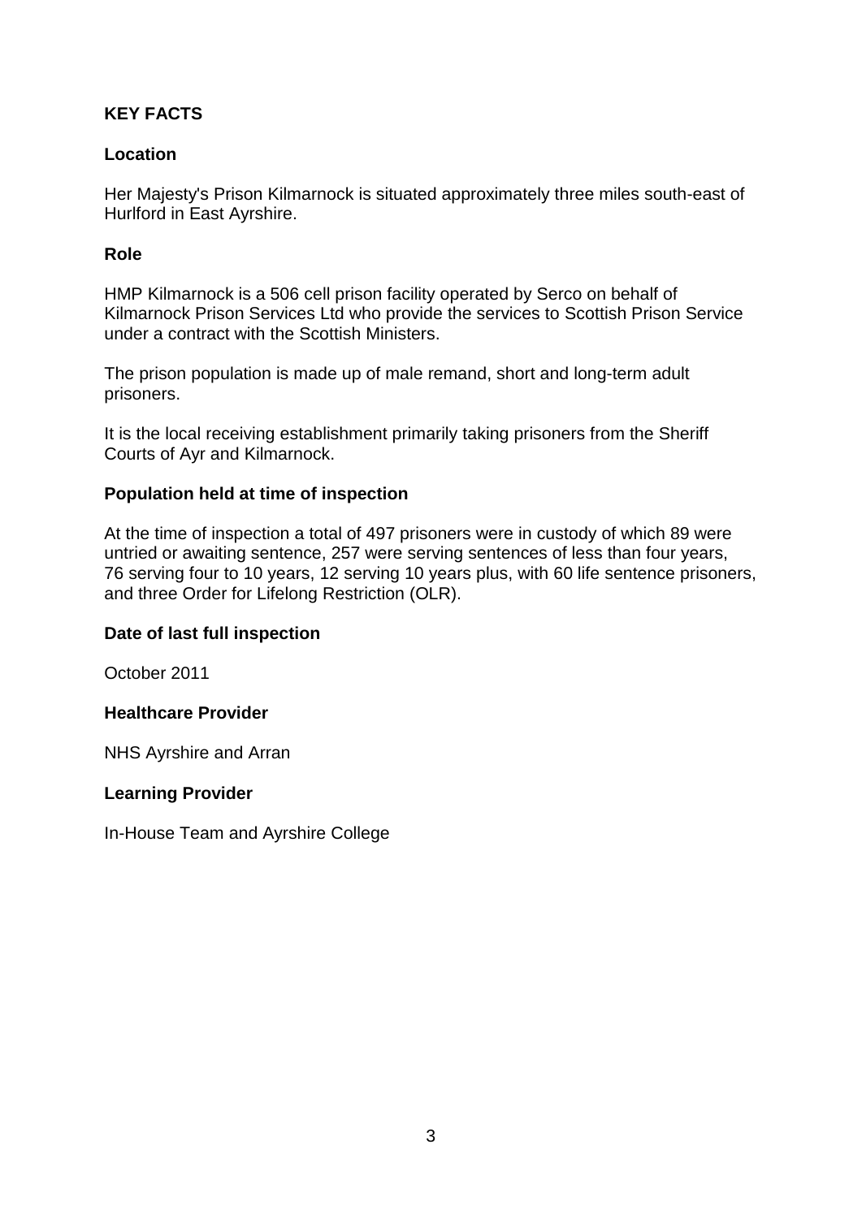## KEY FACTS

### Location

Her Majesty's Prison Kilmarnock is situated approximately three miles south-east of Hurlford in East Ayrshire.

### Role

HMP Kilmarnock is a 506 cell prison facility operated by Serco on behalf of Kilmarnock Prison Services Ltd who provide the services to Scottish Prison Service under a contract with the Scottish Ministers.

The prison population is made up of male remand, short and long-term adult prisoners.

It is the local receiving establishment primarily taking prisoners from the Sheriff Courts of Ayr and Kilmarnock.

### Population held at time of inspection

At the time of inspection a total of 497 prisoners were in custody of which 89 were untried or awaiting sentence, 257 were serving sentences of less than four years, 76 serving four to 10 years, 12 serving 10 years plus, with 60 life sentence prisoners, and three Order for Lifelong Restriction (OLR).

### Date of last full inspection

October 2011

### Healthcare Provider

NHS Ayrshire and Arran

### Learning Provider

In-House Team and Ayrshire College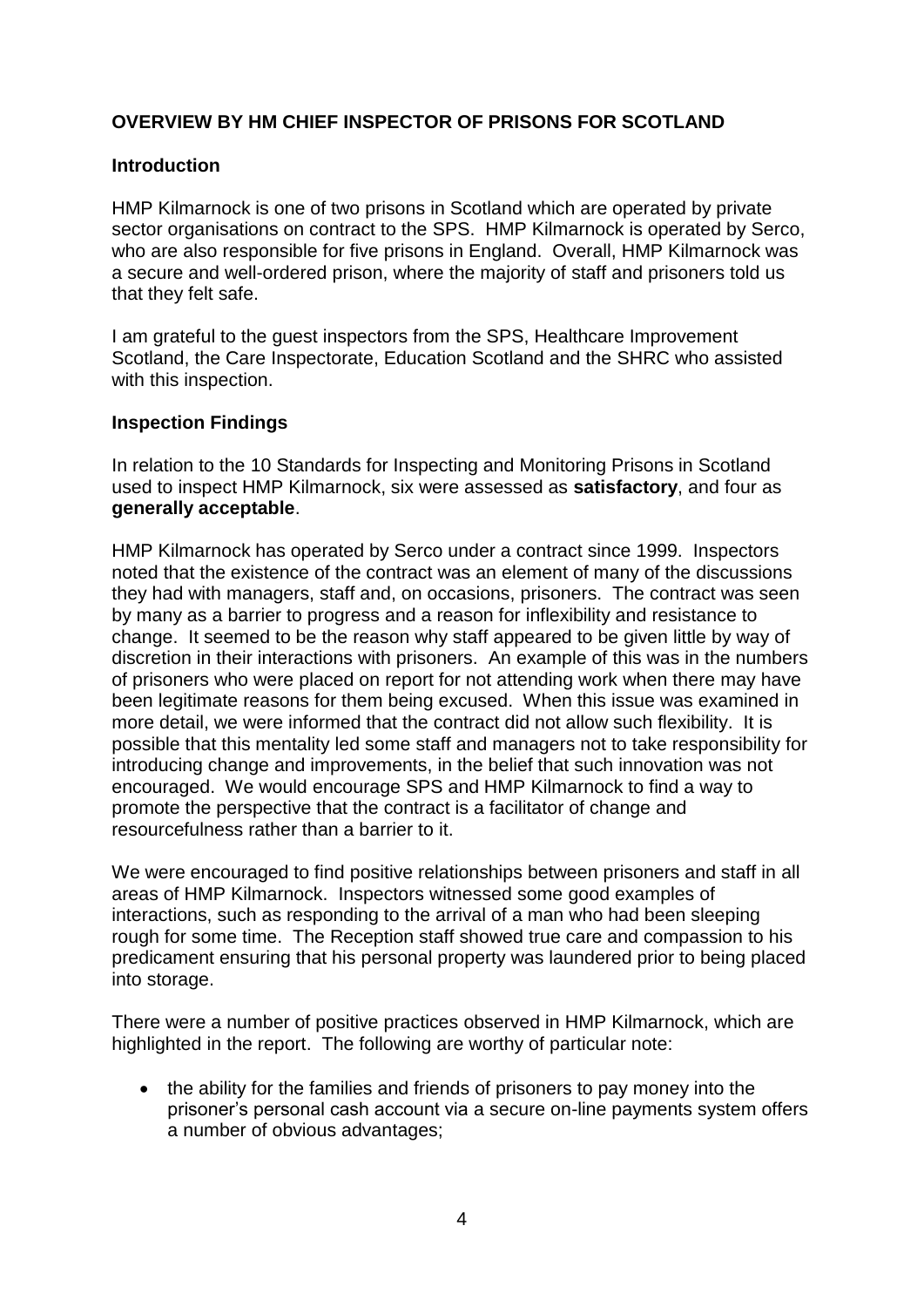## OVERVIEW BY HM CHIEF INSPECTOR OF PRISONS FOR SCOTLAND

### Introduction

HMP Kilmarnock is one of two prisons in Scotland which are operated by private sector organisations on contract to the SPS. HMP Kilmarnock is operated by Serco, who are also responsible for five prisons in England. Overall, HMP Kilmarnock was a secure and well-ordered prison, where the majority of staff and prisoners told us that they felt safe.

I am grateful to the guest inspectors from the SPS, Healthcare Improvement Scotland, the Care Inspectorate, Education Scotland and the SHRC who assisted with this inspection.

### Inspection Findings

In relation to the 10 Standards for Inspecting and Monitoring Prisons in Scotland used to inspect HMP Kilmarnock, six were assessed as **satisfactory**, and four as **generally acceptable**.

HMP Kilmarnock has operated by Serco under a contract since 1999. Inspectors noted that the existence of the contract was an element of many of the discussions they had with managers, staff and, on occasions, prisoners. The contract was seen by many as a barrier to progress and a reason for inflexibility and resistance to change. It seemed to be the reason why staff appeared to be given little by way of discretion in their interactions with prisoners. An example of this was in the numbers of prisoners who were placed on report for not attending work when there may have been legitimate reasons for them being excused. When this issue was examined in more detail, we were informed that the contract did not allow such flexibility. It is possible that this mentality led some staff and managers not to take responsibility for introducing change and improvements, in the belief that such innovation was not encouraged. We would encourage SPS and HMP Kilmarnock to find a way to promote the perspective that the contract is a facilitator of change and resourcefulness rather than a barrier to it.

We were encouraged to find positive relationships between prisoners and staff in all areas of HMP Kilmarnock. Inspectors witnessed some good examples of interactions, such as responding to the arrival of a man who had been sleeping rough for some time. The Reception staff showed true care and compassion to his predicament ensuring that his personal property was laundered prior to being placed into storage.

There were a number of positive practices observed in HMP Kilmarnock, which are highlighted in the report. The following are worthy of particular note:

- the ability for the families and friends of prisoners to pay money into the prisoner's personal cash account via a secure on-line payments system offers a number of obvious advantages;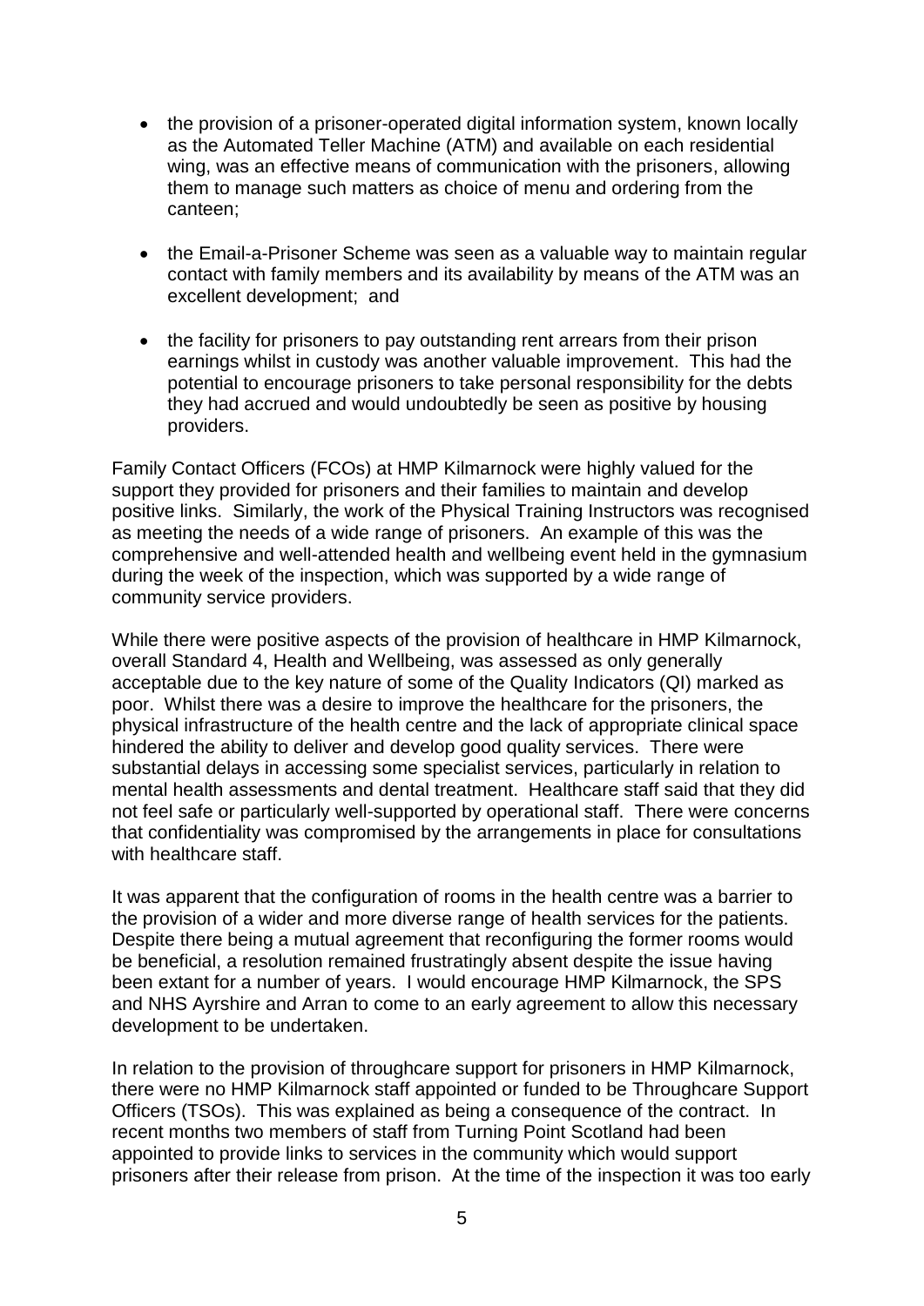- the provision of a prisoner-operated digital information system, known locally as the Automated Teller Machine (ATM) and available on each residential wing, was an effective means of communication with the prisoners, allowing them to manage such matters as choice of menu and ordering from the canteen;

- the Email-a-Prisoner Scheme was seen as a valuable way to maintain regular contact with family members and its availability by means of the ATM was an excellent development; and

- the facility for prisoners to pay outstanding rent arrears from their prison earnings whilst in custody was another valuable improvement. This had the potential to encourage prisoners to take personal responsibility for the debts they had accrued and would undoubtedly be seen as positive by housing providers.

Family Contact Officers (FCOs) at HMP Kilmarnock were highly valued for the support they provided for prisoners and their families to maintain and develop positive links. Similarly, the work of the Physical Training Instructors was recognised as meeting the needs of a wide range of prisoners. An example of this was the comprehensive and well-attended health and wellbeing event held in the gymnasium during the week of the inspection, which was supported by a wide range of community service providers.

While there were positive aspects of the provision of healthcare in HMP Kilmarnock, overall Standard 4, Health and Wellbeing, was assessed as only generally acceptable due to the key nature of some of the Quality Indicators (QI) marked as poor. Whilst there was a desire to improve the healthcare for the prisoners, the physical infrastructure of the health centre and the lack of appropriate clinical space hindered the ability to deliver and develop good quality services. There were substantial delays in accessing some specialist services, particularly in relation to mental health assessments and dental treatment. Healthcare staff said that they did not feel safe or particularly well-supported by operational staff. There were concerns that confidentiality was compromised by the arrangements in place for consultations with healthcare staff.

It was apparent that the configuration of rooms in the health centre was a barrier to the provision of a wider and more diverse range of health services for the patients. Despite there being a mutual agreement that reconfiguring the former rooms would be beneficial, a resolution remained frustratingly absent despite the issue having been extant for a number of years. I would encourage HMP Kilmarnock, the SPS and NHS Ayrshire and Arran to come to an early agreement to allow this necessary development to be undertaken.

In relation to the provision of throughcare support for prisoners in HMP Kilmarnock, there were no HMP Kilmarnock staff appointed or funded to be Throughcare Support Officers (TSOs). This was explained as being a consequence of the contract. In recent months two members of staff from Turning Point Scotland had been appointed to provide links to services in the community which would support prisoners after their release from prison. At the time of the inspection it was too early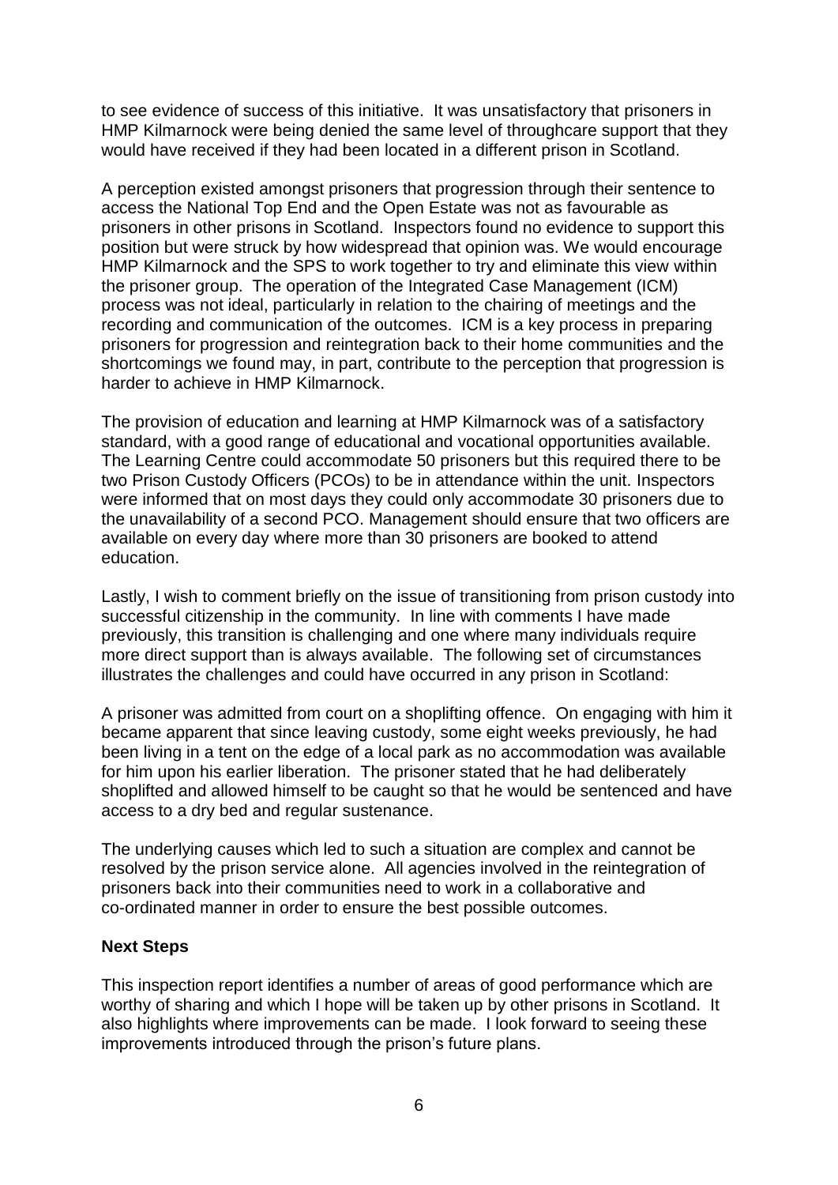to see evidence of success of this initiative. It was unsatisfactory that prisoners in HMP Kilmarnock were being denied the same level of throughcare support that they would have received if they had been located in a different prison in Scotland.

A perception existed amongst prisoners that progression through their sentence to access the National Top End and the Open Estate was not as favourable as prisoners in other prisons in Scotland. Inspectors found no evidence to support this position but were struck by how widespread that opinion was. We would encourage HMP Kilmarnock and the SPS to work together to try and eliminate this view within the prisoner group. The operation of the Integrated Case Management (ICM) process was not ideal, particularly in relation to the chairing of meetings and the recording and communication of the outcomes. ICM is a key process in preparing prisoners for progression and reintegration back to their home communities and the shortcomings we found may, in part, contribute to the perception that progression is harder to achieve in HMP Kilmarnock.

The provision of education and learning at HMP Kilmarnock was of a satisfactory standard, with a good range of educational and vocational opportunities available. The Learning Centre could accommodate 50 prisoners but this required there to be two Prison Custody Officers (PCOs) to be in attendance within the unit. Inspectors were informed that on most days they could only accommodate 30 prisoners due to the unavailability of a second PCO. Management should ensure that two officers are available on every day where more than 30 prisoners are booked to attend education.

Lastly, I wish to comment briefly on the issue of transitioning from prison custody into successful citizenship in the community. In line with comments I have made previously, this transition is challenging and one where many individuals require more direct support than is always available. The following set of circumstances illustrates the challenges and could have occurred in any prison in Scotland:

A prisoner was admitted from court on a shoplifting offence. On engaging with him it became apparent that since leaving custody, some eight weeks previously, he had been living in a tent on the edge of a local park as no accommodation was available for him upon his earlier liberation. The prisoner stated that he had deliberately shoplifted and allowed himself to be caught so that he would be sentenced and have access to a dry bed and regular sustenance.

The underlying causes which led to such a situation are complex and cannot be resolved by the prison service alone. All agencies involved in the reintegration of prisoners back into their communities need to work in a collaborative and co-ordinated manner in order to ensure the best possible outcomes.

**Next Steps**

This inspection report identifies a number of areas of good performance which are worthy of sharing and which I hope will be taken up by other prisons in Scotland. It also highlights where improvements can be made. I look forward to seeing these improvements introduced through the prison's future plans.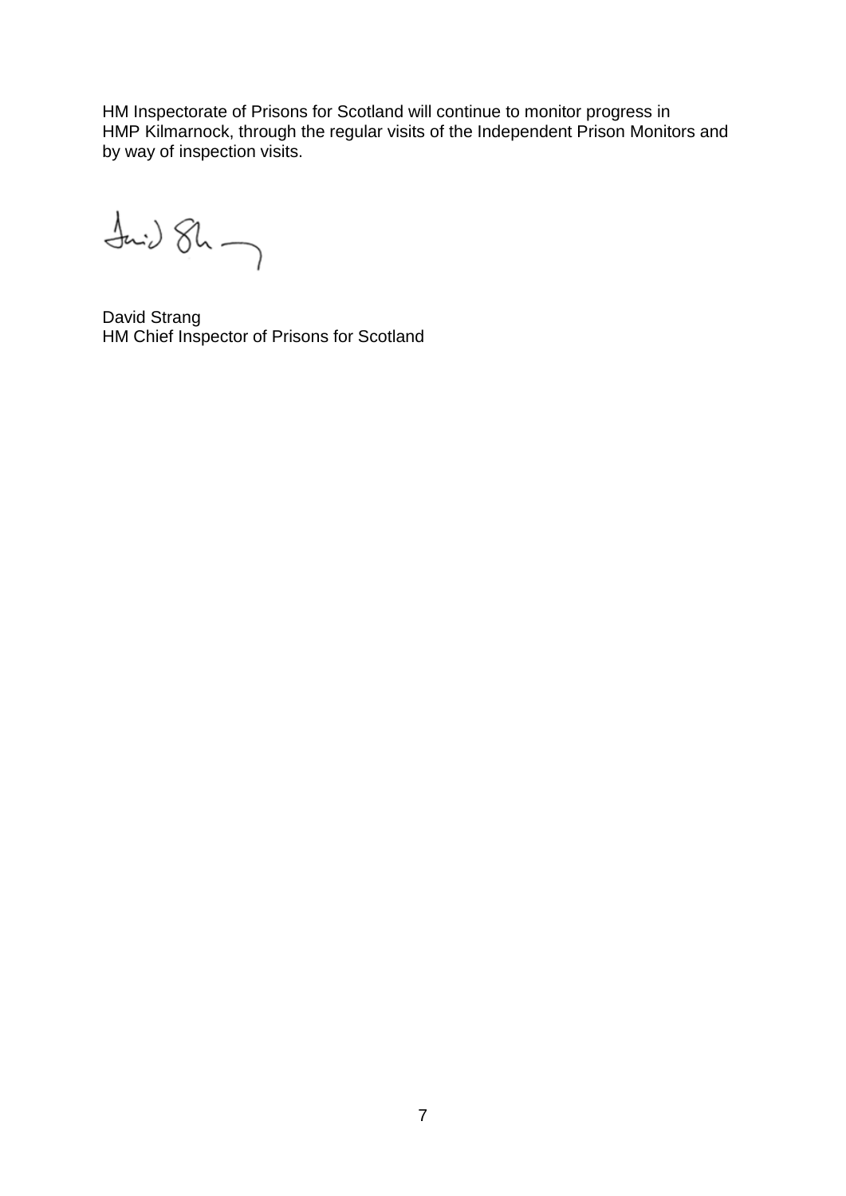HM Inspectorate of Prisons for Scotland will continue to monitor progress in HMP Kilmarnock, through the regular visits of the Independent Prison Monitors and by way of inspection visits.

David Strang
HM Chief Inspector of Prisons for Scotland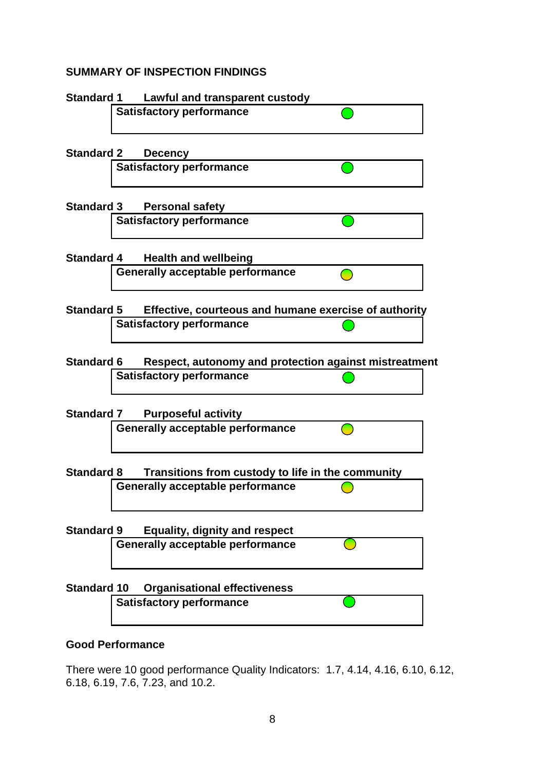## SUMMARY OF INSPECTION FINDINGS

**Standard 1 Lawful and transparent custody**

**Satisfactory performance**

**Standard 2 Decency**

**Satisfactory performance**

**Standard 3 Personal safety**

**Satisfactory performance**

**Standard 4 Health and wellbeing**

**Generally acceptable performance**

**Standard 5 Effective, courteous and humane exercise of authority**

**Satisfactory performance**

**Standard 6 Respect, autonomy and protection against mistreatment**

**Satisfactory performance**

**Standard 7 Purposeful activity**

**Generally acceptable performance**

**Standard 8 Transitions from custody to life in the community**

**Generally acceptable performance**

**Standard 9 Equality, dignity and respect**

**Generally acceptable performance**

**Standard 10 Organisational effectiveness**

**Satisfactory performance**

### Good Performance

There were 10 good performance Quality Indicators: 1.7, 4.14, 4.16, 6.10, 6.12, 6.18, 6.19, 7.6, 7.23, and 10.2.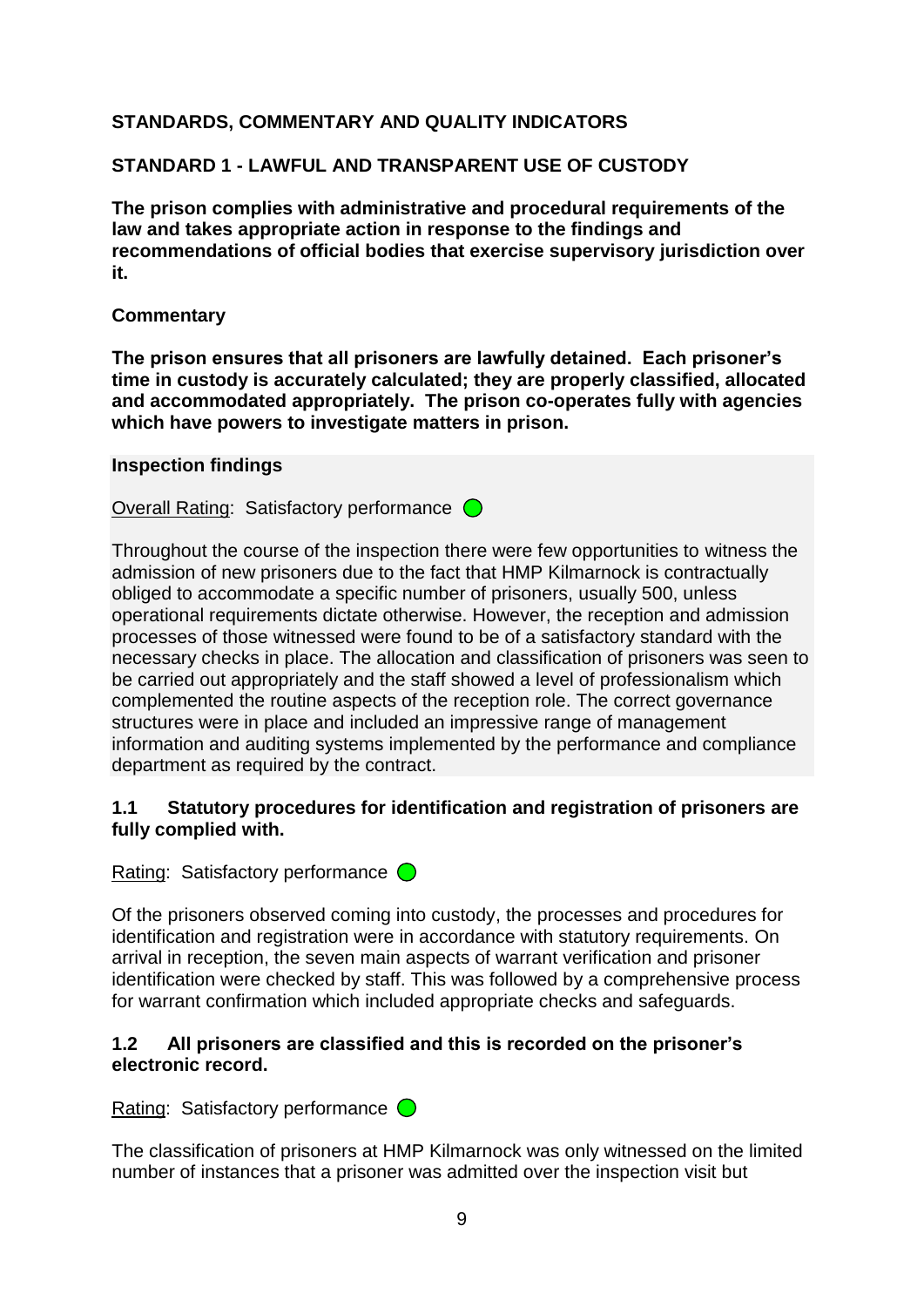## STANDARDS, COMMENTARY AND QUALITY INDICATORS

## STANDARD 1 - LAWFUL AND TRANSPARENT USE OF CUSTODY

**The prison complies with administrative and procedural requirements of the law and takes appropriate action in response to the findings and recommendations of official bodies that exercise supervisory jurisdiction over it.**

**Commentary**

**The prison ensures that all prisoners are lawfully detained. Each prisoner's time in custody is accurately calculated; they are properly classified, allocated and accommodated appropriately. The prison co-operates fully with agencies which have powers to investigate matters in prison.**

**Inspection findings**

Overall Rating: Satisfactory performance

Throughout the course of the inspection there were few opportunities to witness the admission of new prisoners due to the fact that HMP Kilmarnock is contractually obliged to accommodate a specific number of prisoners, usually 500, unless operational requirements dictate otherwise. However, the reception and admission processes of those witnessed were found to be of a satisfactory standard with the necessary checks in place. The allocation and classification of prisoners was seen to be carried out appropriately and the staff showed a level of professionalism which complemented the routine aspects of the reception role. The correct governance structures were in place and included an impressive range of management information and auditing systems implemented by the performance and compliance department as required by the contract.

**1.1 Statutory procedures for identification and registration of prisoners are fully complied with.**

Rating: Satisfactory performance

Of the prisoners observed coming into custody, the processes and procedures for identification and registration were in accordance with statutory requirements. On arrival in reception, the seven main aspects of warrant verification and prisoner identification were checked by staff. This was followed by a comprehensive process for warrant confirmation which included appropriate checks and safeguards.

**1.2 All prisoners are classified and this is recorded on the prisoner's electronic record.**

Rating: Satisfactory performance

The classification of prisoners at HMP Kilmarnock was only witnessed on the limited number of instances that a prisoner was admitted over the inspection visit but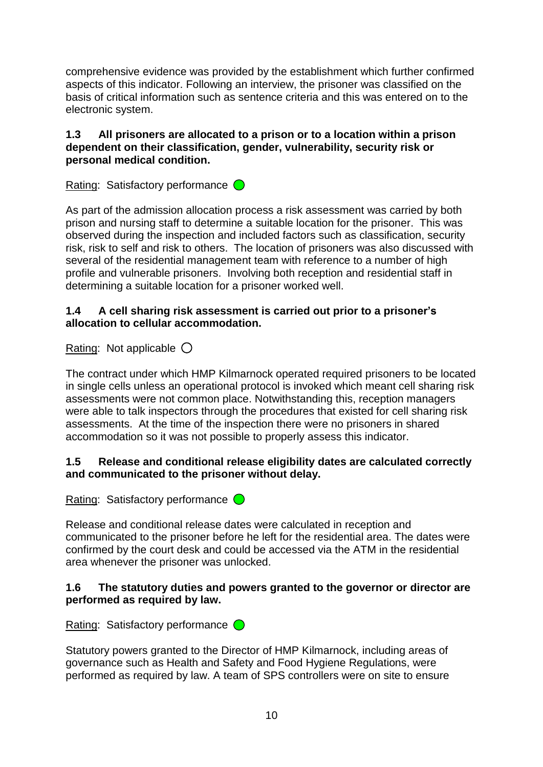comprehensive evidence was provided by the establishment which further confirmed aspects of this indicator. Following an interview, the prisoner was classified on the basis of critical information such as sentence criteria and this was entered on to the electronic system.

**1.3 All prisoners are allocated to a prison or to a location within a prison dependent on their classification, gender, vulnerability, security risk or personal medical condition.**

Rating: Satisfactory performance

As part of the admission allocation process a risk assessment was carried by both prison and nursing staff to determine a suitable location for the prisoner. This was observed during the inspection and included factors such as classification, security risk, risk to self and risk to others. The location of prisoners was also discussed with several of the residential management team with reference to a number of high profile and vulnerable prisoners. Involving both reception and residential staff in determining a suitable location for a prisoner worked well.

**1.4 A cell sharing risk assessment is carried out prior to a prisoner's allocation to cellular accommodation.**

Rating: Not applicable

The contract under which HMP Kilmarnock operated required prisoners to be located in single cells unless an operational protocol is invoked which meant cell sharing risk assessments were not common place. Notwithstanding this, reception managers were able to talk inspectors through the procedures that existed for cell sharing risk assessments. At the time of the inspection there were no prisoners in shared accommodation so it was not possible to properly assess this indicator.

**1.5 Release and conditional release eligibility dates are calculated correctly and communicated to the prisoner without delay.**

Rating: Satisfactory performance

Release and conditional release dates were calculated in reception and communicated to the prisoner before he left for the residential area. The dates were confirmed by the court desk and could be accessed via the ATM in the residential area whenever the prisoner was unlocked.

**1.6 The statutory duties and powers granted to the governor or director are performed as required by law.**

Rating: Satisfactory performance

Statutory powers granted to the Director of HMP Kilmarnock, including areas of governance such as Health and Safety and Food Hygiene Regulations, were performed as required by law. A team of SPS controllers were on site to ensure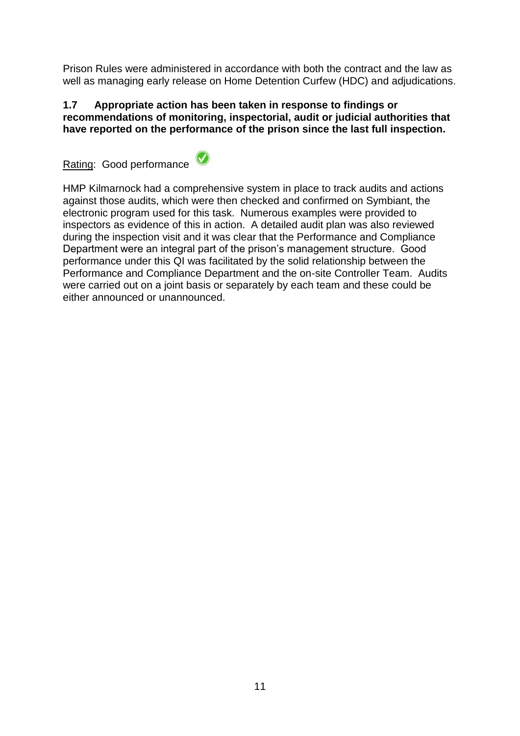Prison Rules were administered in accordance with both the contract and the law as well as managing early release on Home Detention Curfew (HDC) and adjudications.

**1.7 Appropriate action has been taken in response to findings or recommendations of monitoring, inspectorial, audit or judicial authorities that have reported on the performance of the prison since the last full inspection.**

Rating: Good performance

HMP Kilmarnock had a comprehensive system in place to track audits and actions against those audits, which were then checked and confirmed on Symbiant, the electronic program used for this task. Numerous examples were provided to inspectors as evidence of this in action. A detailed audit plan was also reviewed during the inspection visit and it was clear that the Performance and Compliance Department were an integral part of the prison's management structure. Good performance under this QI was facilitated by the solid relationship between the Performance and Compliance Department and the on-site Controller Team. Audits were carried out on a joint basis or separately by each team and these could be either announced or unannounced.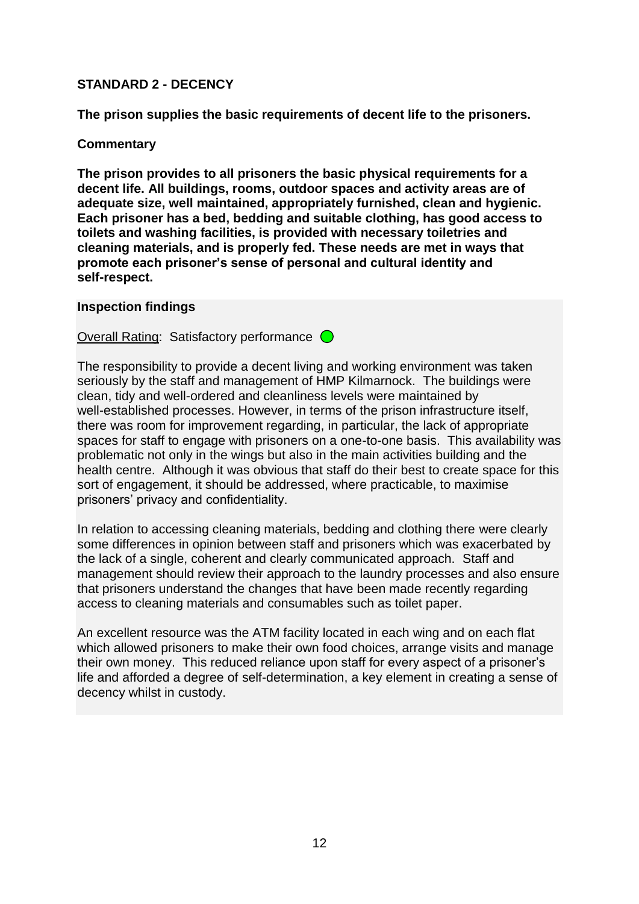## STANDARD 2 - DECENCY

**The prison supplies the basic requirements of decent life to the prisoners.**

**Commentary**

**The prison provides to all prisoners the basic physical requirements for a decent life. All buildings, rooms, outdoor spaces and activity areas are of adequate size, well maintained, appropriately furnished, clean and hygienic. Each prisoner has a bed, bedding and suitable clothing, has good access to toilets and washing facilities, is provided with necessary toiletries and cleaning materials, and is properly fed. These needs are met in ways that promote each prisoner's sense of personal and cultural identity and self-respect.**

**Inspection findings**

Overall Rating: Satisfactory performance

The responsibility to provide a decent living and working environment was taken seriously by the staff and management of HMP Kilmarnock. The buildings were clean, tidy and well-ordered and cleanliness levels were maintained by well-established processes. However, in terms of the prison infrastructure itself, there was room for improvement regarding, in particular, the lack of appropriate spaces for staff to engage with prisoners on a one-to-one basis. This availability was problematic not only in the wings but also in the main activities building and the health centre. Although it was obvious that staff do their best to create space for this sort of engagement, it should be addressed, where practicable, to maximise prisoners' privacy and confidentiality.

In relation to accessing cleaning materials, bedding and clothing there were clearly some differences in opinion between staff and prisoners which was exacerbated by the lack of a single, coherent and clearly communicated approach. Staff and management should review their approach to the laundry processes and also ensure that prisoners understand the changes that have been made recently regarding access to cleaning materials and consumables such as toilet paper.

An excellent resource was the ATM facility located in each wing and on each flat which allowed prisoners to make their own food choices, arrange visits and manage their own money. This reduced reliance upon staff for every aspect of a prisoner's life and afforded a degree of self-determination, a key element in creating a sense of decency whilst in custody.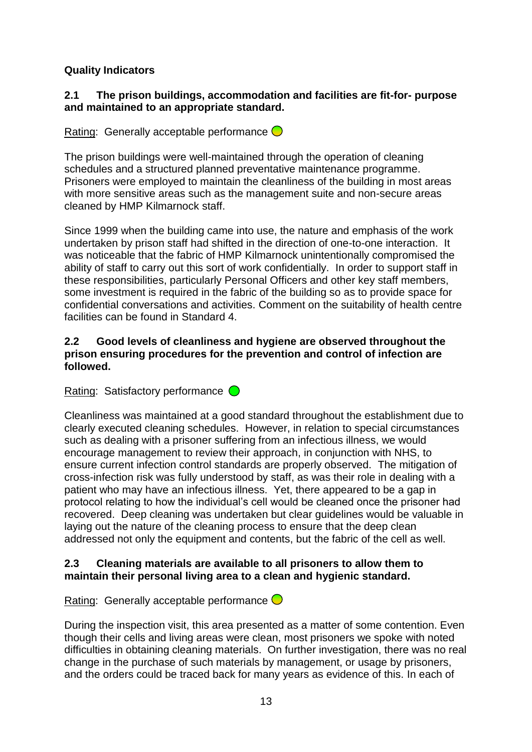## Quality Indicators

### 2.1 The prison buildings, accommodation and facilities are fit-for- purpose and maintained to an appropriate standard.

<u>Rating</u>: Generally acceptable performance

The prison buildings were well-maintained through the operation of cleaning schedules and a structured planned preventative maintenance programme. Prisoners were employed to maintain the cleanliness of the building in most areas with more sensitive areas such as the management suite and non-secure areas cleaned by HMP Kilmarnock staff.

Since 1999 when the building came into use, the nature and emphasis of the work undertaken by prison staff had shifted in the direction of one-to-one interaction. It was noticeable that the fabric of HMP Kilmarnock unintentionally compromised the ability of staff to carry out this sort of work confidentially. In order to support staff in these responsibilities, particularly Personal Officers and other key staff members, some investment is required in the fabric of the building so as to provide space for confidential conversations and activities. Comment on the suitability of health centre facilities can be found in Standard 4.

### 2.2 Good levels of cleanliness and hygiene are observed throughout the prison ensuring procedures for the prevention and control of infection are followed.

<u>Rating</u>: Satisfactory performance

Cleanliness was maintained at a good standard throughout the establishment due to clearly executed cleaning schedules. However, in relation to special circumstances such as dealing with a prisoner suffering from an infectious illness, we would encourage management to review their approach, in conjunction with NHS, to ensure current infection control standards are properly observed. The mitigation of cross-infection risk was fully understood by staff, as was their role in dealing with a patient who may have an infectious illness. Yet, there appeared to be a gap in protocol relating to how the individual's cell would be cleaned once the prisoner had recovered. Deep cleaning was undertaken but clear guidelines would be valuable in laying out the nature of the cleaning process to ensure that the deep clean addressed not only the equipment and contents, but the fabric of the cell as well.

### 2.3 Cleaning materials are available to all prisoners to allow them to maintain their personal living area to a clean and hygienic standard.

<u>Rating</u>: Generally acceptable performance

During the inspection visit, this area presented as a matter of some contention. Even though their cells and living areas were clean, most prisoners we spoke with noted difficulties in obtaining cleaning materials. On further investigation, there was no real change in the purchase of such materials by management, or usage by prisoners, and the orders could be traced back for many years as evidence of this. In each of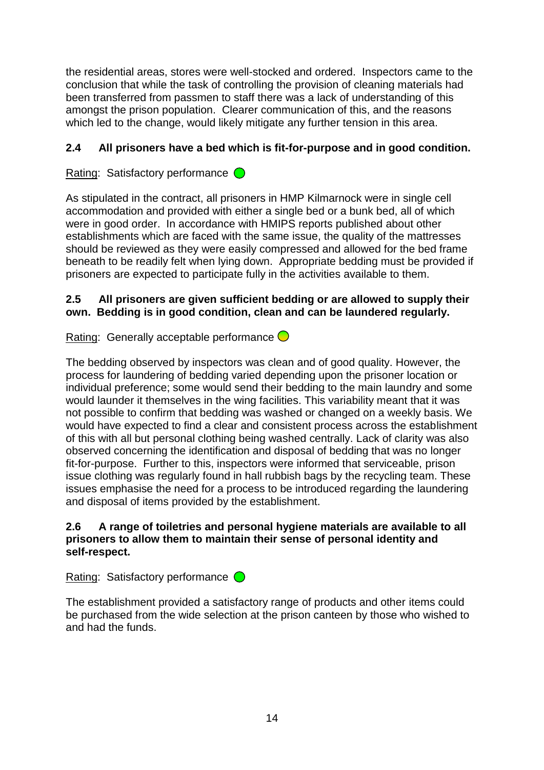the residential areas, stores were well-stocked and ordered. Inspectors came to the conclusion that while the task of controlling the provision of cleaning materials had been transferred from passmen to staff there was a lack of understanding of this amongst the prison population. Clearer communication of this, and the reasons which led to the change, would likely mitigate any further tension in this area.

### 2.4 All prisoners have a bed which is fit-for-purpose and in good condition.

Rating: Satisfactory performance

As stipulated in the contract, all prisoners in HMP Kilmarnock were in single cell accommodation and provided with either a single bed or a bunk bed, all of which were in good order. In accordance with HMIPS reports published about other establishments which are faced with the same issue, the quality of the mattresses should be reviewed as they were easily compressed and allowed for the bed frame beneath to be readily felt when lying down. Appropriate bedding must be provided if prisoners are expected to participate fully in the activities available to them.

### 2.5 All prisoners are given sufficient bedding or are allowed to supply their own. Bedding is in good condition, clean and can be laundered regularly.

Rating: Generally acceptable performance

The bedding observed by inspectors was clean and of good quality. However, the process for laundering of bedding varied depending upon the prisoner location or individual preference; some would send their bedding to the main laundry and some would launder it themselves in the wing facilities. This variability meant that it was not possible to confirm that bedding was washed or changed on a weekly basis. We would have expected to find a clear and consistent process across the establishment of this with all but personal clothing being washed centrally. Lack of clarity was also observed concerning the identification and disposal of bedding that was no longer fit-for-purpose. Further to this, inspectors were informed that serviceable, prison issue clothing was regularly found in hall rubbish bags by the recycling team. These issues emphasise the need for a process to be introduced regarding the laundering and disposal of items provided by the establishment.

### 2.6 A range of toiletries and personal hygiene materials are available to all prisoners to allow them to maintain their sense of personal identity and self-respect.

Rating: Satisfactory performance

The establishment provided a satisfactory range of products and other items could be purchased from the wide selection at the prison canteen by those who wished to and had the funds.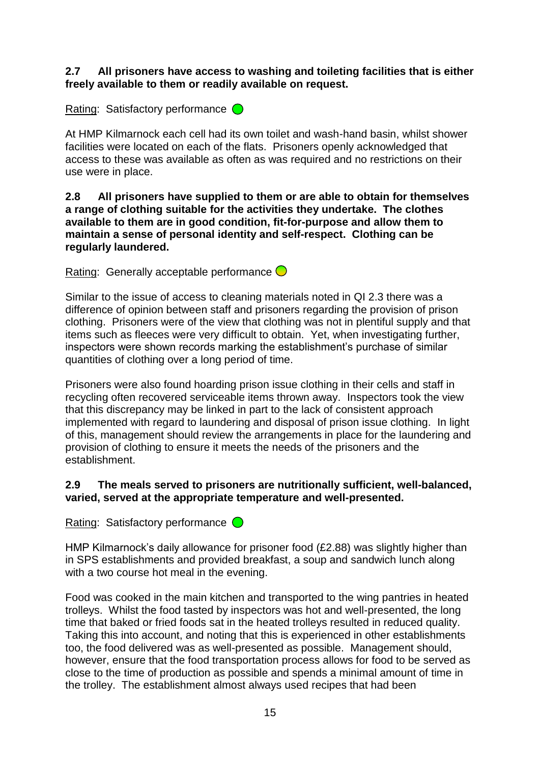**2.7 All prisoners have access to washing and toileting facilities that is either freely available to them or readily available on request.**

Rating: Satisfactory performance

At HMP Kilmarnock each cell had its own toilet and wash-hand basin, whilst shower facilities were located on each of the flats. Prisoners openly acknowledged that access to these was available as often as was required and no restrictions on their use were in place.

**2.8 All prisoners have supplied to them or are able to obtain for themselves a range of clothing suitable for the activities they undertake. The clothes available to them are in good condition, fit-for-purpose and allow them to maintain a sense of personal identity and self-respect. Clothing can be regularly laundered.**

Rating: Generally acceptable performance

Similar to the issue of access to cleaning materials noted in QI 2.3 there was a difference of opinion between staff and prisoners regarding the provision of prison clothing. Prisoners were of the view that clothing was not in plentiful supply and that items such as fleeces were very difficult to obtain. Yet, when investigating further, inspectors were shown records marking the establishment's purchase of similar quantities of clothing over a long period of time.

Prisoners were also found hoarding prison issue clothing in their cells and staff in recycling often recovered serviceable items thrown away. Inspectors took the view that this discrepancy may be linked in part to the lack of consistent approach implemented with regard to laundering and disposal of prison issue clothing. In light of this, management should review the arrangements in place for the laundering and provision of clothing to ensure it meets the needs of the prisoners and the establishment.

**2.9 The meals served to prisoners are nutritionally sufficient, well-balanced, varied, served at the appropriate temperature and well-presented.**

Rating: Satisfactory performance

HMP Kilmarnock's daily allowance for prisoner food (£2.88) was slightly higher than in SPS establishments and provided breakfast, a soup and sandwich lunch along with a two course hot meal in the evening.

Food was cooked in the main kitchen and transported to the wing pantries in heated trolleys. Whilst the food tasted by inspectors was hot and well-presented, the long time that baked or fried foods sat in the heated trolleys resulted in reduced quality. Taking this into account, and noting that this is experienced in other establishments too, the food delivered was as well-presented as possible. Management should, however, ensure that the food transportation process allows for food to be served as close to the time of production as possible and spends a minimal amount of time in the trolley. The establishment almost always used recipes that had been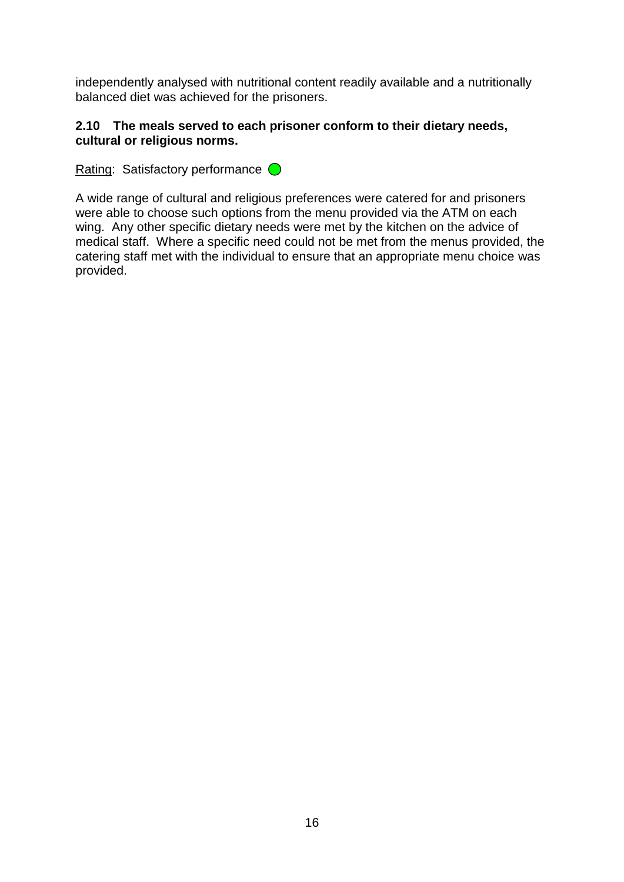independently analysed with nutritional content readily available and a nutritionally balanced diet was achieved for the prisoners.

**2.10 The meals served to each prisoner conform to their dietary needs, cultural or religious norms.**

Rating: Satisfactory performance

A wide range of cultural and religious preferences were catered for and prisoners were able to choose such options from the menu provided via the ATM on each wing. Any other specific dietary needs were met by the kitchen on the advice of medical staff. Where a specific need could not be met from the menus provided, the catering staff met with the individual to ensure that an appropriate menu choice was provided.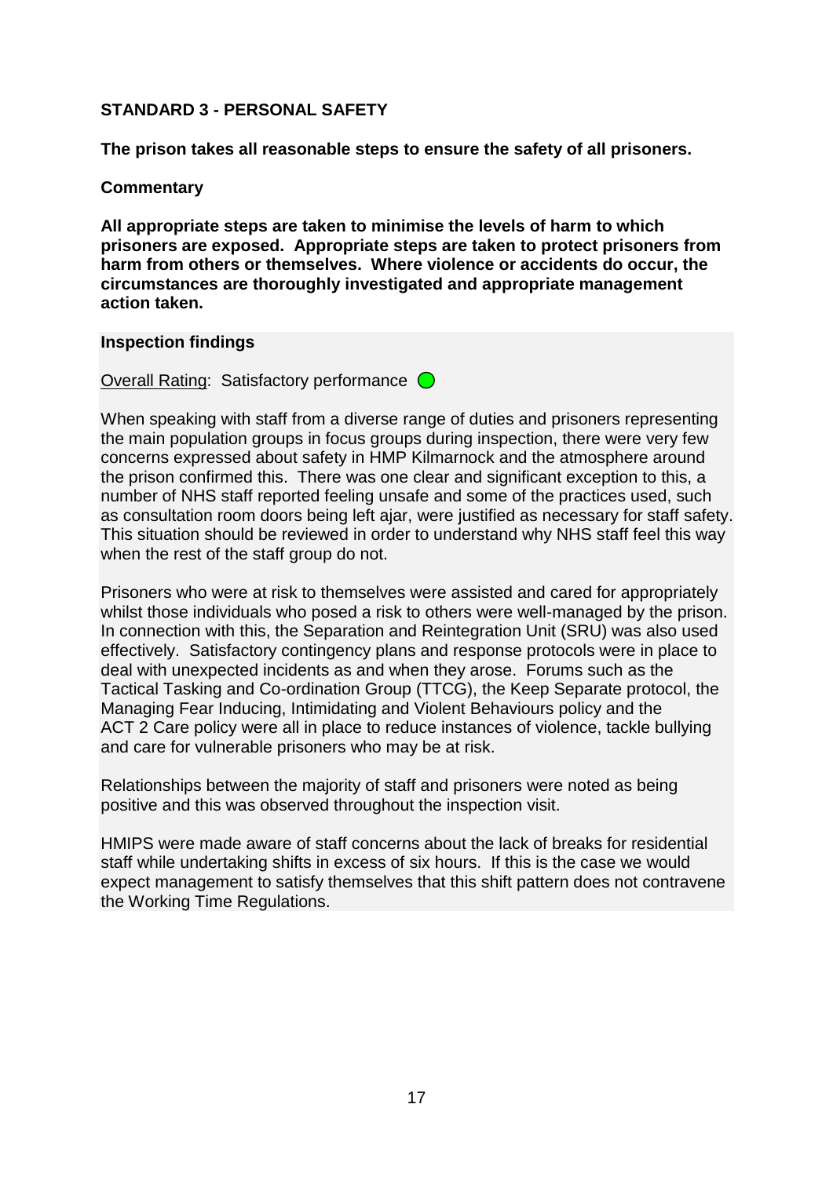## STANDARD 3 - PERSONAL SAFETY

**The prison takes all reasonable steps to ensure the safety of all prisoners.**

**Commentary**

**All appropriate steps are taken to minimise the levels of harm to which prisoners are exposed. Appropriate steps are taken to protect prisoners from harm from others or themselves. Where violence or accidents do occur, the circumstances are thoroughly investigated and appropriate management action taken.**

**Inspection findings**

Overall Rating: Satisfactory performance

When speaking with staff from a diverse range of duties and prisoners representing the main population groups in focus groups during inspection, there were very few concerns expressed about safety in HMP Kilmarnock and the atmosphere around the prison confirmed this. There was one clear and significant exception to this, a number of NHS staff reported feeling unsafe and some of the practices used, such as consultation room doors being left ajar, were justified as necessary for staff safety. This situation should be reviewed in order to understand why NHS staff feel this way when the rest of the staff group do not.

Prisoners who were at risk to themselves were assisted and cared for appropriately whilst those individuals who posed a risk to others were well-managed by the prison. In connection with this, the Separation and Reintegration Unit (SRU) was also used effectively. Satisfactory contingency plans and response protocols were in place to deal with unexpected incidents as and when they arose. Forums such as the Tactical Tasking and Co-ordination Group (TTCG), the Keep Separate protocol, the Managing Fear Inducing, Intimidating and Violent Behaviours policy and the ACT 2 Care policy were all in place to reduce instances of violence, tackle bullying and care for vulnerable prisoners who may be at risk.

Relationships between the majority of staff and prisoners were noted as being positive and this was observed throughout the inspection visit.

HMIPS were made aware of staff concerns about the lack of breaks for residential staff while undertaking shifts in excess of six hours. If this is the case we would expect management to satisfy themselves that this shift pattern does not contravene the Working Time Regulations.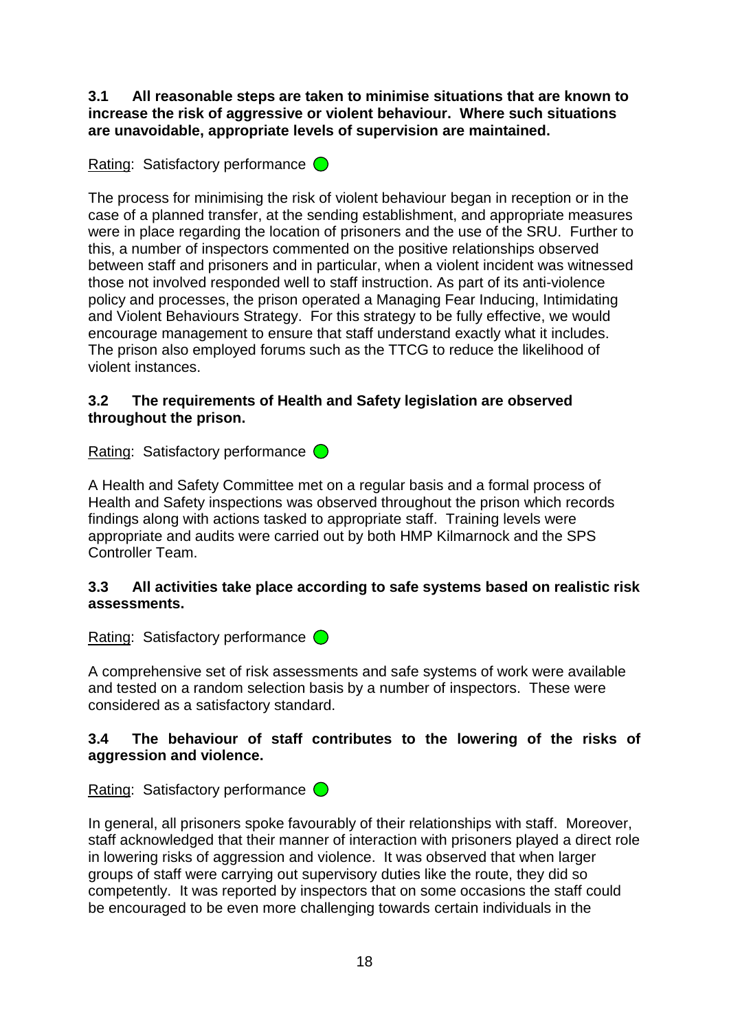**3.1 All reasonable steps are taken to minimise situations that are known to increase the risk of aggressive or violent behaviour. Where such situations are unavoidable, appropriate levels of supervision are maintained.**

Rating: Satisfactory performance

The process for minimising the risk of violent behaviour began in reception or in the case of a planned transfer, at the sending establishment, and appropriate measures were in place regarding the location of prisoners and the use of the SRU. Further to this, a number of inspectors commented on the positive relationships observed between staff and prisoners and in particular, when a violent incident was witnessed those not involved responded well to staff instruction. As part of its anti-violence policy and processes, the prison operated a Managing Fear Inducing, Intimidating and Violent Behaviours Strategy. For this strategy to be fully effective, we would encourage management to ensure that staff understand exactly what it includes. The prison also employed forums such as the TTCG to reduce the likelihood of violent instances.

**3.2 The requirements of Health and Safety legislation are observed throughout the prison.**

Rating: Satisfactory performance

A Health and Safety Committee met on a regular basis and a formal process of Health and Safety inspections was observed throughout the prison which records findings along with actions tasked to appropriate staff. Training levels were appropriate and audits were carried out by both HMP Kilmarnock and the SPS Controller Team.

**3.3 All activities take place according to safe systems based on realistic risk assessments.**

Rating: Satisfactory performance

A comprehensive set of risk assessments and safe systems of work were available and tested on a random selection basis by a number of inspectors. These were considered as a satisfactory standard.

**3.4 The behaviour of staff contributes to the lowering of the risks of aggression and violence.**

Rating: Satisfactory performance

In general, all prisoners spoke favourably of their relationships with staff. Moreover, staff acknowledged that their manner of interaction with prisoners played a direct role in lowering risks of aggression and violence. It was observed that when larger groups of staff were carrying out supervisory duties like the route, they did so competently. It was reported by inspectors that on some occasions the staff could be encouraged to be even more challenging towards certain individuals in the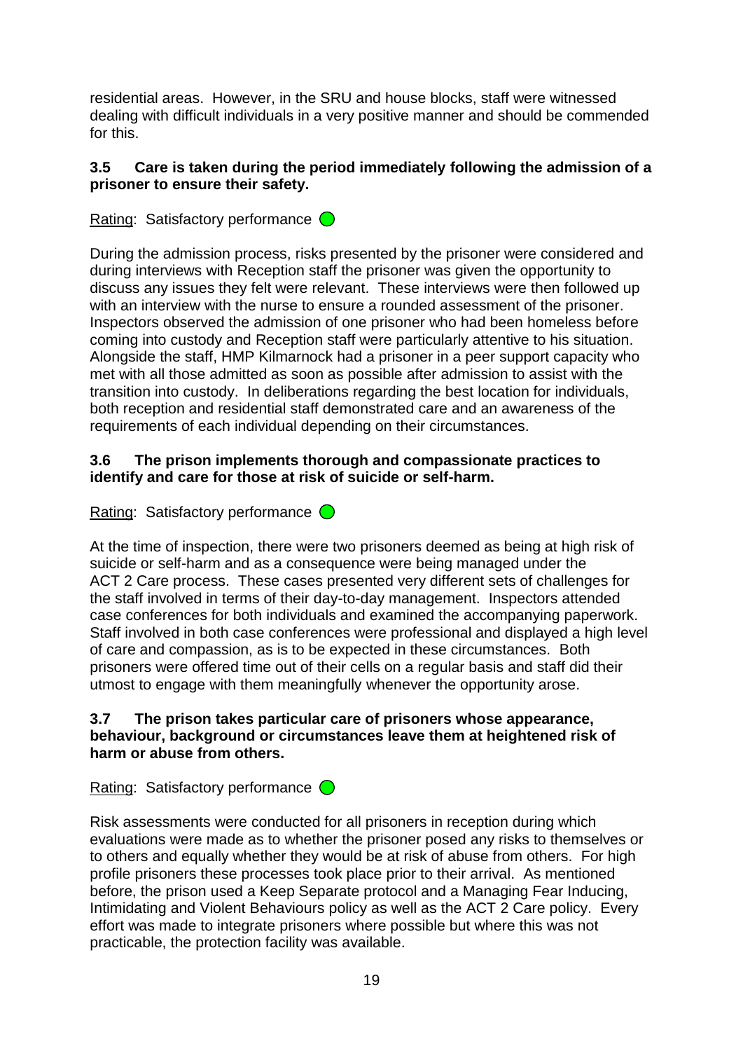residential areas. However, in the SRU and house blocks, staff were witnessed dealing with difficult individuals in a very positive manner and should be commended for this.

### 3.5 Care is taken during the period immediately following the admission of a prisoner to ensure their safety.

Rating: Satisfactory performance

During the admission process, risks presented by the prisoner were considered and during interviews with Reception staff the prisoner was given the opportunity to discuss any issues they felt were relevant. These interviews were then followed up with an interview with the nurse to ensure a rounded assessment of the prisoner. Inspectors observed the admission of one prisoner who had been homeless before coming into custody and Reception staff were particularly attentive to his situation. Alongside the staff, HMP Kilmarnock had a prisoner in a peer support capacity who met with all those admitted as soon as possible after admission to assist with the transition into custody. In deliberations regarding the best location for individuals, both reception and residential staff demonstrated care and an awareness of the requirements of each individual depending on their circumstances.

### 3.6 The prison implements thorough and compassionate practices to identify and care for those at risk of suicide or self-harm.

Rating: Satisfactory performance

At the time of inspection, there were two prisoners deemed as being at high risk of suicide or self-harm and as a consequence were being managed under the ACT 2 Care process. These cases presented very different sets of challenges for the staff involved in terms of their day-to-day management. Inspectors attended case conferences for both individuals and examined the accompanying paperwork. Staff involved in both case conferences were professional and displayed a high level of care and compassion, as is to be expected in these circumstances. Both prisoners were offered time out of their cells on a regular basis and staff did their utmost to engage with them meaningfully whenever the opportunity arose.

### 3.7 The prison takes particular care of prisoners whose appearance, behaviour, background or circumstances leave them at heightened risk of harm or abuse from others.

Rating: Satisfactory performance

Risk assessments were conducted for all prisoners in reception during which evaluations were made as to whether the prisoner posed any risks to themselves or to others and equally whether they would be at risk of abuse from others. For high profile prisoners these processes took place prior to their arrival. As mentioned before, the prison used a Keep Separate protocol and a Managing Fear Inducing, Intimidating and Violent Behaviours policy as well as the ACT 2 Care policy. Every effort was made to integrate prisoners where possible but where this was not practicable, the protection facility was available.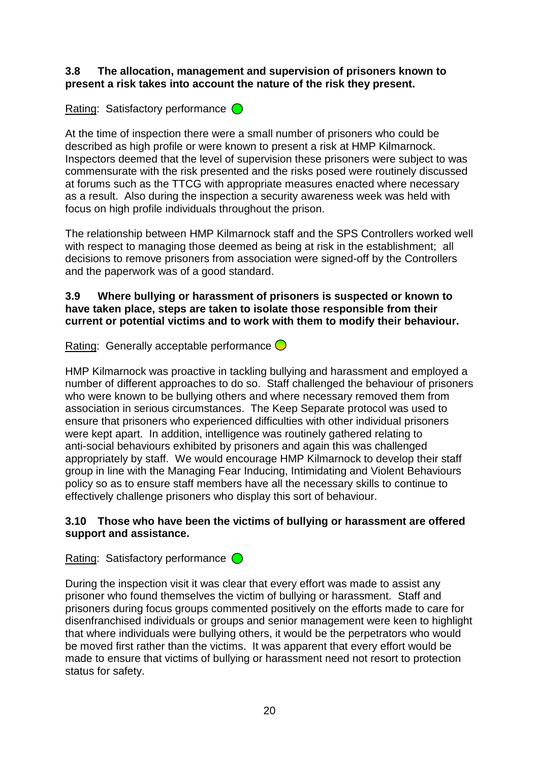**3.8 The allocation, management and supervision of prisoners known to present a risk takes into account the nature of the risk they present.**

Rating: Satisfactory performance

At the time of inspection there were a small number of prisoners who could be described as high profile or were known to present a risk at HMP Kilmarnock. Inspectors deemed that the level of supervision these prisoners were subject to was commensurate with the risk presented and the risks posed were routinely discussed at forums such as the TTCG with appropriate measures enacted where necessary as a result. Also during the inspection a security awareness week was held with focus on high profile individuals throughout the prison.

The relationship between HMP Kilmarnock staff and the SPS Controllers worked well with respect to managing those deemed as being at risk in the establishment; all decisions to remove prisoners from association were signed-off by the Controllers and the paperwork was of a good standard.

**3.9 Where bullying or harassment of prisoners is suspected or known to have taken place, steps are taken to isolate those responsible from their current or potential victims and to work with them to modify their behaviour.**

Rating: Generally acceptable performance

HMP Kilmarnock was proactive in tackling bullying and harassment and employed a number of different approaches to do so. Staff challenged the behaviour of prisoners who were known to be bullying others and where necessary removed them from association in serious circumstances. The Keep Separate protocol was used to ensure that prisoners who experienced difficulties with other individual prisoners were kept apart. In addition, intelligence was routinely gathered relating to anti-social behaviours exhibited by prisoners and again this was challenged appropriately by staff. We would encourage HMP Kilmarnock to develop their staff group in line with the Managing Fear Inducing, Intimidating and Violent Behaviours policy so as to ensure staff members have all the necessary skills to continue to effectively challenge prisoners who display this sort of behaviour.

**3.10 Those who have been the victims of bullying or harassment are offered support and assistance.**

Rating: Satisfactory performance

During the inspection visit it was clear that every effort was made to assist any prisoner who found themselves the victim of bullying or harassment. Staff and prisoners during focus groups commented positively on the efforts made to care for disenfranchised individuals or groups and senior management were keen to highlight that where individuals were bullying others, it would be the perpetrators who would be moved first rather than the victims. It was apparent that every effort would be made to ensure that victims of bullying or harassment need not resort to protection status for safety.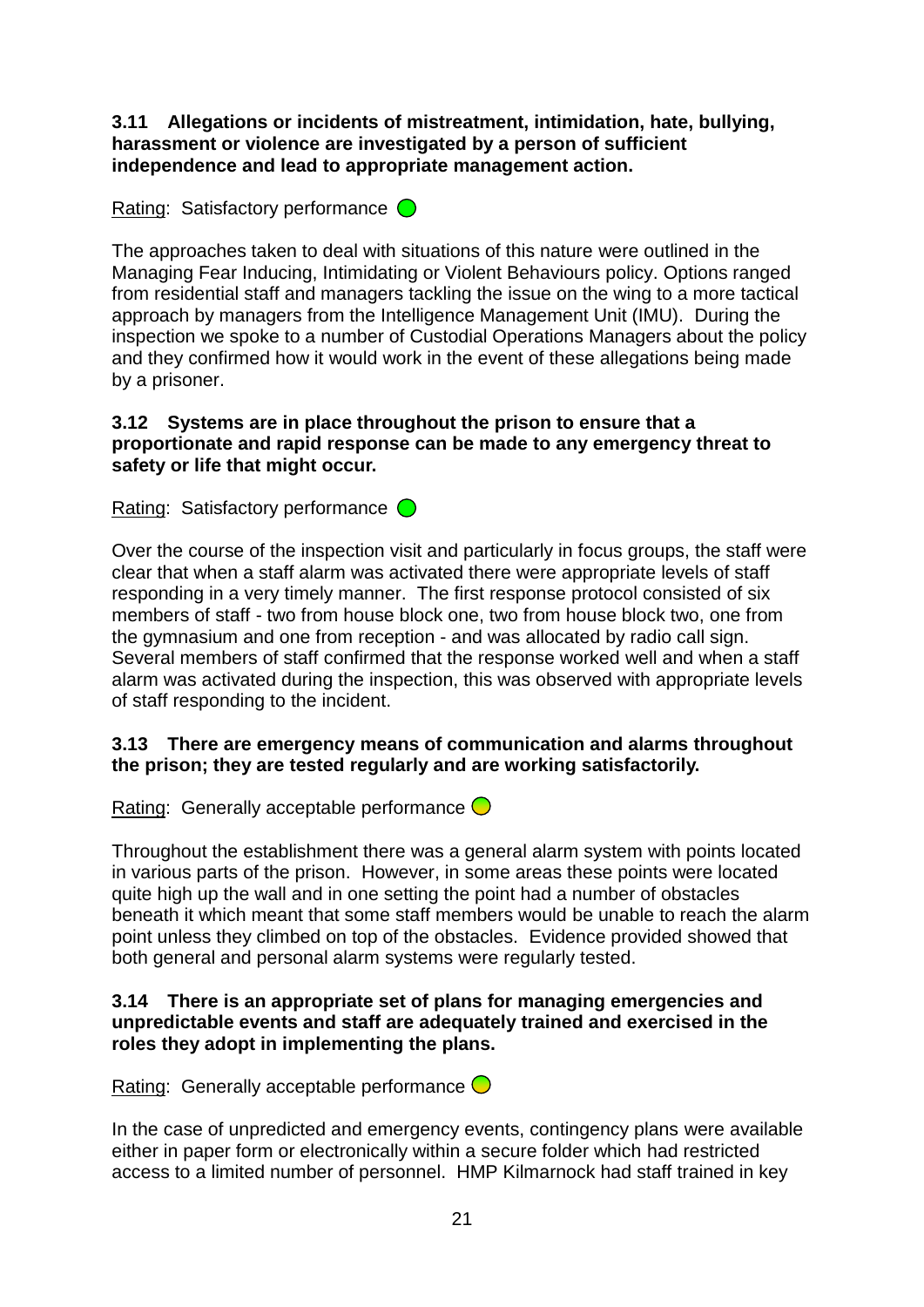**3.11 Allegations or incidents of mistreatment, intimidation, hate, bullying, harassment or violence are investigated by a person of sufficient independence and lead to appropriate management action.**

Rating: Satisfactory performance

The approaches taken to deal with situations of this nature were outlined in the Managing Fear Inducing, Intimidating or Violent Behaviours policy. Options ranged from residential staff and managers tackling the issue on the wing to a more tactical approach by managers from the Intelligence Management Unit (IMU). During the inspection we spoke to a number of Custodial Operations Managers about the policy and they confirmed how it would work in the event of these allegations being made by a prisoner.

**3.12 Systems are in place throughout the prison to ensure that a proportionate and rapid response can be made to any emergency threat to safety or life that might occur.**

Rating: Satisfactory performance

Over the course of the inspection visit and particularly in focus groups, the staff were clear that when a staff alarm was activated there were appropriate levels of staff responding in a very timely manner. The first response protocol consisted of six members of staff - two from house block one, two from house block two, one from the gymnasium and one from reception - and was allocated by radio call sign. Several members of staff confirmed that the response worked well and when a staff alarm was activated during the inspection, this was observed with appropriate levels of staff responding to the incident.

**3.13 There are emergency means of communication and alarms throughout the prison; they are tested regularly and are working satisfactorily.**

Rating: Generally acceptable performance

Throughout the establishment there was a general alarm system with points located in various parts of the prison. However, in some areas these points were located quite high up the wall and in one setting the point had a number of obstacles beneath it which meant that some staff members would be unable to reach the alarm point unless they climbed on top of the obstacles. Evidence provided showed that both general and personal alarm systems were regularly tested.

**3.14 There is an appropriate set of plans for managing emergencies and unpredictable events and staff are adequately trained and exercised in the roles they adopt in implementing the plans.**

Rating: Generally acceptable performance

In the case of unpredicted and emergency events, contingency plans were available either in paper form or electronically within a secure folder which had restricted access to a limited number of personnel. HMP Kilmarnock had staff trained in key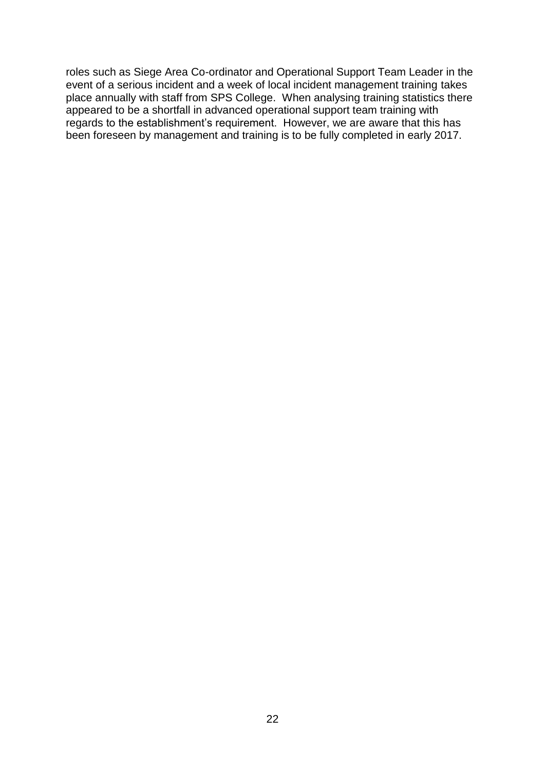roles such as Siege Area Co-ordinator and Operational Support Team Leader in the event of a serious incident and a week of local incident management training takes place annually with staff from SPS College. When analysing training statistics there appeared to be a shortfall in advanced operational support team training with regards to the establishment's requirement. However, we are aware that this has been foreseen by management and training is to be fully completed in early 2017.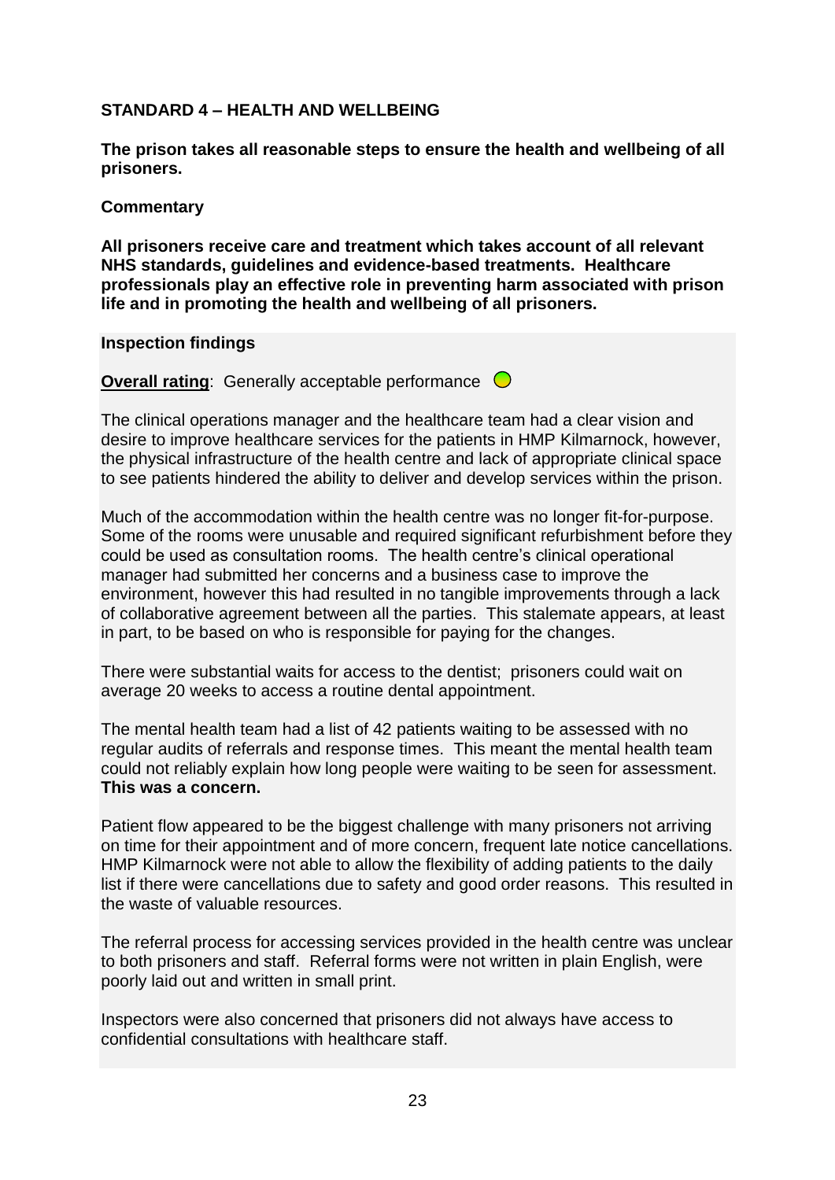## STANDARD 4 – HEALTH AND WELLBEING

**The prison takes all reasonable steps to ensure the health and wellbeing of all prisoners.**

**Commentary**

**All prisoners receive care and treatment which takes account of all relevant NHS standards, guidelines and evidence-based treatments. Healthcare professionals play an effective role in preventing harm associated with prison life and in promoting the health and wellbeing of all prisoners.**

**Inspection findings**

**Overall rating**: Generally acceptable performance

The clinical operations manager and the healthcare team had a clear vision and desire to improve healthcare services for the patients in HMP Kilmarnock, however, the physical infrastructure of the health centre and lack of appropriate clinical space to see patients hindered the ability to deliver and develop services within the prison.

Much of the accommodation within the health centre was no longer fit-for-purpose. Some of the rooms were unusable and required significant refurbishment before they could be used as consultation rooms. The health centre's clinical operational manager had submitted her concerns and a business case to improve the environment, however this had resulted in no tangible improvements through a lack of collaborative agreement between all the parties. This stalemate appears, at least in part, to be based on who is responsible for paying for the changes.

There were substantial waits for access to the dentist; prisoners could wait on average 20 weeks to access a routine dental appointment.

The mental health team had a list of 42 patients waiting to be assessed with no regular audits of referrals and response times. This meant the mental health team could not reliably explain how long people were waiting to be seen for assessment. **This was a concern.**

Patient flow appeared to be the biggest challenge with many prisoners not arriving on time for their appointment and of more concern, frequent late notice cancellations. HMP Kilmarnock were not able to allow the flexibility of adding patients to the daily list if there were cancellations due to safety and good order reasons. This resulted in the waste of valuable resources.

The referral process for accessing services provided in the health centre was unclear to both prisoners and staff. Referral forms were not written in plain English, were poorly laid out and written in small print.

Inspectors were also concerned that prisoners did not always have access to confidential consultations with healthcare staff.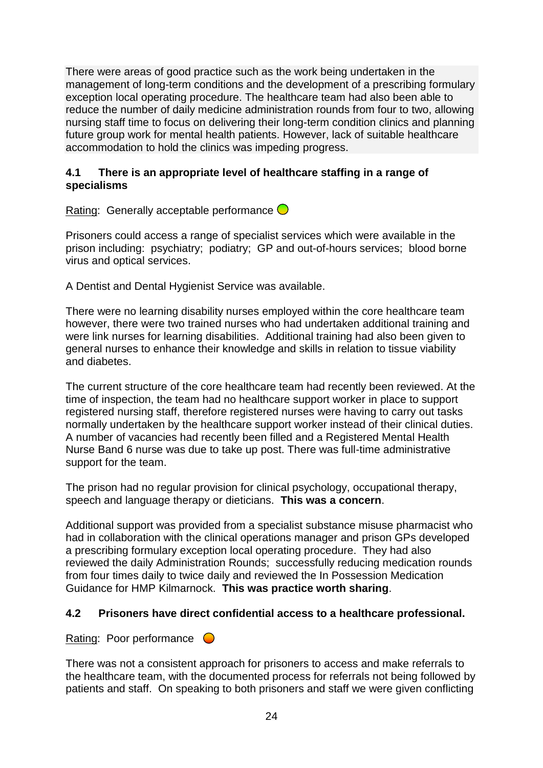There were areas of good practice such as the work being undertaken in the management of long-term conditions and the development of a prescribing formulary exception local operating procedure. The healthcare team had also been able to reduce the number of daily medicine administration rounds from four to two, allowing nursing staff time to focus on delivering their long-term condition clinics and planning future group work for mental health patients. However, lack of suitable healthcare accommodation to hold the clinics was impeding progress.

### 4.1 There is an appropriate level of healthcare staffing in a range of specialisms

Rating: Generally acceptable performance

Prisoners could access a range of specialist services which were available in the prison including: psychiatry; podiatry; GP and out-of-hours services; blood borne virus and optical services.

A Dentist and Dental Hygienist Service was available.

There were no learning disability nurses employed within the core healthcare team however, there were two trained nurses who had undertaken additional training and were link nurses for learning disabilities. Additional training had also been given to general nurses to enhance their knowledge and skills in relation to tissue viability and diabetes.

The current structure of the core healthcare team had recently been reviewed. At the time of inspection, the team had no healthcare support worker in place to support registered nursing staff, therefore registered nurses were having to carry out tasks normally undertaken by the healthcare support worker instead of their clinical duties. A number of vacancies had recently been filled and a Registered Mental Health Nurse Band 6 nurse was due to take up post. There was full-time administrative support for the team.

The prison had no regular provision for clinical psychology, occupational therapy, speech and language therapy or dieticians. **This was a concern**.

Additional support was provided from a specialist substance misuse pharmacist who had in collaboration with the clinical operations manager and prison GPs developed a prescribing formulary exception local operating procedure. They had also reviewed the daily Administration Rounds; successfully reducing medication rounds from four times daily to twice daily and reviewed the In Possession Medication Guidance for HMP Kilmarnock. **This was practice worth sharing**.

### 4.2 Prisoners have direct confidential access to a healthcare professional.

Rating: Poor performance

There was not a consistent approach for prisoners to access and make referrals to the healthcare team, with the documented process for referrals not being followed by patients and staff. On speaking to both prisoners and staff we were given conflicting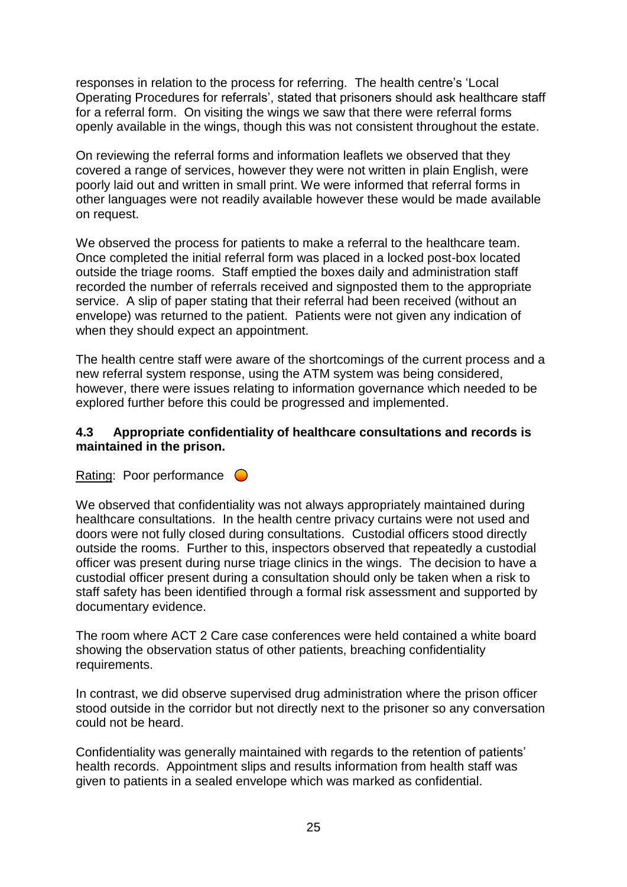responses in relation to the process for referring. The health centre's 'Local Operating Procedures for referrals', stated that prisoners should ask healthcare staff for a referral form. On visiting the wings we saw that there were referral forms openly available in the wings, though this was not consistent throughout the estate.

On reviewing the referral forms and information leaflets we observed that they covered a range of services, however they were not written in plain English, were poorly laid out and written in small print. We were informed that referral forms in other languages were not readily available however these would be made available on request.

We observed the process for patients to make a referral to the healthcare team. Once completed the initial referral form was placed in a locked post-box located outside the triage rooms. Staff emptied the boxes daily and administration staff recorded the number of referrals received and signposted them to the appropriate service. A slip of paper stating that their referral had been received (without an envelope) was returned to the patient. Patients were not given any indication of when they should expect an appointment.

The health centre staff were aware of the shortcomings of the current process and a new referral system response, using the ATM system was being considered, however, there were issues relating to information governance which needed to be explored further before this could be progressed and implemented.

### 4.3 Appropriate confidentiality of healthcare consultations and records is maintained in the prison.

Rating: Poor performance

We observed that confidentiality was not always appropriately maintained during healthcare consultations. In the health centre privacy curtains were not used and doors were not fully closed during consultations. Custodial officers stood directly outside the rooms. Further to this, inspectors observed that repeatedly a custodial officer was present during nurse triage clinics in the wings. The decision to have a custodial officer present during a consultation should only be taken when a risk to staff safety has been identified through a formal risk assessment and supported by documentary evidence.

The room where ACT 2 Care case conferences were held contained a white board showing the observation status of other patients, breaching confidentiality requirements.

In contrast, we did observe supervised drug administration where the prison officer stood outside in the corridor but not directly next to the prisoner so any conversation could not be heard.

Confidentiality was generally maintained with regards to the retention of patients' health records. Appointment slips and results information from health staff was given to patients in a sealed envelope which was marked as confidential.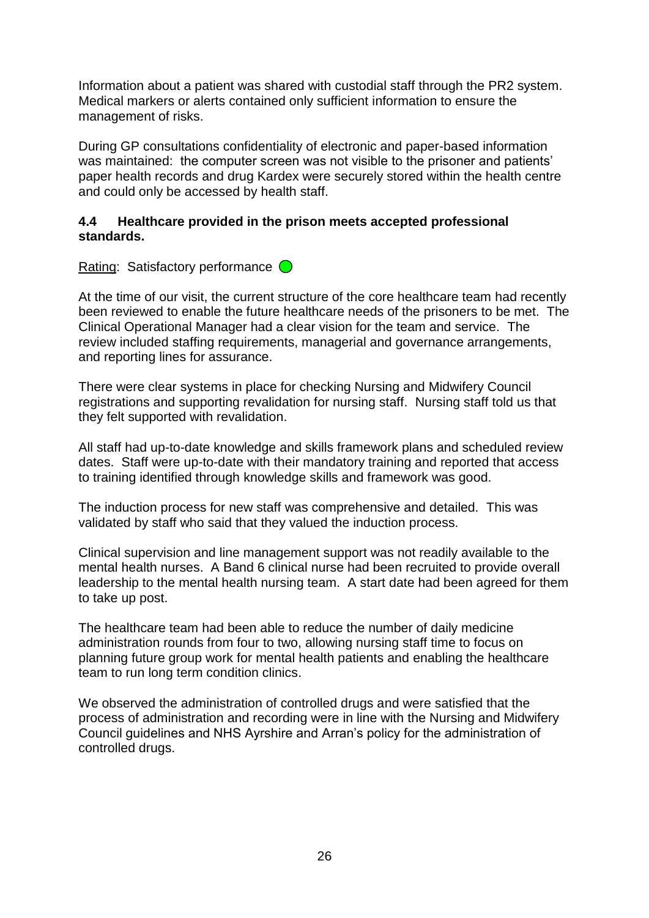Information about a patient was shared with custodial staff through the PR2 system. Medical markers or alerts contained only sufficient information to ensure the management of risks.

During GP consultations confidentiality of electronic and paper-based information was maintained: the computer screen was not visible to the prisoner and patients' paper health records and drug Kardex were securely stored within the health centre and could only be accessed by health staff.

### 4.4 Healthcare provided in the prison meets accepted professional standards.

Rating: Satisfactory performance

At the time of our visit, the current structure of the core healthcare team had recently been reviewed to enable the future healthcare needs of the prisoners to be met. The Clinical Operational Manager had a clear vision for the team and service. The review included staffing requirements, managerial and governance arrangements, and reporting lines for assurance.

There were clear systems in place for checking Nursing and Midwifery Council registrations and supporting revalidation for nursing staff. Nursing staff told us that they felt supported with revalidation.

All staff had up-to-date knowledge and skills framework plans and scheduled review dates. Staff were up-to-date with their mandatory training and reported that access to training identified through knowledge skills and framework was good.

The induction process for new staff was comprehensive and detailed. This was validated by staff who said that they valued the induction process.

Clinical supervision and line management support was not readily available to the mental health nurses. A Band 6 clinical nurse had been recruited to provide overall leadership to the mental health nursing team. A start date had been agreed for them to take up post.

The healthcare team had been able to reduce the number of daily medicine administration rounds from four to two, allowing nursing staff time to focus on planning future group work for mental health patients and enabling the healthcare team to run long term condition clinics.

We observed the administration of controlled drugs and were satisfied that the process of administration and recording were in line with the Nursing and Midwifery Council guidelines and NHS Ayrshire and Arran's policy for the administration of controlled drugs.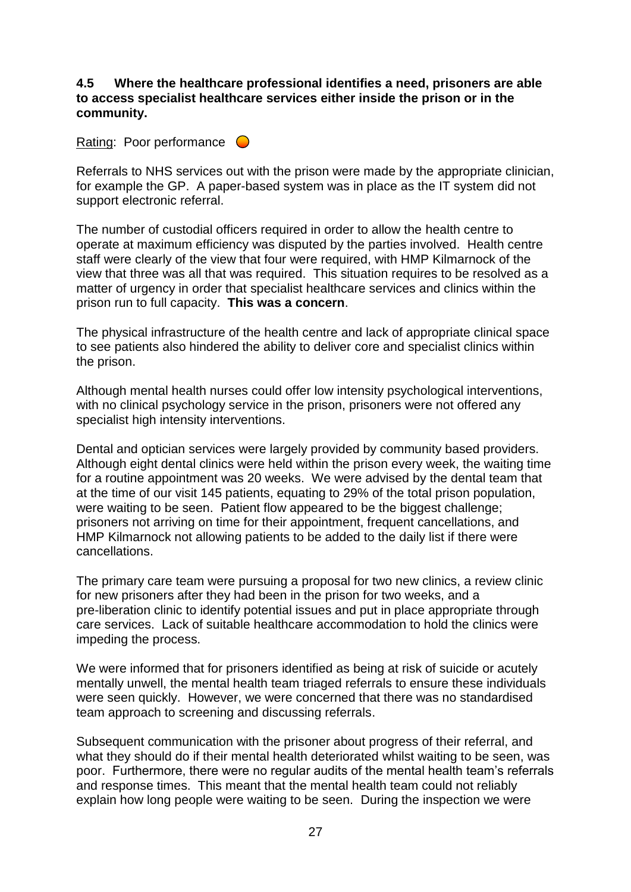**4.5 Where the healthcare professional identifies a need, prisoners are able to access specialist healthcare services either inside the prison or in the community.**

Rating: Poor performance

Referrals to NHS services out with the prison were made by the appropriate clinician, for example the GP. A paper-based system was in place as the IT system did not support electronic referral.

The number of custodial officers required in order to allow the health centre to operate at maximum efficiency was disputed by the parties involved. Health centre staff were clearly of the view that four were required, with HMP Kilmarnock of the view that three was all that was required. This situation requires to be resolved as a matter of urgency in order that specialist healthcare services and clinics within the prison run to full capacity. **This was a concern**.

The physical infrastructure of the health centre and lack of appropriate clinical space to see patients also hindered the ability to deliver core and specialist clinics within the prison.

Although mental health nurses could offer low intensity psychological interventions, with no clinical psychology service in the prison, prisoners were not offered any specialist high intensity interventions.

Dental and optician services were largely provided by community based providers. Although eight dental clinics were held within the prison every week, the waiting time for a routine appointment was 20 weeks. We were advised by the dental team that at the time of our visit 145 patients, equating to 29% of the total prison population, were waiting to be seen. Patient flow appeared to be the biggest challenge; prisoners not arriving on time for their appointment, frequent cancellations, and HMP Kilmarnock not allowing patients to be added to the daily list if there were cancellations.

The primary care team were pursuing a proposal for two new clinics, a review clinic for new prisoners after they had been in the prison for two weeks, and a pre-liberation clinic to identify potential issues and put in place appropriate through care services. Lack of suitable healthcare accommodation to hold the clinics were impeding the process.

We were informed that for prisoners identified as being at risk of suicide or acutely mentally unwell, the mental health team triaged referrals to ensure these individuals were seen quickly. However, we were concerned that there was no standardised team approach to screening and discussing referrals.

Subsequent communication with the prisoner about progress of their referral, and what they should do if their mental health deteriorated whilst waiting to be seen, was poor. Furthermore, there were no regular audits of the mental health team's referrals and response times. This meant that the mental health team could not reliably explain how long people were waiting to be seen. During the inspection we were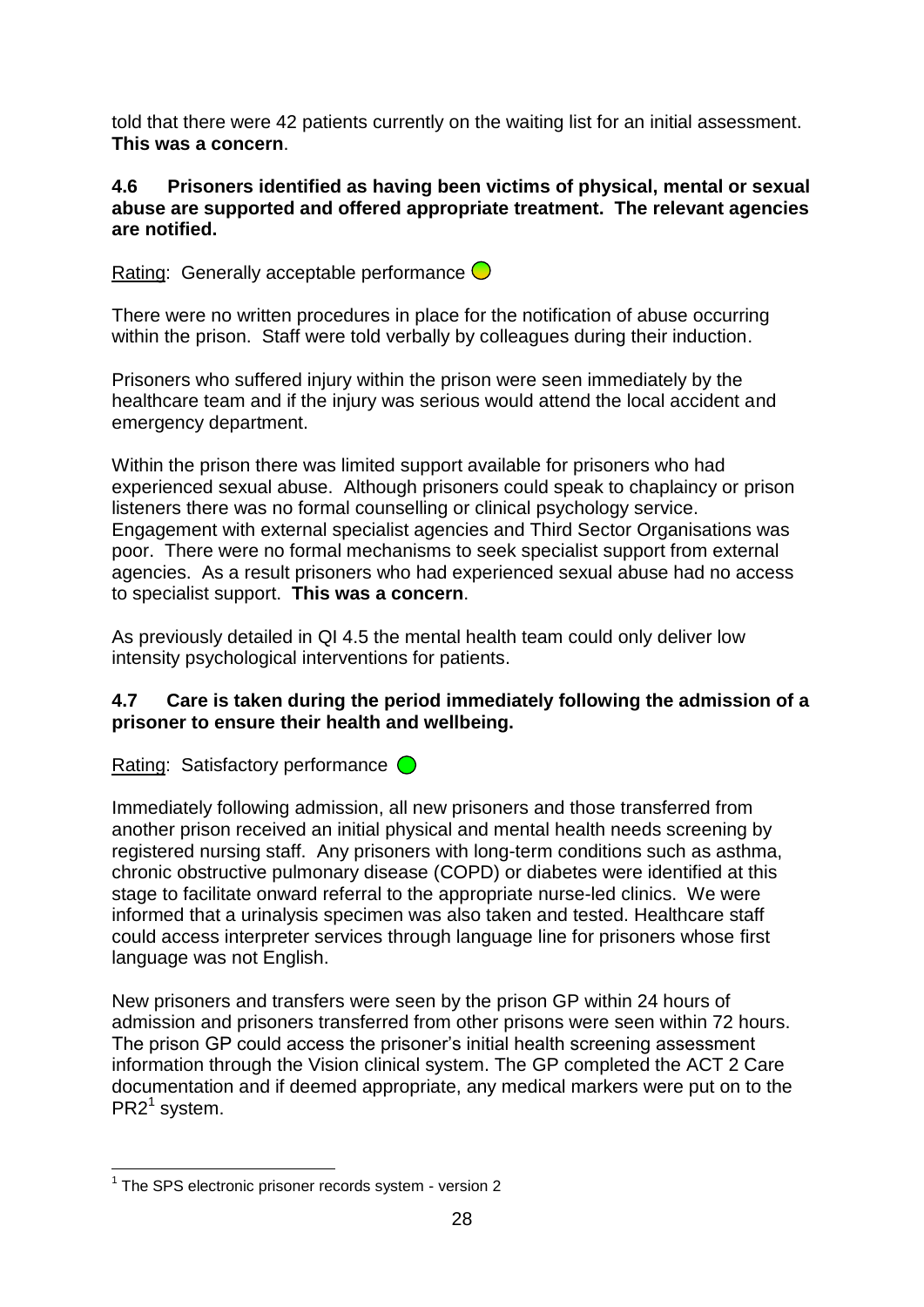told that there were 42 patients currently on the waiting list for an initial assessment. **This was a concern**.

**4.6 Prisoners identified as having been victims of physical, mental or sexual abuse are supported and offered appropriate treatment. The relevant agencies are notified.**

Rating: Generally acceptable performance

There were no written procedures in place for the notification of abuse occurring within the prison. Staff were told verbally by colleagues during their induction.

Prisoners who suffered injury within the prison were seen immediately by the healthcare team and if the injury was serious would attend the local accident and emergency department.

Within the prison there was limited support available for prisoners who had experienced sexual abuse. Although prisoners could speak to chaplaincy or prison listeners there was no formal counselling or clinical psychology service. Engagement with external specialist agencies and Third Sector Organisations was poor. There were no formal mechanisms to seek specialist support from external agencies. As a result prisoners who had experienced sexual abuse had no access to specialist support. **This was a concern**.

As previously detailed in QI 4.5 the mental health team could only deliver low intensity psychological interventions for patients.

**4.7 Care is taken during the period immediately following the admission of a prisoner to ensure their health and wellbeing.**

Rating: Satisfactory performance

Immediately following admission, all new prisoners and those transferred from another prison received an initial physical and mental health needs screening by registered nursing staff. Any prisoners with long-term conditions such as asthma, chronic obstructive pulmonary disease (COPD) or diabetes were identified at this stage to facilitate onward referral to the appropriate nurse-led clinics. We were informed that a urinalysis specimen was also taken and tested. Healthcare staff could access interpreter services through language line for prisoners whose first language was not English.

New prisoners and transfers were seen by the prison GP within 24 hours of admission and prisoners transferred from other prisons were seen within 72 hours. The prison GP could access the prisoner's initial health screening assessment information through the Vision clinical system. The GP completed the ACT 2 Care documentation and if deemed appropriate, any medical markers were put on to the PR2[1] system.

[1] The SPS electronic prisoner records system - version 2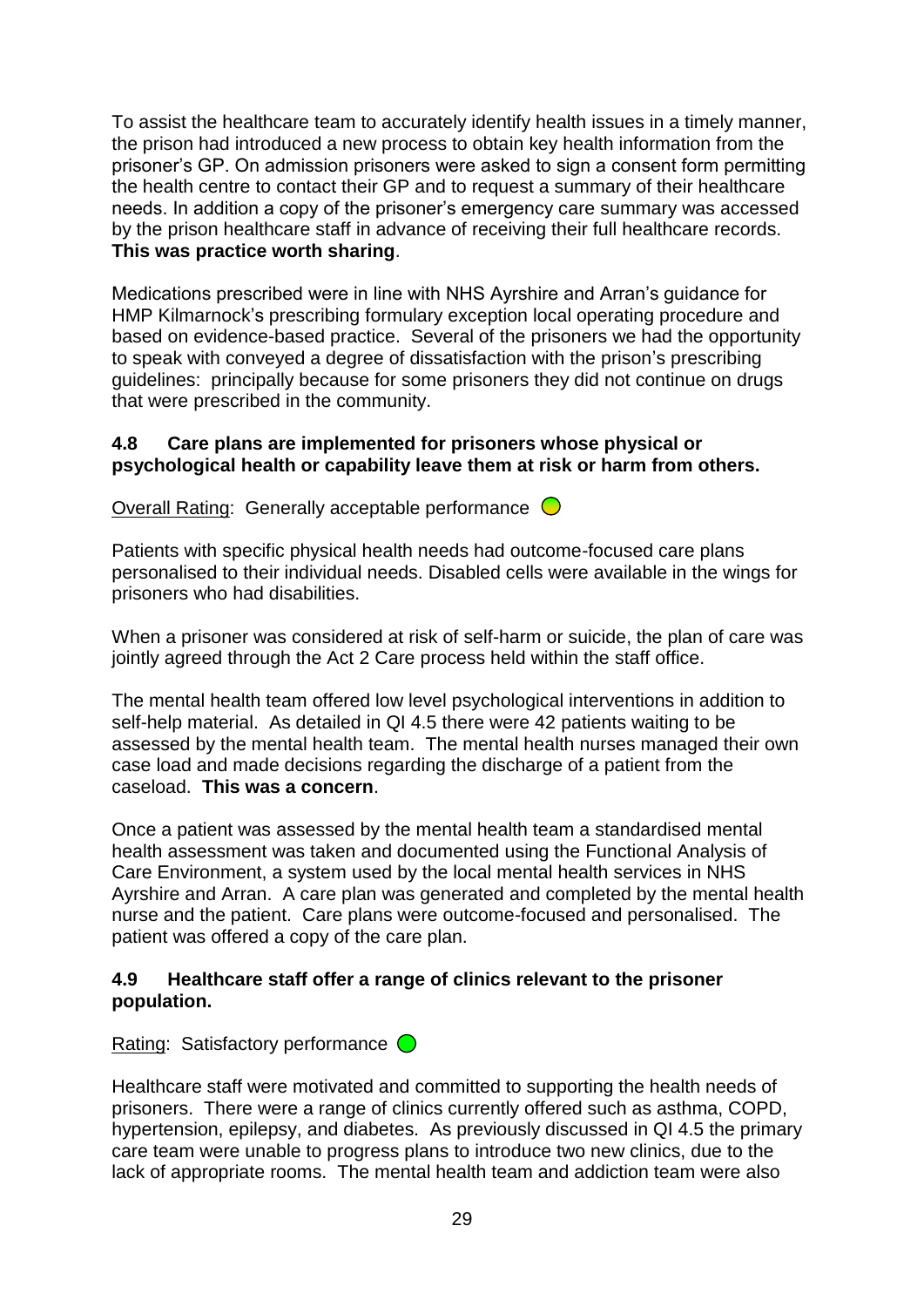To assist the healthcare team to accurately identify health issues in a timely manner, the prison had introduced a new process to obtain key health information from the prisoner's GP. On admission prisoners were asked to sign a consent form permitting the health centre to contact their GP and to request a summary of their healthcare needs. In addition a copy of the prisoner's emergency care summary was accessed by the prison healthcare staff in advance of receiving their full healthcare records. **This was practice worth sharing**.

Medications prescribed were in line with NHS Ayrshire and Arran's guidance for HMP Kilmarnock's prescribing formulary exception local operating procedure and based on evidence-based practice. Several of the prisoners we had the opportunity to speak with conveyed a degree of dissatisfaction with the prison's prescribing guidelines: principally because for some prisoners they did not continue on drugs that were prescribed in the community.

### 4.8 Care plans are implemented for prisoners whose physical or psychological health or capability leave them at risk or harm from others.

Overall Rating: Generally acceptable performance

Patients with specific physical health needs had outcome-focused care plans personalised to their individual needs. Disabled cells were available in the wings for prisoners who had disabilities.

When a prisoner was considered at risk of self-harm or suicide, the plan of care was jointly agreed through the Act 2 Care process held within the staff office.

The mental health team offered low level psychological interventions in addition to self-help material. As detailed in QI 4.5 there were 42 patients waiting to be assessed by the mental health team. The mental health nurses managed their own case load and made decisions regarding the discharge of a patient from the caseload. **This was a concern**.

Once a patient was assessed by the mental health team a standardised mental health assessment was taken and documented using the Functional Analysis of Care Environment, a system used by the local mental health services in NHS Ayrshire and Arran. A care plan was generated and completed by the mental health nurse and the patient. Care plans were outcome-focused and personalised. The patient was offered a copy of the care plan.

### 4.9 Healthcare staff offer a range of clinics relevant to the prisoner population.

Rating: Satisfactory performance

Healthcare staff were motivated and committed to supporting the health needs of prisoners. There were a range of clinics currently offered such as asthma, COPD, hypertension, epilepsy, and diabetes. As previously discussed in QI 4.5 the primary care team were unable to progress plans to introduce two new clinics, due to the lack of appropriate rooms. The mental health team and addiction team were also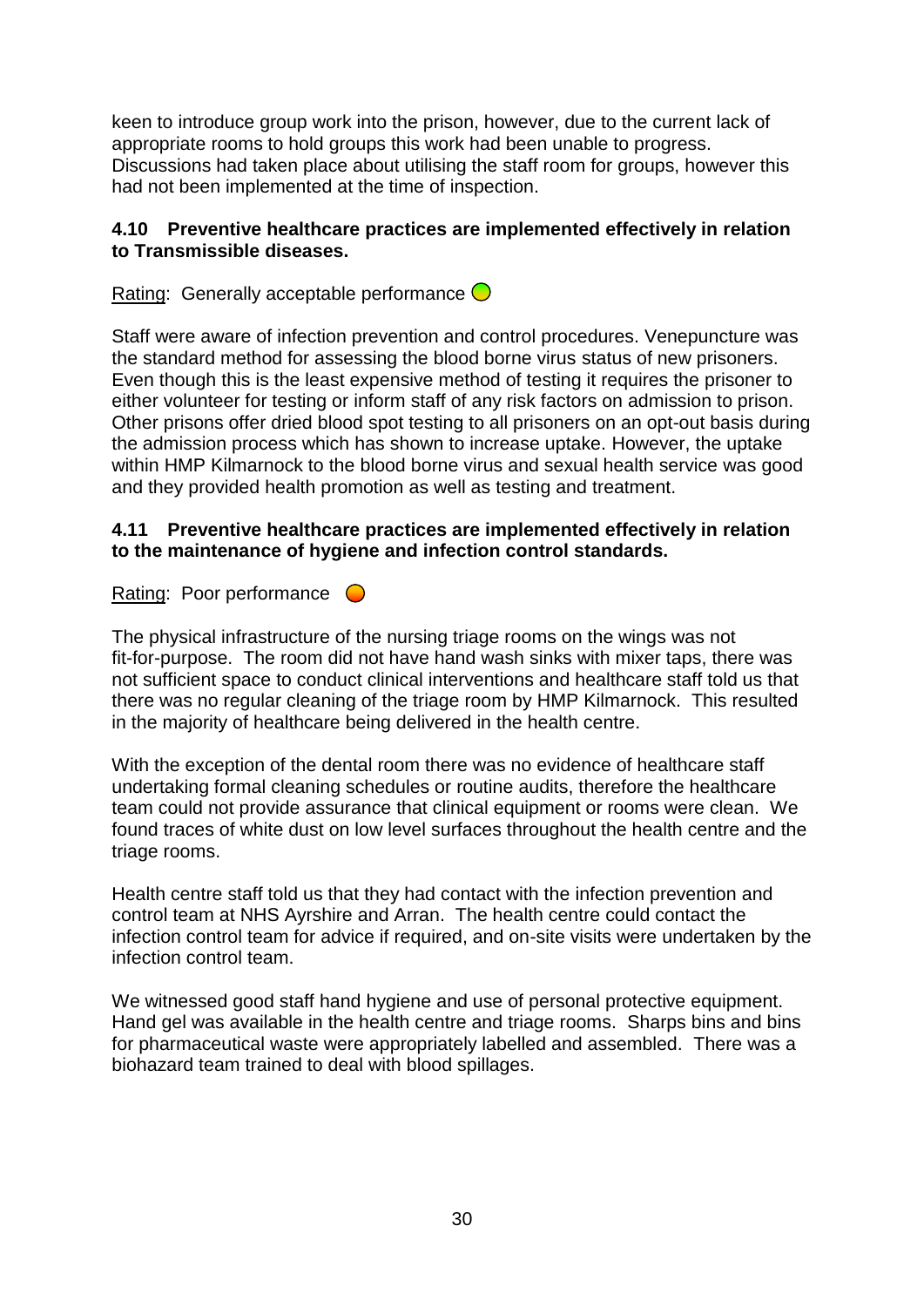keen to introduce group work into the prison, however, due to the current lack of appropriate rooms to hold groups this work had been unable to progress. Discussions had taken place about utilising the staff room for groups, however this had not been implemented at the time of inspection.

**4.10 Preventive healthcare practices are implemented effectively in relation to Transmissible diseases.**

Rating: Generally acceptable performance

Staff were aware of infection prevention and control procedures. Venepuncture was the standard method for assessing the blood borne virus status of new prisoners. Even though this is the least expensive method of testing it requires the prisoner to either volunteer for testing or inform staff of any risk factors on admission to prison. Other prisons offer dried blood spot testing to all prisoners on an opt-out basis during the admission process which has shown to increase uptake. However, the uptake within HMP Kilmarnock to the blood borne virus and sexual health service was good and they provided health promotion as well as testing and treatment.

**4.11 Preventive healthcare practices are implemented effectively in relation to the maintenance of hygiene and infection control standards.**

Rating: Poor performance

The physical infrastructure of the nursing triage rooms on the wings was not fit-for-purpose. The room did not have hand wash sinks with mixer taps, there was not sufficient space to conduct clinical interventions and healthcare staff told us that there was no regular cleaning of the triage room by HMP Kilmarnock. This resulted in the majority of healthcare being delivered in the health centre.

With the exception of the dental room there was no evidence of healthcare staff undertaking formal cleaning schedules or routine audits, therefore the healthcare team could not provide assurance that clinical equipment or rooms were clean. We found traces of white dust on low level surfaces throughout the health centre and the triage rooms.

Health centre staff told us that they had contact with the infection prevention and control team at NHS Ayrshire and Arran. The health centre could contact the infection control team for advice if required, and on-site visits were undertaken by the infection control team.

We witnessed good staff hand hygiene and use of personal protective equipment. Hand gel was available in the health centre and triage rooms. Sharps bins and bins for pharmaceutical waste were appropriately labelled and assembled. There was a biohazard team trained to deal with blood spillages.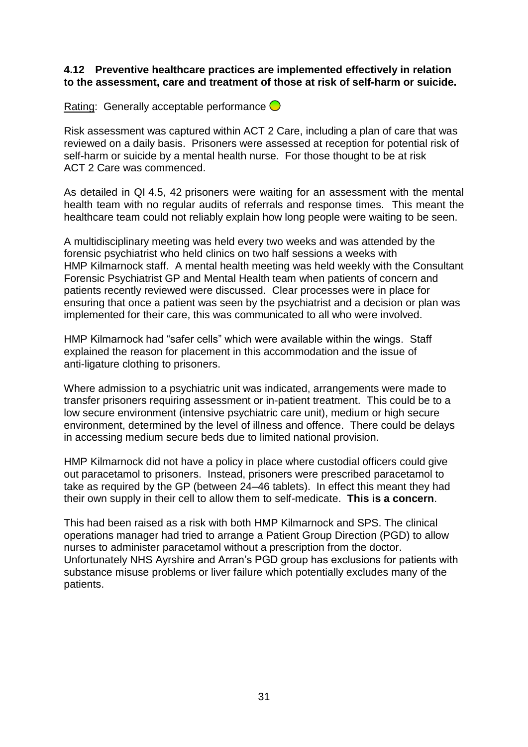**4.12 Preventive healthcare practices are implemented effectively in relation to the assessment, care and treatment of those at risk of self-harm or suicide.**

Rating: Generally acceptable performance

Risk assessment was captured within ACT 2 Care, including a plan of care that was reviewed on a daily basis. Prisoners were assessed at reception for potential risk of self-harm or suicide by a mental health nurse. For those thought to be at risk ACT 2 Care was commenced.

As detailed in QI 4.5, 42 prisoners were waiting for an assessment with the mental health team with no regular audits of referrals and response times. This meant the healthcare team could not reliably explain how long people were waiting to be seen.

A multidisciplinary meeting was held every two weeks and was attended by the forensic psychiatrist who held clinics on two half sessions a weeks with HMP Kilmarnock staff. A mental health meeting was held weekly with the Consultant Forensic Psychiatrist GP and Mental Health team when patients of concern and patients recently reviewed were discussed. Clear processes were in place for ensuring that once a patient was seen by the psychiatrist and a decision or plan was implemented for their care, this was communicated to all who were involved.

HMP Kilmarnock had "safer cells" which were available within the wings. Staff explained the reason for placement in this accommodation and the issue of anti-ligature clothing to prisoners.

Where admission to a psychiatric unit was indicated, arrangements were made to transfer prisoners requiring assessment or in-patient treatment. This could be to a low secure environment (intensive psychiatric care unit), medium or high secure environment, determined by the level of illness and offence. There could be delays in accessing medium secure beds due to limited national provision.

HMP Kilmarnock did not have a policy in place where custodial officers could give out paracetamol to prisoners. Instead, prisoners were prescribed paracetamol to take as required by the GP (between 24–46 tablets). In effect this meant they had their own supply in their cell to allow them to self-medicate. **This is a concern**.

This had been raised as a risk with both HMP Kilmarnock and SPS. The clinical operations manager had tried to arrange a Patient Group Direction (PGD) to allow nurses to administer paracetamol without a prescription from the doctor. Unfortunately NHS Ayrshire and Arran's PGD group has exclusions for patients with substance misuse problems or liver failure which potentially excludes many of the patients.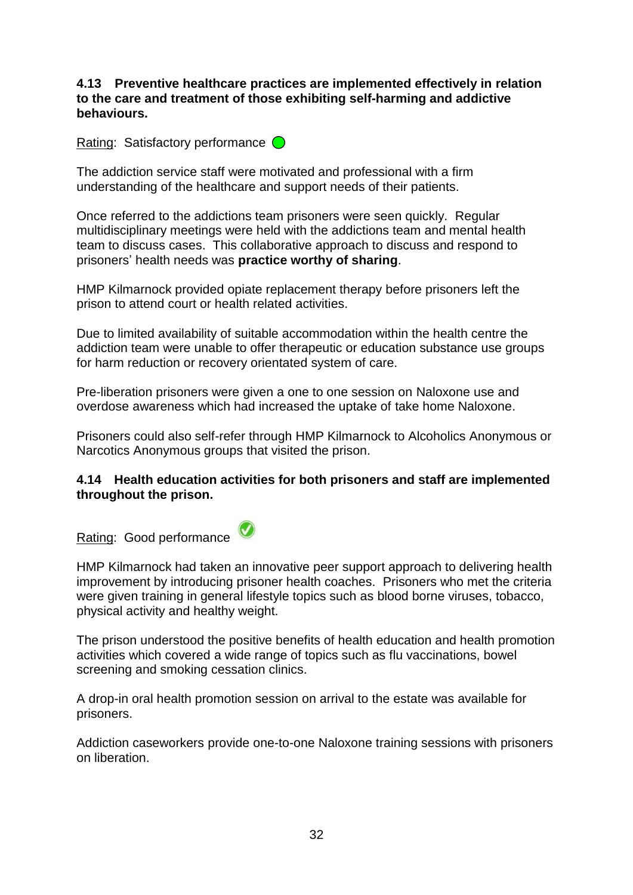**4.13 Preventive healthcare practices are implemented effectively in relation to the care and treatment of those exhibiting self-harming and addictive behaviours.**

Rating: Satisfactory performance

The addiction service staff were motivated and professional with a firm understanding of the healthcare and support needs of their patients.

Once referred to the addictions team prisoners were seen quickly. Regular multidisciplinary meetings were held with the addictions team and mental health team to discuss cases. This collaborative approach to discuss and respond to prisoners' health needs was **practice worthy of sharing**.

HMP Kilmarnock provided opiate replacement therapy before prisoners left the prison to attend court or health related activities.

Due to limited availability of suitable accommodation within the health centre the addiction team were unable to offer therapeutic or education substance use groups for harm reduction or recovery orientated system of care.

Pre-liberation prisoners were given a one to one session on Naloxone use and overdose awareness which had increased the uptake of take home Naloxone.

Prisoners could also self-refer through HMP Kilmarnock to Alcoholics Anonymous or Narcotics Anonymous groups that visited the prison.

**4.14 Health education activities for both prisoners and staff are implemented throughout the prison.**

Rating: Good performance

HMP Kilmarnock had taken an innovative peer support approach to delivering health improvement by introducing prisoner health coaches. Prisoners who met the criteria were given training in general lifestyle topics such as blood borne viruses, tobacco, physical activity and healthy weight.

The prison understood the positive benefits of health education and health promotion activities which covered a wide range of topics such as flu vaccinations, bowel screening and smoking cessation clinics.

A drop-in oral health promotion session on arrival to the estate was available for prisoners.

Addiction caseworkers provide one-to-one Naloxone training sessions with prisoners on liberation.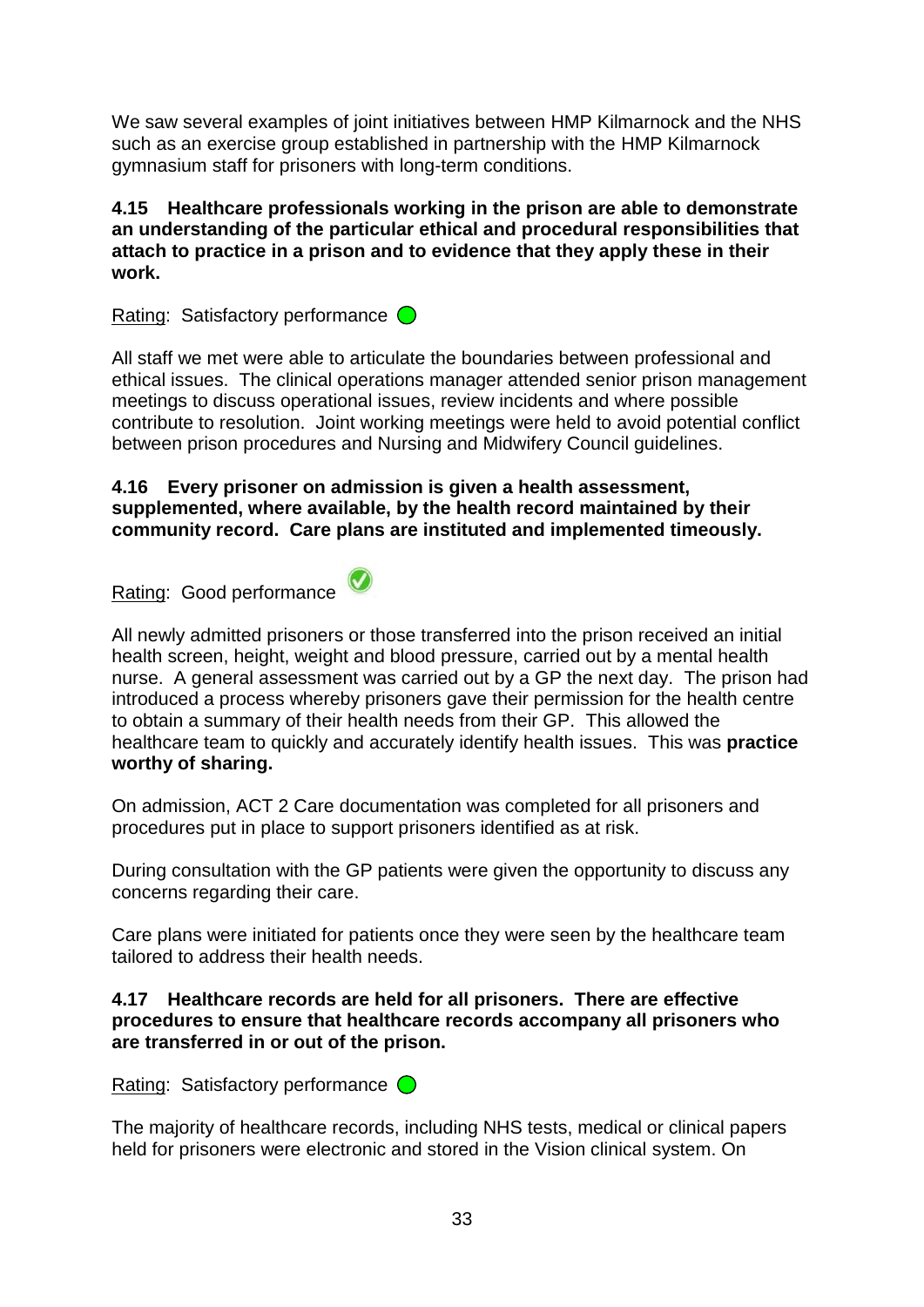We saw several examples of joint initiatives between HMP Kilmarnock and the NHS such as an exercise group established in partnership with the HMP Kilmarnock gymnasium staff for prisoners with long-term conditions.

**4.15 Healthcare professionals working in the prison are able to demonstrate an understanding of the particular ethical and procedural responsibilities that attach to practice in a prison and to evidence that they apply these in their work.**

Rating: Satisfactory performance

All staff we met were able to articulate the boundaries between professional and ethical issues. The clinical operations manager attended senior prison management meetings to discuss operational issues, review incidents and where possible contribute to resolution. Joint working meetings were held to avoid potential conflict between prison procedures and Nursing and Midwifery Council guidelines.

**4.16 Every prisoner on admission is given a health assessment, supplemented, where available, by the health record maintained by their community record. Care plans are instituted and implemented timeously.**

Rating: Good performance

All newly admitted prisoners or those transferred into the prison received an initial health screen, height, weight and blood pressure, carried out by a mental health nurse. A general assessment was carried out by a GP the next day. The prison had introduced a process whereby prisoners gave their permission for the health centre to obtain a summary of their health needs from their GP. This allowed the healthcare team to quickly and accurately identify health issues. This was **practice worthy of sharing.**

On admission, ACT 2 Care documentation was completed for all prisoners and procedures put in place to support prisoners identified as at risk.

During consultation with the GP patients were given the opportunity to discuss any concerns regarding their care.

Care plans were initiated for patients once they were seen by the healthcare team tailored to address their health needs.

**4.17 Healthcare records are held for all prisoners. There are effective procedures to ensure that healthcare records accompany all prisoners who are transferred in or out of the prison.**

Rating: Satisfactory performance

The majority of healthcare records, including NHS tests, medical or clinical papers held for prisoners were electronic and stored in the Vision clinical system. On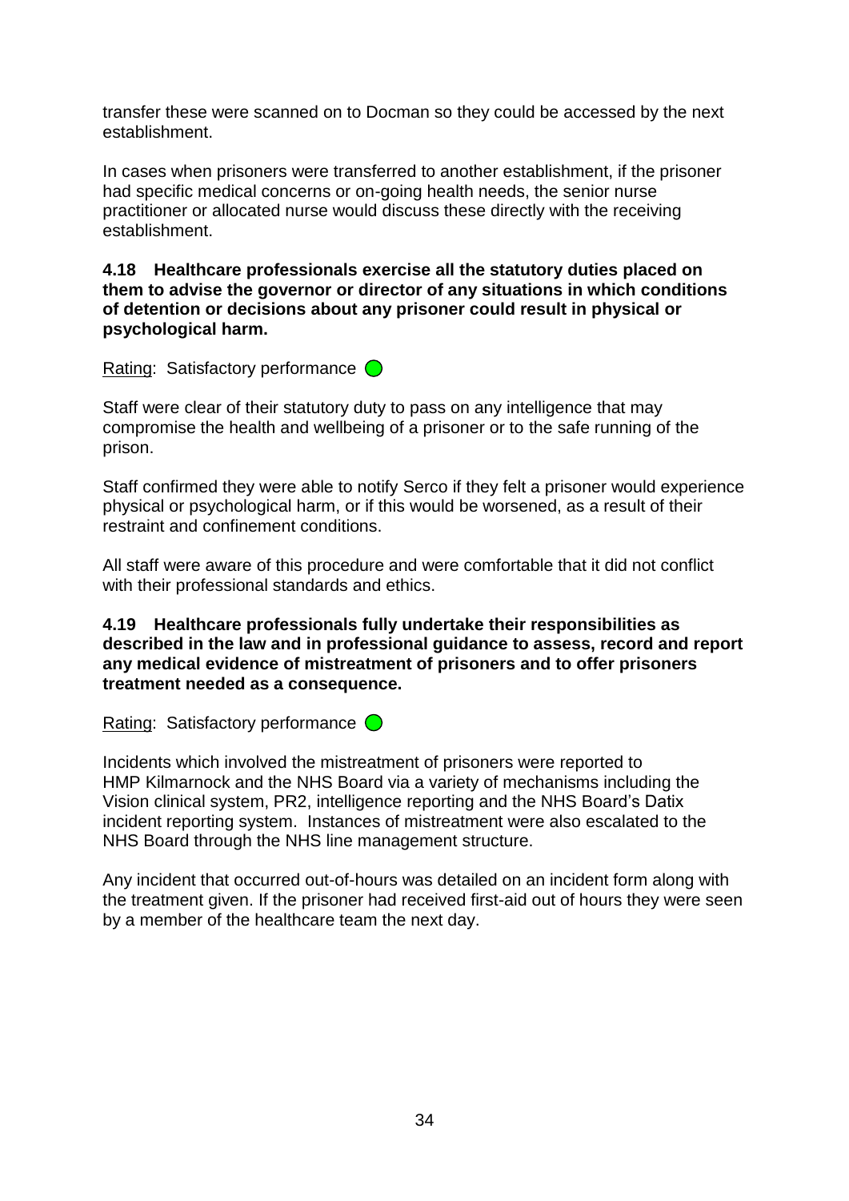transfer these were scanned on to Docman so they could be accessed by the next establishment.

In cases when prisoners were transferred to another establishment, if the prisoner had specific medical concerns or on-going health needs, the senior nurse practitioner or allocated nurse would discuss these directly with the receiving establishment.

**4.18 Healthcare professionals exercise all the statutory duties placed on them to advise the governor or director of any situations in which conditions of detention or decisions about any prisoner could result in physical or psychological harm.**

Rating: Satisfactory performance

Staff were clear of their statutory duty to pass on any intelligence that may compromise the health and wellbeing of a prisoner or to the safe running of the prison.

Staff confirmed they were able to notify Serco if they felt a prisoner would experience physical or psychological harm, or if this would be worsened, as a result of their restraint and confinement conditions.

All staff were aware of this procedure and were comfortable that it did not conflict with their professional standards and ethics.

**4.19 Healthcare professionals fully undertake their responsibilities as described in the law and in professional guidance to assess, record and report any medical evidence of mistreatment of prisoners and to offer prisoners treatment needed as a consequence.**

Rating: Satisfactory performance

Incidents which involved the mistreatment of prisoners were reported to HMP Kilmarnock and the NHS Board via a variety of mechanisms including the Vision clinical system, PR2, intelligence reporting and the NHS Board's Datix incident reporting system. Instances of mistreatment were also escalated to the NHS Board through the NHS line management structure.

Any incident that occurred out-of-hours was detailed on an incident form along with the treatment given. If the prisoner had received first-aid out of hours they were seen by a member of the healthcare team the next day.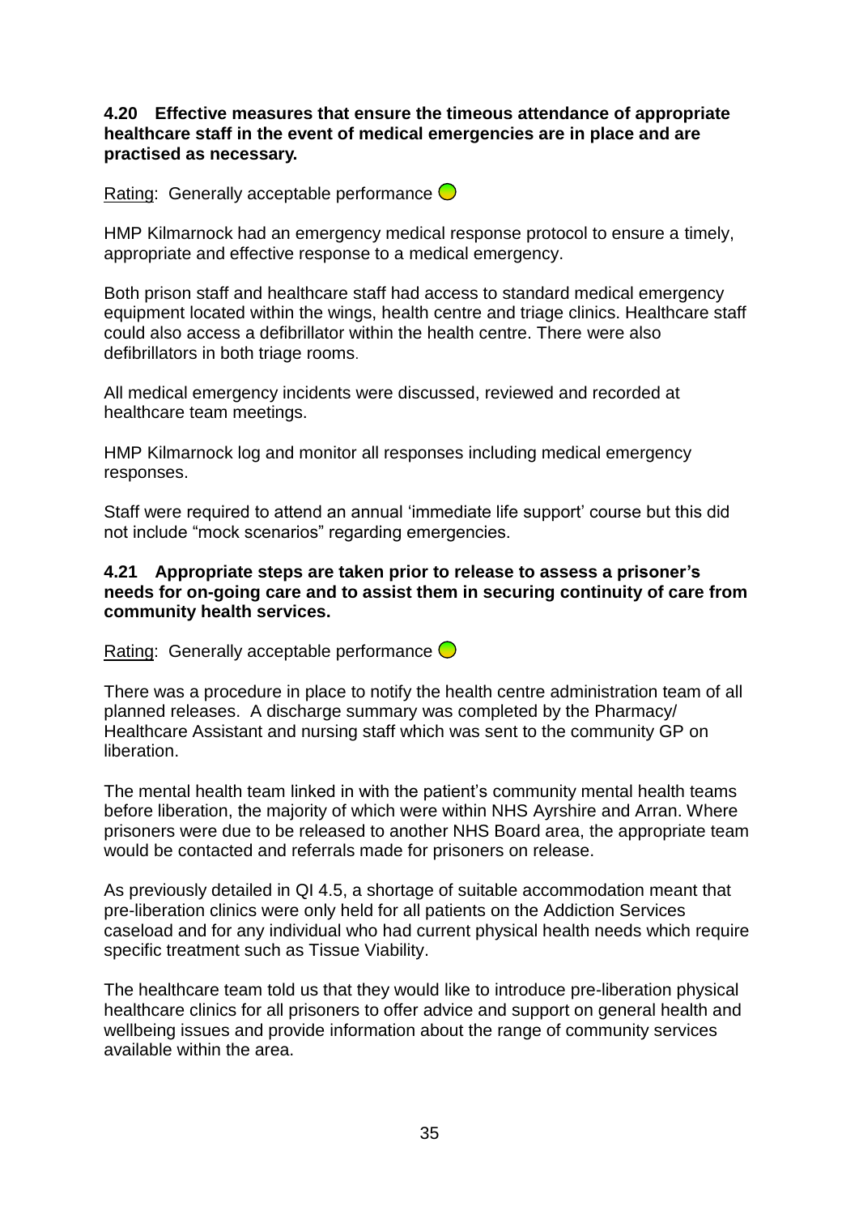**4.20 Effective measures that ensure the timeous attendance of appropriate healthcare staff in the event of medical emergencies are in place and are practised as necessary.**

Rating: Generally acceptable performance

HMP Kilmarnock had an emergency medical response protocol to ensure a timely, appropriate and effective response to a medical emergency.

Both prison staff and healthcare staff had access to standard medical emergency equipment located within the wings, health centre and triage clinics. Healthcare staff could also access a defibrillator within the health centre. There were also defibrillators in both triage rooms.

All medical emergency incidents were discussed, reviewed and recorded at healthcare team meetings.

HMP Kilmarnock log and monitor all responses including medical emergency responses.

Staff were required to attend an annual 'immediate life support' course but this did not include "mock scenarios" regarding emergencies.

**4.21 Appropriate steps are taken prior to release to assess a prisoner's needs for on-going care and to assist them in securing continuity of care from community health services.**

Rating: Generally acceptable performance

There was a procedure in place to notify the health centre administration team of all planned releases. A discharge summary was completed by the Pharmacy/ Healthcare Assistant and nursing staff which was sent to the community GP on liberation.

The mental health team linked in with the patient's community mental health teams before liberation, the majority of which were within NHS Ayrshire and Arran. Where prisoners were due to be released to another NHS Board area, the appropriate team would be contacted and referrals made for prisoners on release.

As previously detailed in QI 4.5, a shortage of suitable accommodation meant that pre-liberation clinics were only held for all patients on the Addiction Services caseload and for any individual who had current physical health needs which require specific treatment such as Tissue Viability.

The healthcare team told us that they would like to introduce pre-liberation physical healthcare clinics for all prisoners to offer advice and support on general health and wellbeing issues and provide information about the range of community services available within the area.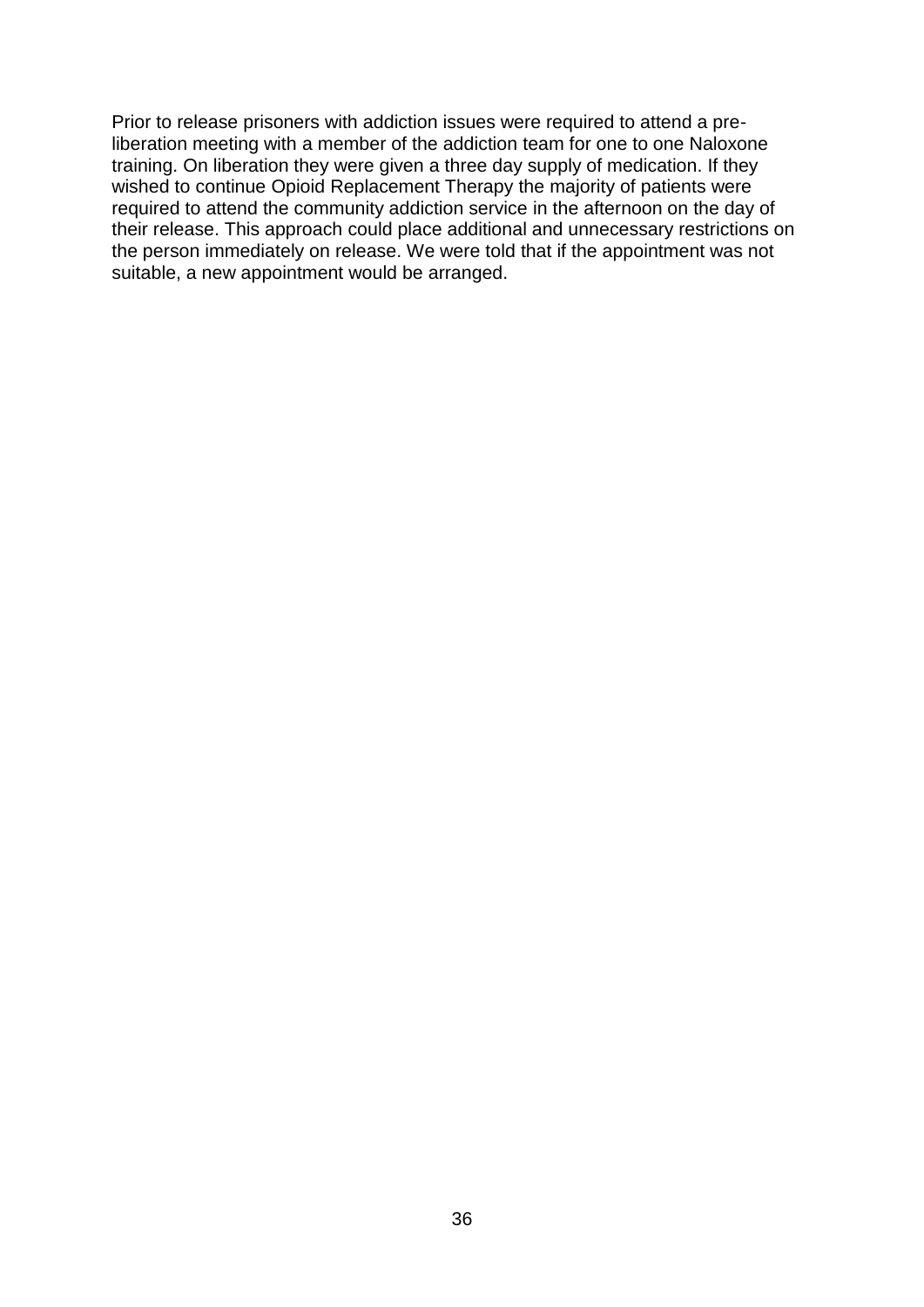Prior to release prisoners with addiction issues were required to attend a pre-liberation meeting with a member of the addiction team for one to one Naloxone training. On liberation they were given a three day supply of medication. If they wished to continue Opioid Replacement Therapy the majority of patients were required to attend the community addiction service in the afternoon on the day of their release. This approach could place additional and unnecessary restrictions on the person immediately on release. We were told that if the appointment was not suitable, a new appointment would be arranged.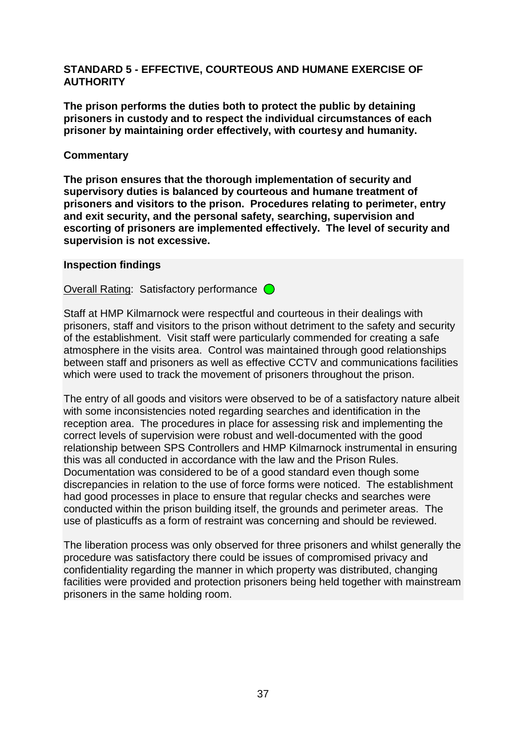**STANDARD 5 - EFFECTIVE, COURTEOUS AND HUMANE EXERCISE OF AUTHORITY**

**The prison performs the duties both to protect the public by detaining prisoners in custody and to respect the individual circumstances of each prisoner by maintaining order effectively, with courtesy and humanity.**

**Commentary**

**The prison ensures that the thorough implementation of security and supervisory duties is balanced by courteous and humane treatment of prisoners and visitors to the prison. Procedures relating to perimeter, entry and exit security, and the personal safety, searching, supervision and escorting of prisoners are implemented effectively. The level of security and supervision is not excessive.**

**Inspection findings**

Overall Rating: Satisfactory performance

Staff at HMP Kilmarnock were respectful and courteous in their dealings with prisoners, staff and visitors to the prison without detriment to the safety and security of the establishment. Visit staff were particularly commended for creating a safe atmosphere in the visits area. Control was maintained through good relationships between staff and prisoners as well as effective CCTV and communications facilities which were used to track the movement of prisoners throughout the prison.

The entry of all goods and visitors were observed to be of a satisfactory nature albeit with some inconsistencies noted regarding searches and identification in the reception area. The procedures in place for assessing risk and implementing the correct levels of supervision were robust and well-documented with the good relationship between SPS Controllers and HMP Kilmarnock instrumental in ensuring this was all conducted in accordance with the law and the Prison Rules. Documentation was considered to be of a good standard even though some discrepancies in relation to the use of force forms were noticed. The establishment had good processes in place to ensure that regular checks and searches were conducted within the prison building itself, the grounds and perimeter areas. The use of plasticuffs as a form of restraint was concerning and should be reviewed.

The liberation process was only observed for three prisoners and whilst generally the procedure was satisfactory there could be issues of compromised privacy and confidentiality regarding the manner in which property was distributed, changing facilities were provided and protection prisoners being held together with mainstream prisoners in the same holding room.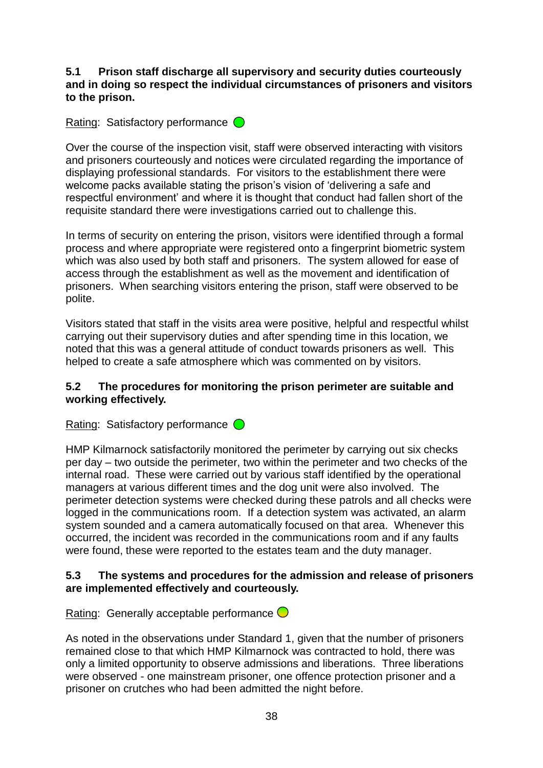**5.1 Prison staff discharge all supervisory and security duties courteously and in doing so respect the individual circumstances of prisoners and visitors to the prison.**

Rating: Satisfactory performance

Over the course of the inspection visit, staff were observed interacting with visitors and prisoners courteously and notices were circulated regarding the importance of displaying professional standards. For visitors to the establishment there were welcome packs available stating the prison's vision of 'delivering a safe and respectful environment' and where it is thought that conduct had fallen short of the requisite standard there were investigations carried out to challenge this.

In terms of security on entering the prison, visitors were identified through a formal process and where appropriate were registered onto a fingerprint biometric system which was also used by both staff and prisoners. The system allowed for ease of access through the establishment as well as the movement and identification of prisoners. When searching visitors entering the prison, staff were observed to be polite.

Visitors stated that staff in the visits area were positive, helpful and respectful whilst carrying out their supervisory duties and after spending time in this location, we noted that this was a general attitude of conduct towards prisoners as well. This helped to create a safe atmosphere which was commented on by visitors.

**5.2 The procedures for monitoring the prison perimeter are suitable and working effectively.**

Rating: Satisfactory performance

HMP Kilmarnock satisfactorily monitored the perimeter by carrying out six checks per day – two outside the perimeter, two within the perimeter and two checks of the internal road. These were carried out by various staff identified by the operational managers at various different times and the dog unit were also involved. The perimeter detection systems were checked during these patrols and all checks were logged in the communications room. If a detection system was activated, an alarm system sounded and a camera automatically focused on that area. Whenever this occurred, the incident was recorded in the communications room and if any faults were found, these were reported to the estates team and the duty manager.

**5.3 The systems and procedures for the admission and release of prisoners are implemented effectively and courteously.**

Rating: Generally acceptable performance

As noted in the observations under Standard 1, given that the number of prisoners remained close to that which HMP Kilmarnock was contracted to hold, there was only a limited opportunity to observe admissions and liberations. Three liberations were observed - one mainstream prisoner, one offence protection prisoner and a prisoner on crutches who had been admitted the night before.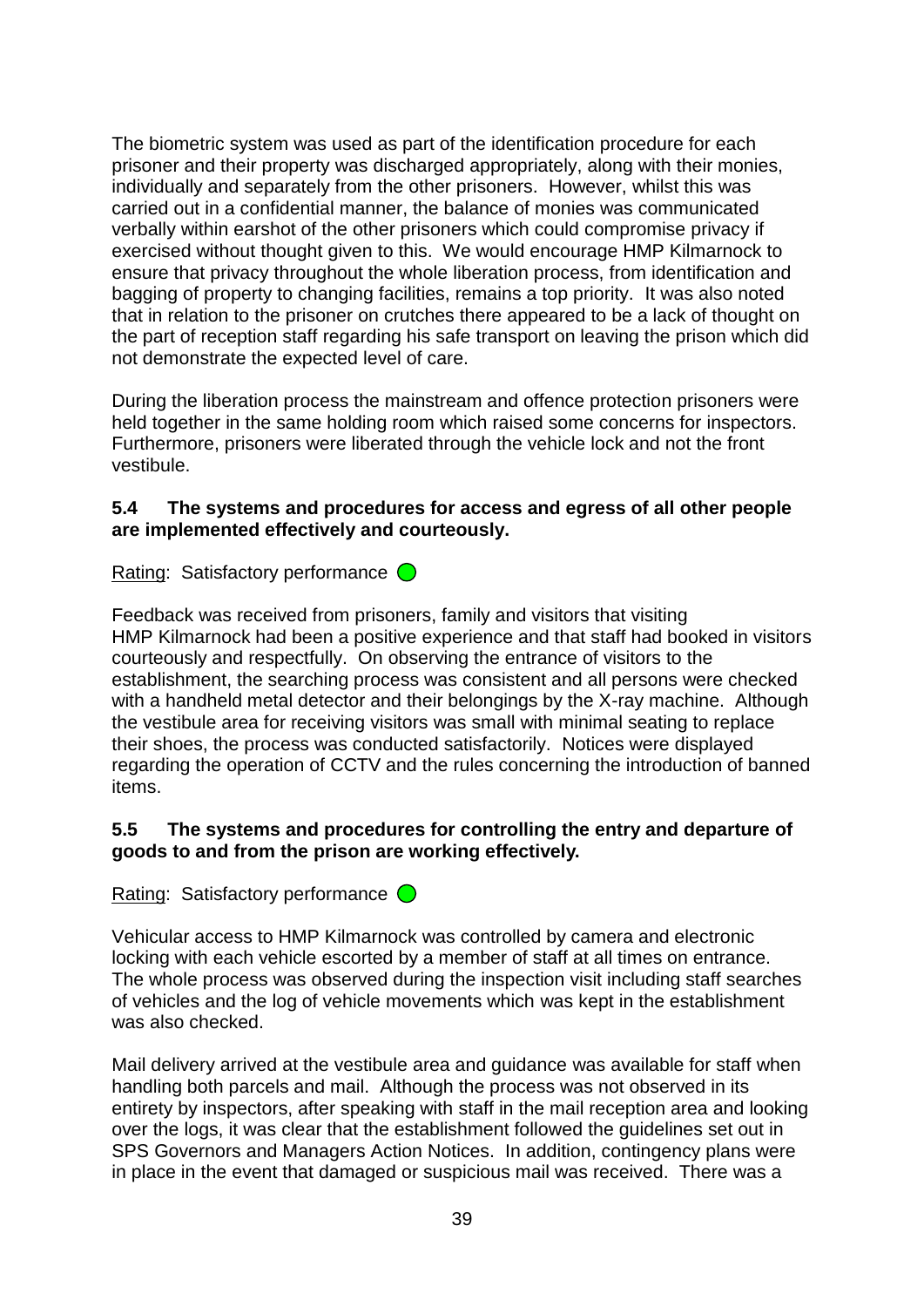The biometric system was used as part of the identification procedure for each prisoner and their property was discharged appropriately, along with their monies, individually and separately from the other prisoners. However, whilst this was carried out in a confidential manner, the balance of monies was communicated verbally within earshot of the other prisoners which could compromise privacy if exercised without thought given to this. We would encourage HMP Kilmarnock to ensure that privacy throughout the whole liberation process, from identification and bagging of property to changing facilities, remains a top priority. It was also noted that in relation to the prisoner on crutches there appeared to be a lack of thought on the part of reception staff regarding his safe transport on leaving the prison which did not demonstrate the expected level of care.

During the liberation process the mainstream and offence protection prisoners were held together in the same holding room which raised some concerns for inspectors. Furthermore, prisoners were liberated through the vehicle lock and not the front vestibule.

**5.4 The systems and procedures for access and egress of all other people are implemented effectively and courteously.**

Rating: Satisfactory performance

Feedback was received from prisoners, family and visitors that visiting HMP Kilmarnock had been a positive experience and that staff had booked in visitors courteously and respectfully. On observing the entrance of visitors to the establishment, the searching process was consistent and all persons were checked with a handheld metal detector and their belongings by the X-ray machine. Although the vestibule area for receiving visitors was small with minimal seating to replace their shoes, the process was conducted satisfactorily. Notices were displayed regarding the operation of CCTV and the rules concerning the introduction of banned items.

**5.5 The systems and procedures for controlling the entry and departure of goods to and from the prison are working effectively.**

Rating: Satisfactory performance

Vehicular access to HMP Kilmarnock was controlled by camera and electronic locking with each vehicle escorted by a member of staff at all times on entrance. The whole process was observed during the inspection visit including staff searches of vehicles and the log of vehicle movements which was kept in the establishment was also checked.

Mail delivery arrived at the vestibule area and guidance was available for staff when handling both parcels and mail. Although the process was not observed in its entirety by inspectors, after speaking with staff in the mail reception area and looking over the logs, it was clear that the establishment followed the guidelines set out in SPS Governors and Managers Action Notices. In addition, contingency plans were in place in the event that damaged or suspicious mail was received. There was a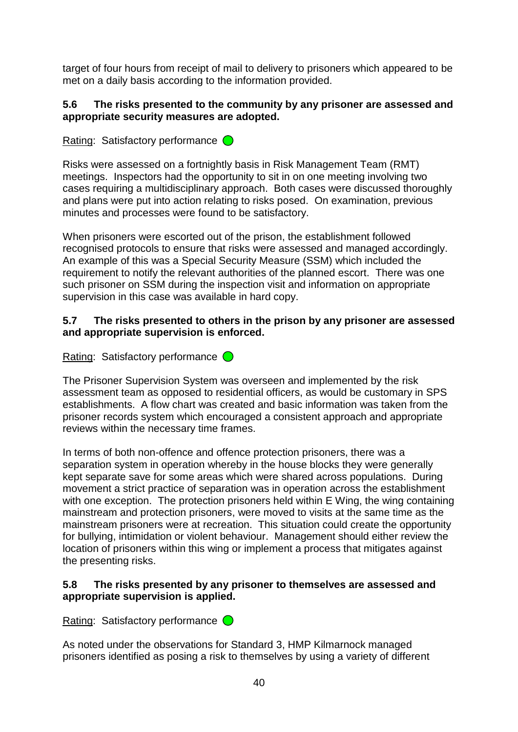target of four hours from receipt of mail to delivery to prisoners which appeared to be met on a daily basis according to the information provided.

**5.6 The risks presented to the community by any prisoner are assessed and appropriate security measures are adopted.**

Rating: Satisfactory performance

Risks were assessed on a fortnightly basis in Risk Management Team (RMT) meetings. Inspectors had the opportunity to sit in on one meeting involving two cases requiring a multidisciplinary approach. Both cases were discussed thoroughly and plans were put into action relating to risks posed. On examination, previous minutes and processes were found to be satisfactory.

When prisoners were escorted out of the prison, the establishment followed recognised protocols to ensure that risks were assessed and managed accordingly. An example of this was a Special Security Measure (SSM) which included the requirement to notify the relevant authorities of the planned escort. There was one such prisoner on SSM during the inspection visit and information on appropriate supervision in this case was available in hard copy.

**5.7 The risks presented to others in the prison by any prisoner are assessed and appropriate supervision is enforced.**

Rating: Satisfactory performance

The Prisoner Supervision System was overseen and implemented by the risk assessment team as opposed to residential officers, as would be customary in SPS establishments. A flow chart was created and basic information was taken from the prisoner records system which encouraged a consistent approach and appropriate reviews within the necessary time frames.

In terms of both non-offence and offence protection prisoners, there was a separation system in operation whereby in the house blocks they were generally kept separate save for some areas which were shared across populations. During movement a strict practice of separation was in operation across the establishment with one exception. The protection prisoners held within E Wing, the wing containing mainstream and protection prisoners, were moved to visits at the same time as the mainstream prisoners were at recreation. This situation could create the opportunity for bullying, intimidation or violent behaviour. Management should either review the location of prisoners within this wing or implement a process that mitigates against the presenting risks.

**5.8 The risks presented by any prisoner to themselves are assessed and appropriate supervision is applied.**

Rating: Satisfactory performance

As noted under the observations for Standard 3, HMP Kilmarnock managed prisoners identified as posing a risk to themselves by using a variety of different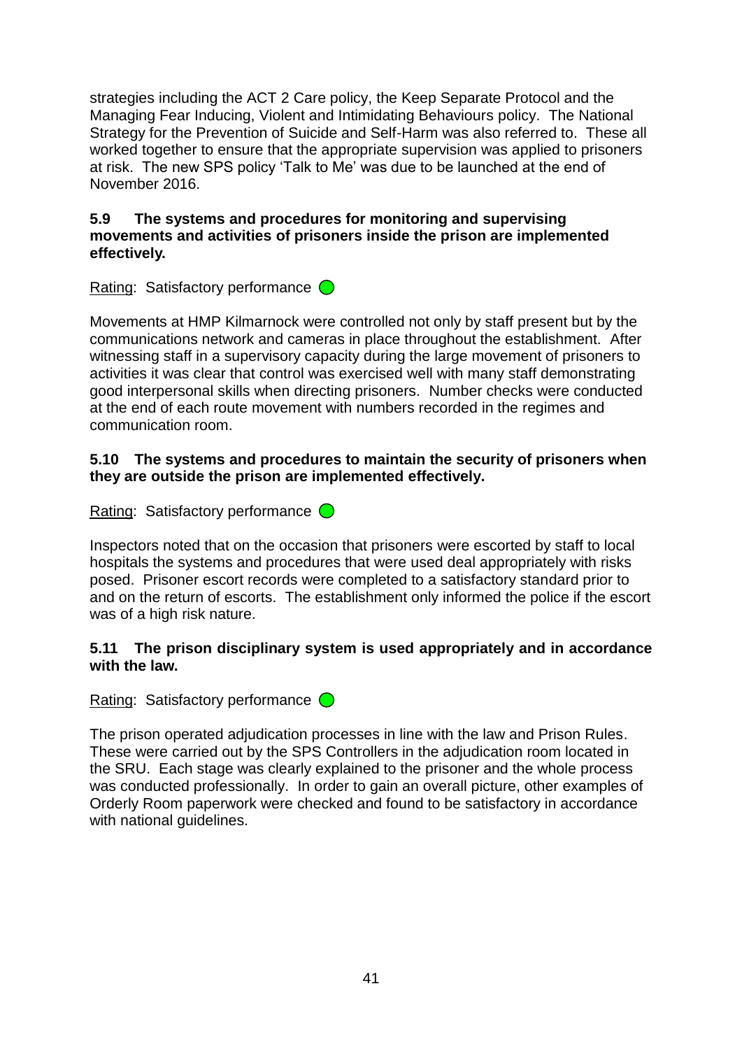strategies including the ACT 2 Care policy, the Keep Separate Protocol and the Managing Fear Inducing, Violent and Intimidating Behaviours policy. The National Strategy for the Prevention of Suicide and Self-Harm was also referred to. These all worked together to ensure that the appropriate supervision was applied to prisoners at risk. The new SPS policy 'Talk to Me' was due to be launched at the end of November 2016.

**5.9 The systems and procedures for monitoring and supervising movements and activities of prisoners inside the prison are implemented effectively.**

Rating: Satisfactory performance

Movements at HMP Kilmarnock were controlled not only by staff present but by the communications network and cameras in place throughout the establishment. After witnessing staff in a supervisory capacity during the large movement of prisoners to activities it was clear that control was exercised well with many staff demonstrating good interpersonal skills when directing prisoners. Number checks were conducted at the end of each route movement with numbers recorded in the regimes and communication room.

**5.10 The systems and procedures to maintain the security of prisoners when they are outside the prison are implemented effectively.**

Rating: Satisfactory performance

Inspectors noted that on the occasion that prisoners were escorted by staff to local hospitals the systems and procedures that were used deal appropriately with risks posed. Prisoner escort records were completed to a satisfactory standard prior to and on the return of escorts. The establishment only informed the police if the escort was of a high risk nature.

**5.11 The prison disciplinary system is used appropriately and in accordance with the law.**

Rating: Satisfactory performance

The prison operated adjudication processes in line with the law and Prison Rules. These were carried out by the SPS Controllers in the adjudication room located in the SRU. Each stage was clearly explained to the prisoner and the whole process was conducted professionally. In order to gain an overall picture, other examples of Orderly Room paperwork were checked and found to be satisfactory in accordance with national guidelines.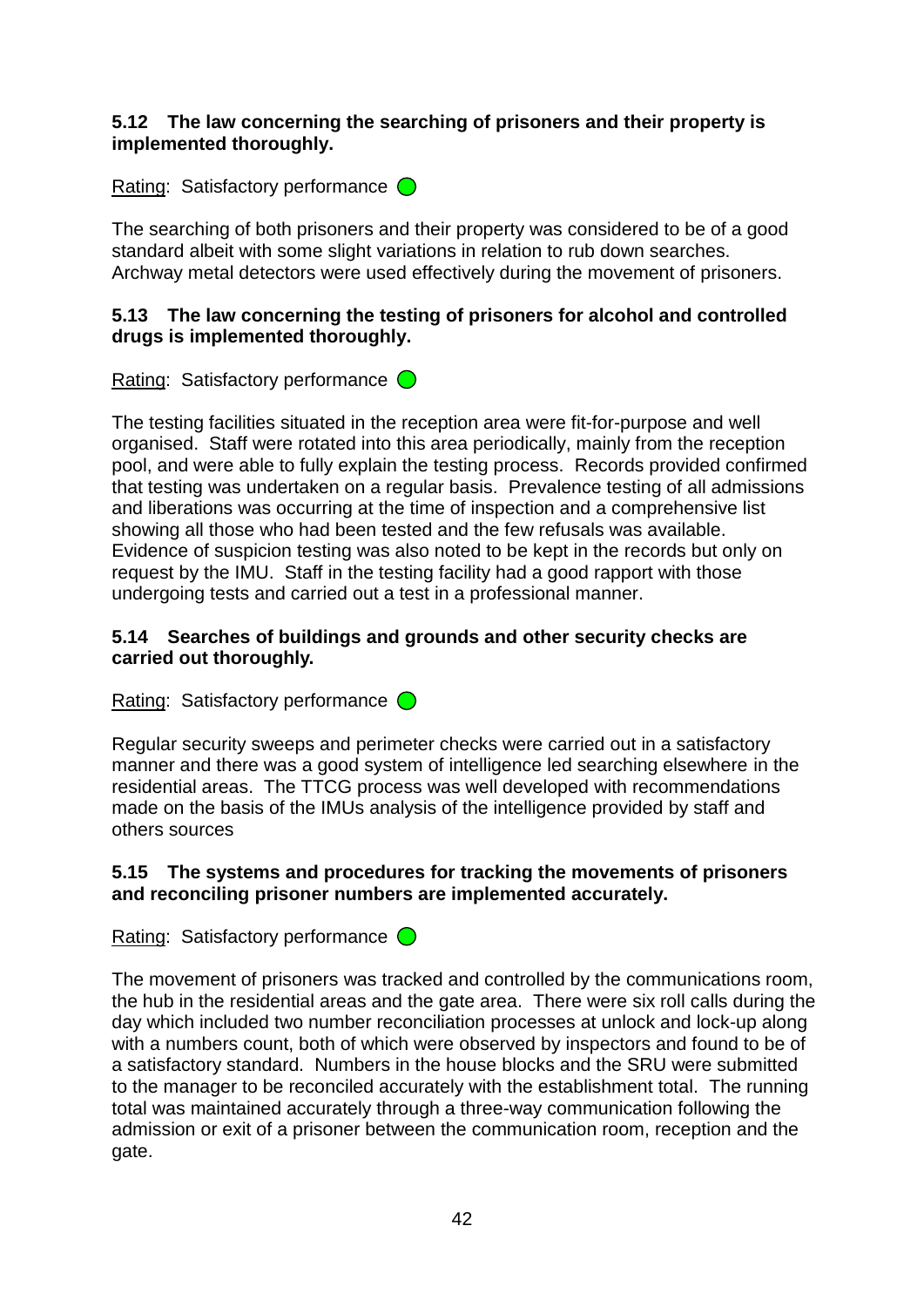**5.12 The law concerning the searching of prisoners and their property is implemented thoroughly.**

Rating: Satisfactory performance

The searching of both prisoners and their property was considered to be of a good standard albeit with some slight variations in relation to rub down searches. Archway metal detectors were used effectively during the movement of prisoners.

**5.13 The law concerning the testing of prisoners for alcohol and controlled drugs is implemented thoroughly.**

Rating: Satisfactory performance

The testing facilities situated in the reception area were fit-for-purpose and well organised. Staff were rotated into this area periodically, mainly from the reception pool, and were able to fully explain the testing process. Records provided confirmed that testing was undertaken on a regular basis. Prevalence testing of all admissions and liberations was occurring at the time of inspection and a comprehensive list showing all those who had been tested and the few refusals was available. Evidence of suspicion testing was also noted to be kept in the records but only on request by the IMU. Staff in the testing facility had a good rapport with those undergoing tests and carried out a test in a professional manner.

**5.14 Searches of buildings and grounds and other security checks are carried out thoroughly.**

Rating: Satisfactory performance

Regular security sweeps and perimeter checks were carried out in a satisfactory manner and there was a good system of intelligence led searching elsewhere in the residential areas. The TTCG process was well developed with recommendations made on the basis of the IMUs analysis of the intelligence provided by staff and others sources

**5.15 The systems and procedures for tracking the movements of prisoners and reconciling prisoner numbers are implemented accurately.**

Rating: Satisfactory performance

The movement of prisoners was tracked and controlled by the communications room, the hub in the residential areas and the gate area. There were six roll calls during the day which included two number reconciliation processes at unlock and lock-up along with a numbers count, both of which were observed by inspectors and found to be of a satisfactory standard. Numbers in the house blocks and the SRU were submitted to the manager to be reconciled accurately with the establishment total. The running total was maintained accurately through a three-way communication following the admission or exit of a prisoner between the communication room, reception and the gate.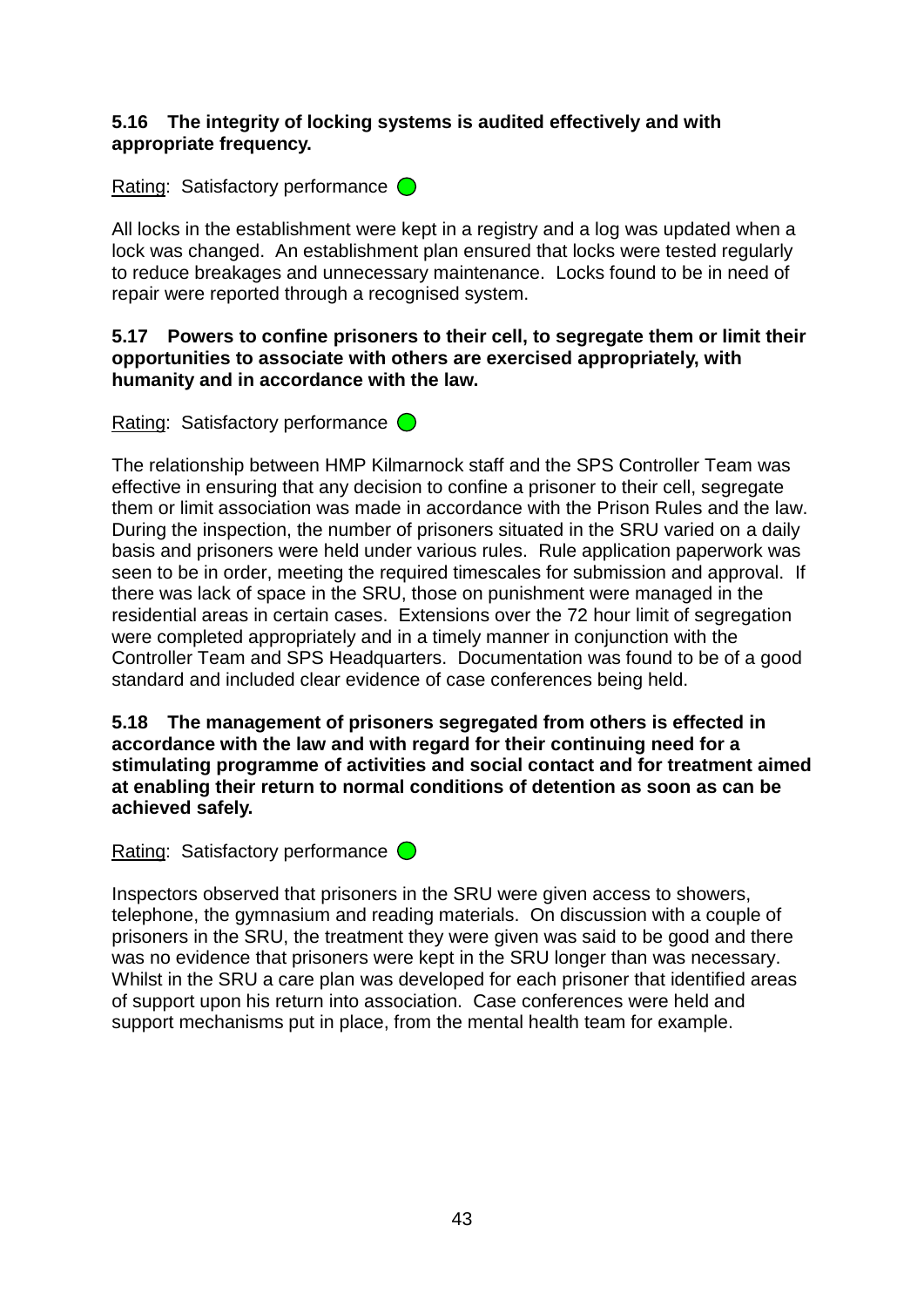**5.16 The integrity of locking systems is audited effectively and with appropriate frequency.**

Rating: Satisfactory performance

All locks in the establishment were kept in a registry and a log was updated when a lock was changed. An establishment plan ensured that locks were tested regularly to reduce breakages and unnecessary maintenance. Locks found to be in need of repair were reported through a recognised system.

**5.17 Powers to confine prisoners to their cell, to segregate them or limit their opportunities to associate with others are exercised appropriately, with humanity and in accordance with the law.**

Rating: Satisfactory performance

The relationship between HMP Kilmarnock staff and the SPS Controller Team was effective in ensuring that any decision to confine a prisoner to their cell, segregate them or limit association was made in accordance with the Prison Rules and the law. During the inspection, the number of prisoners situated in the SRU varied on a daily basis and prisoners were held under various rules. Rule application paperwork was seen to be in order, meeting the required timescales for submission and approval. If there was lack of space in the SRU, those on punishment were managed in the residential areas in certain cases. Extensions over the 72 hour limit of segregation were completed appropriately and in a timely manner in conjunction with the Controller Team and SPS Headquarters. Documentation was found to be of a good standard and included clear evidence of case conferences being held.

**5.18 The management of prisoners segregated from others is effected in accordance with the law and with regard for their continuing need for a stimulating programme of activities and social contact and for treatment aimed at enabling their return to normal conditions of detention as soon as can be achieved safely.**

Rating: Satisfactory performance

Inspectors observed that prisoners in the SRU were given access to showers, telephone, the gymnasium and reading materials. On discussion with a couple of prisoners in the SRU, the treatment they were given was said to be good and there was no evidence that prisoners were kept in the SRU longer than was necessary. Whilst in the SRU a care plan was developed for each prisoner that identified areas of support upon his return into association. Case conferences were held and support mechanisms put in place, from the mental health team for example.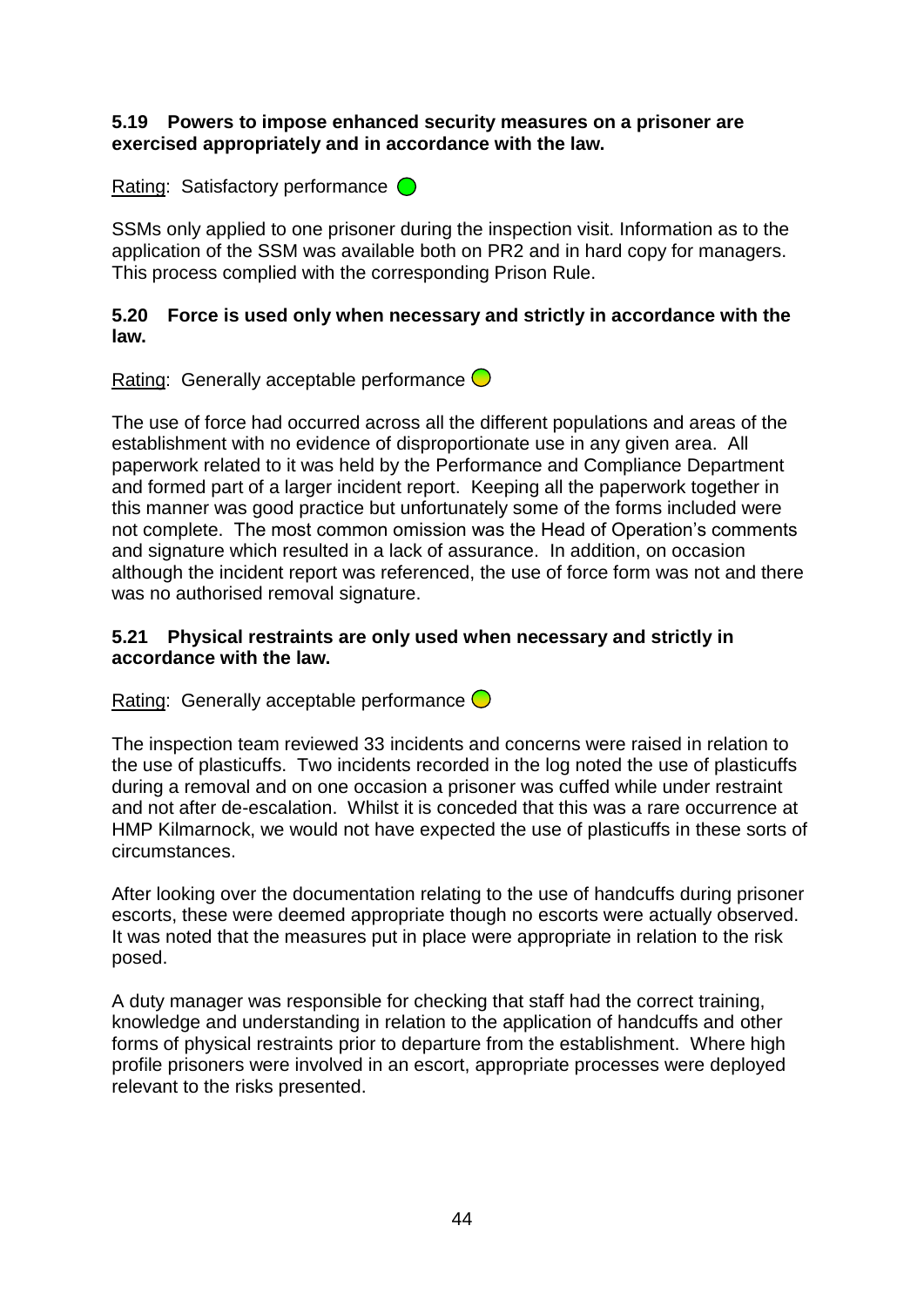**5.19 Powers to impose enhanced security measures on a prisoner are exercised appropriately and in accordance with the law.**

Rating: Satisfactory performance

SSMs only applied to one prisoner during the inspection visit. Information as to the application of the SSM was available both on PR2 and in hard copy for managers. This process complied with the corresponding Prison Rule.

**5.20 Force is used only when necessary and strictly in accordance with the law.**

Rating: Generally acceptable performance

The use of force had occurred across all the different populations and areas of the establishment with no evidence of disproportionate use in any given area. All paperwork related to it was held by the Performance and Compliance Department and formed part of a larger incident report. Keeping all the paperwork together in this manner was good practice but unfortunately some of the forms included were not complete. The most common omission was the Head of Operation's comments and signature which resulted in a lack of assurance. In addition, on occasion although the incident report was referenced, the use of force form was not and there was no authorised removal signature.

**5.21 Physical restraints are only used when necessary and strictly in accordance with the law.**

Rating: Generally acceptable performance

The inspection team reviewed 33 incidents and concerns were raised in relation to the use of plasticuffs. Two incidents recorded in the log noted the use of plasticuffs during a removal and on one occasion a prisoner was cuffed while under restraint and not after de-escalation. Whilst it is conceded that this was a rare occurrence at HMP Kilmarnock, we would not have expected the use of plasticuffs in these sorts of circumstances.

After looking over the documentation relating to the use of handcuffs during prisoner escorts, these were deemed appropriate though no escorts were actually observed. It was noted that the measures put in place were appropriate in relation to the risk posed.

A duty manager was responsible for checking that staff had the correct training, knowledge and understanding in relation to the application of handcuffs and other forms of physical restraints prior to departure from the establishment. Where high profile prisoners were involved in an escort, appropriate processes were deployed relevant to the risks presented.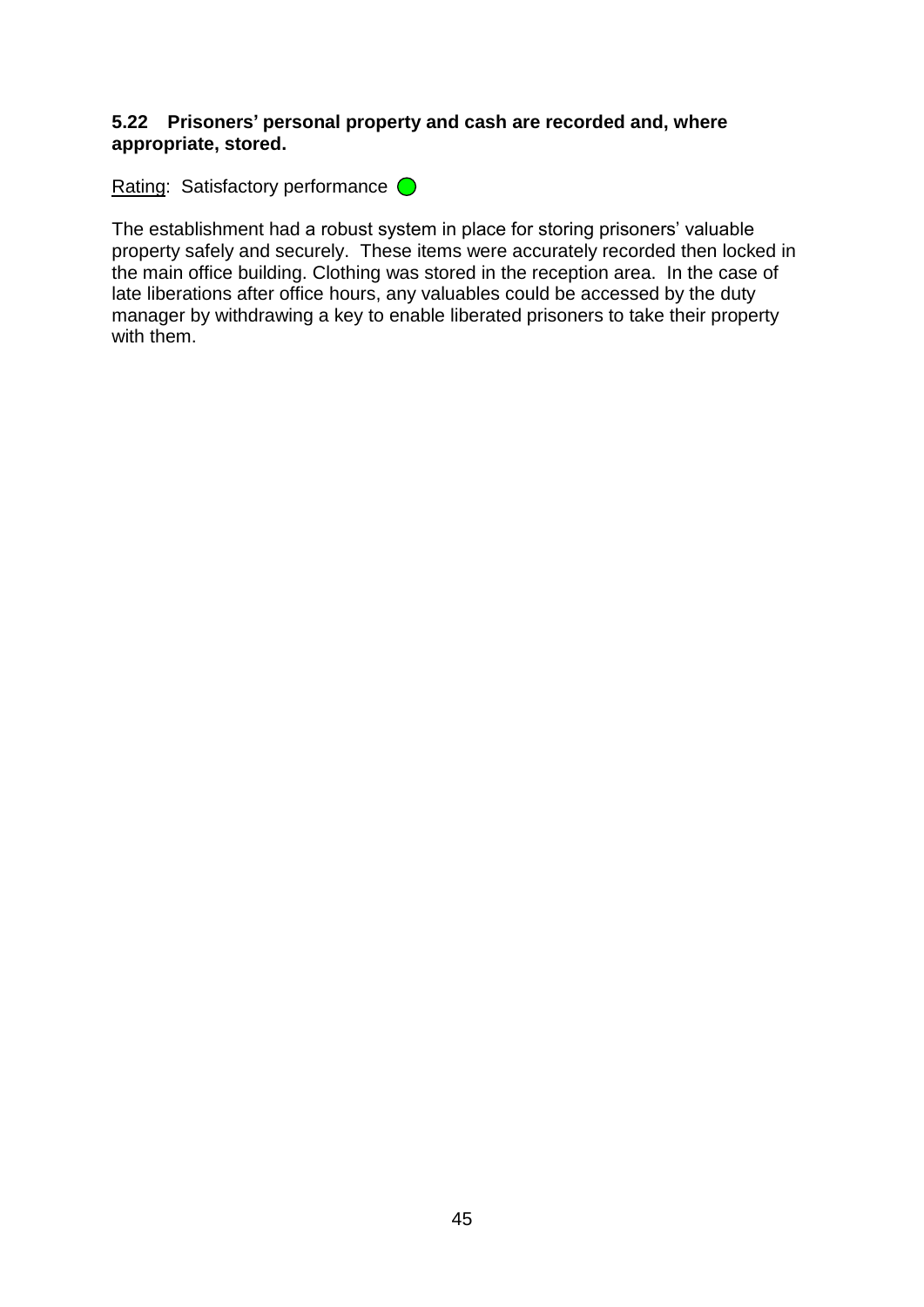**5.22 Prisoners' personal property and cash are recorded and, where appropriate, stored.**

Rating: Satisfactory performance

The establishment had a robust system in place for storing prisoners' valuable property safely and securely. These items were accurately recorded then locked in the main office building. Clothing was stored in the reception area. In the case of late liberations after office hours, any valuables could be accessed by the duty manager by withdrawing a key to enable liberated prisoners to take their property with them.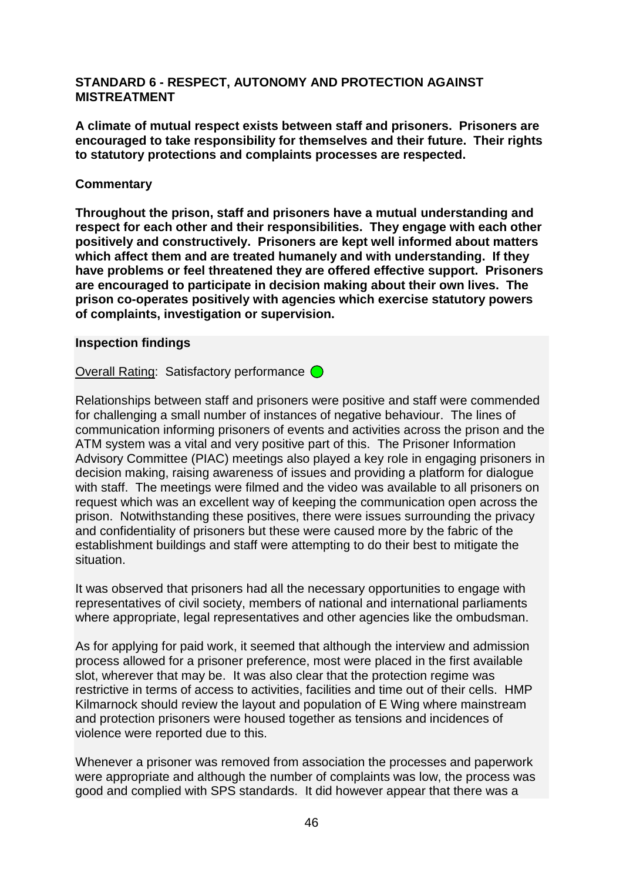**STANDARD 6 - RESPECT, AUTONOMY AND PROTECTION AGAINST MISTREATMENT**

**A climate of mutual respect exists between staff and prisoners. Prisoners are encouraged to take responsibility for themselves and their future. Their rights to statutory protections and complaints processes are respected.**

**Commentary**

**Throughout the prison, staff and prisoners have a mutual understanding and respect for each other and their responsibilities. They engage with each other positively and constructively. Prisoners are kept well informed about matters which affect them and are treated humanely and with understanding. If they have problems or feel threatened they are offered effective support. Prisoners are encouraged to participate in decision making about their own lives. The prison co-operates positively with agencies which exercise statutory powers of complaints, investigation or supervision.**

**Inspection findings**

Overall Rating: Satisfactory performance

Relationships between staff and prisoners were positive and staff were commended for challenging a small number of instances of negative behaviour. The lines of communication informing prisoners of events and activities across the prison and the ATM system was a vital and very positive part of this. The Prisoner Information Advisory Committee (PIAC) meetings also played a key role in engaging prisoners in decision making, raising awareness of issues and providing a platform for dialogue with staff. The meetings were filmed and the video was available to all prisoners on request which was an excellent way of keeping the communication open across the prison. Notwithstanding these positives, there were issues surrounding the privacy and confidentiality of prisoners but these were caused more by the fabric of the establishment buildings and staff were attempting to do their best to mitigate the situation.

It was observed that prisoners had all the necessary opportunities to engage with representatives of civil society, members of national and international parliaments where appropriate, legal representatives and other agencies like the ombudsman.

As for applying for paid work, it seemed that although the interview and admission process allowed for a prisoner preference, most were placed in the first available slot, wherever that may be. It was also clear that the protection regime was restrictive in terms of access to activities, facilities and time out of their cells. HMP Kilmarnock should review the layout and population of E Wing where mainstream and protection prisoners were housed together as tensions and incidences of violence were reported due to this.

Whenever a prisoner was removed from association the processes and paperwork were appropriate and although the number of complaints was low, the process was good and complied with SPS standards. It did however appear that there was a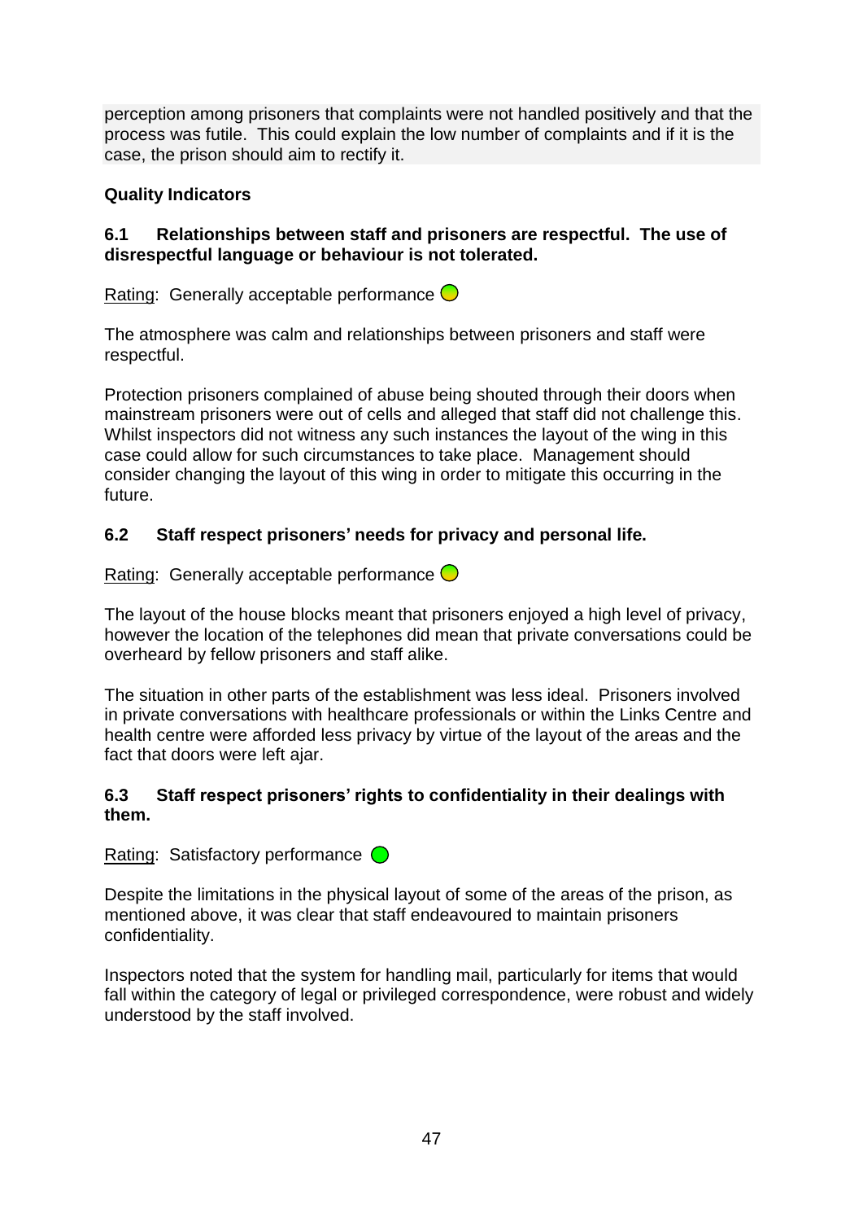perception among prisoners that complaints were not handled positively and that the process was futile. This could explain the low number of complaints and if it is the case, the prison should aim to rectify it.

**Quality Indicators**

**6.1 Relationships between staff and prisoners are respectful. The use of disrespectful language or behaviour is not tolerated.**

Rating: Generally acceptable performance

The atmosphere was calm and relationships between prisoners and staff were respectful.

Protection prisoners complained of abuse being shouted through their doors when mainstream prisoners were out of cells and alleged that staff did not challenge this. Whilst inspectors did not witness any such instances the layout of the wing in this case could allow for such circumstances to take place. Management should consider changing the layout of this wing in order to mitigate this occurring in the future.

**6.2 Staff respect prisoners' needs for privacy and personal life.**

Rating: Generally acceptable performance

The layout of the house blocks meant that prisoners enjoyed a high level of privacy, however the location of the telephones did mean that private conversations could be overheard by fellow prisoners and staff alike.

The situation in other parts of the establishment was less ideal. Prisoners involved in private conversations with healthcare professionals or within the Links Centre and health centre were afforded less privacy by virtue of the layout of the areas and the fact that doors were left ajar.

**6.3 Staff respect prisoners' rights to confidentiality in their dealings with them.**

Rating: Satisfactory performance

Despite the limitations in the physical layout of some of the areas of the prison, as mentioned above, it was clear that staff endeavoured to maintain prisoners confidentiality.

Inspectors noted that the system for handling mail, particularly for items that would fall within the category of legal or privileged correspondence, were robust and widely understood by the staff involved.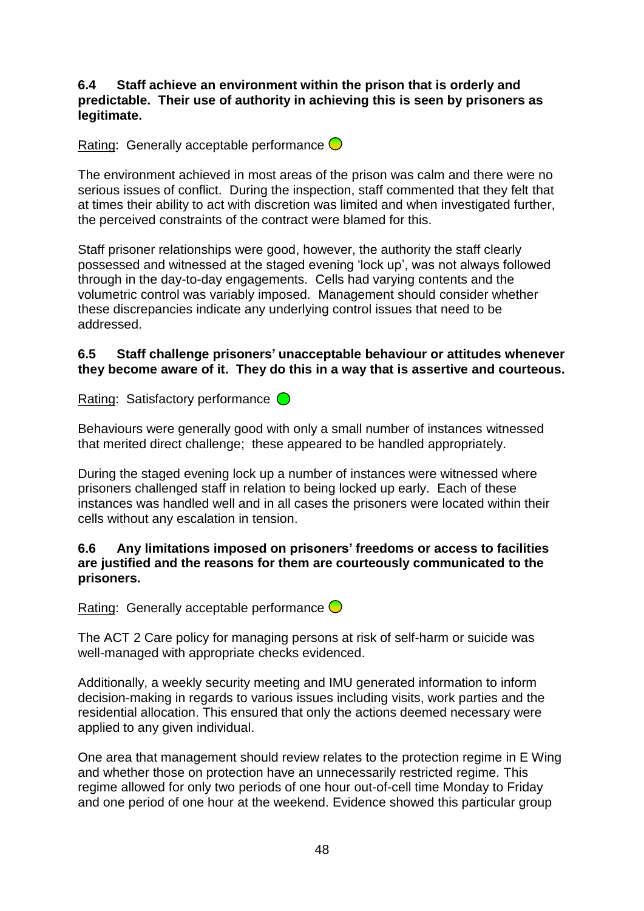**6.4 Staff achieve an environment within the prison that is orderly and predictable. Their use of authority in achieving this is seen by prisoners as legitimate.**

Rating: Generally acceptable performance

The environment achieved in most areas of the prison was calm and there were no serious issues of conflict. During the inspection, staff commented that they felt that at times their ability to act with discretion was limited and when investigated further, the perceived constraints of the contract were blamed for this.

Staff prisoner relationships were good, however, the authority the staff clearly possessed and witnessed at the staged evening 'lock up', was not always followed through in the day-to-day engagements. Cells had varying contents and the volumetric control was variably imposed. Management should consider whether these discrepancies indicate any underlying control issues that need to be addressed.

**6.5 Staff challenge prisoners' unacceptable behaviour or attitudes whenever they become aware of it. They do this in a way that is assertive and courteous.**

Rating: Satisfactory performance

Behaviours were generally good with only a small number of instances witnessed that merited direct challenge; these appeared to be handled appropriately.

During the staged evening lock up a number of instances were witnessed where prisoners challenged staff in relation to being locked up early. Each of these instances was handled well and in all cases the prisoners were located within their cells without any escalation in tension.

**6.6 Any limitations imposed on prisoners' freedoms or access to facilities are justified and the reasons for them are courteously communicated to the prisoners.**

Rating: Generally acceptable performance

The ACT 2 Care policy for managing persons at risk of self-harm or suicide was well-managed with appropriate checks evidenced.

Additionally, a weekly security meeting and IMU generated information to inform decision-making in regards to various issues including visits, work parties and the residential allocation. This ensured that only the actions deemed necessary were applied to any given individual.

One area that management should review relates to the protection regime in E Wing and whether those on protection have an unnecessarily restricted regime. This regime allowed for only two periods of one hour out-of-cell time Monday to Friday and one period of one hour at the weekend. Evidence showed this particular group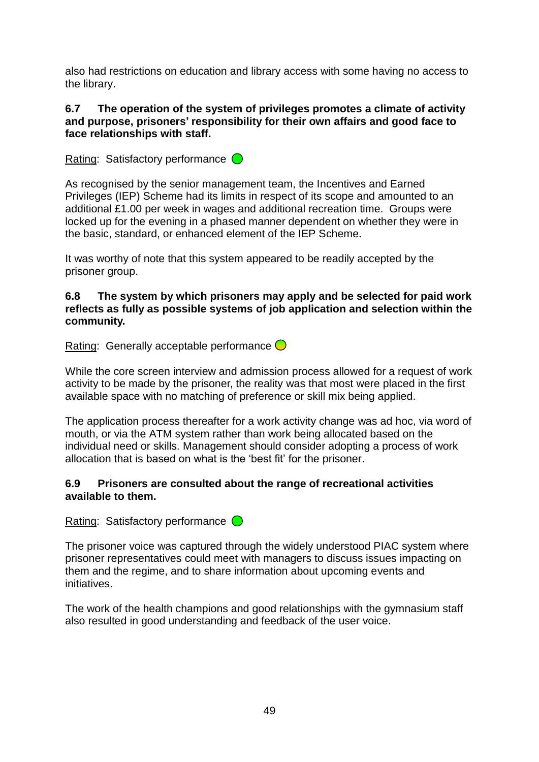also had restrictions on education and library access with some having no access to the library.

**6.7 The operation of the system of privileges promotes a climate of activity and purpose, prisoners' responsibility for their own affairs and good face to face relationships with staff.**

Rating: Satisfactory performance

As recognised by the senior management team, the Incentives and Earned Privileges (IEP) Scheme had its limits in respect of its scope and amounted to an additional £1.00 per week in wages and additional recreation time. Groups were locked up for the evening in a phased manner dependent on whether they were in the basic, standard, or enhanced element of the IEP Scheme.

It was worthy of note that this system appeared to be readily accepted by the prisoner group.

**6.8 The system by which prisoners may apply and be selected for paid work reflects as fully as possible systems of job application and selection within the community.**

Rating: Generally acceptable performance

While the core screen interview and admission process allowed for a request of work activity to be made by the prisoner, the reality was that most were placed in the first available space with no matching of preference or skill mix being applied.

The application process thereafter for a work activity change was ad hoc, via word of mouth, or via the ATM system rather than work being allocated based on the individual need or skills. Management should consider adopting a process of work allocation that is based on what is the 'best fit' for the prisoner.

**6.9 Prisoners are consulted about the range of recreational activities available to them.**

Rating: Satisfactory performance

The prisoner voice was captured through the widely understood PIAC system where prisoner representatives could meet with managers to discuss issues impacting on them and the regime, and to share information about upcoming events and initiatives.

The work of the health champions and good relationships with the gymnasium staff also resulted in good understanding and feedback of the user voice.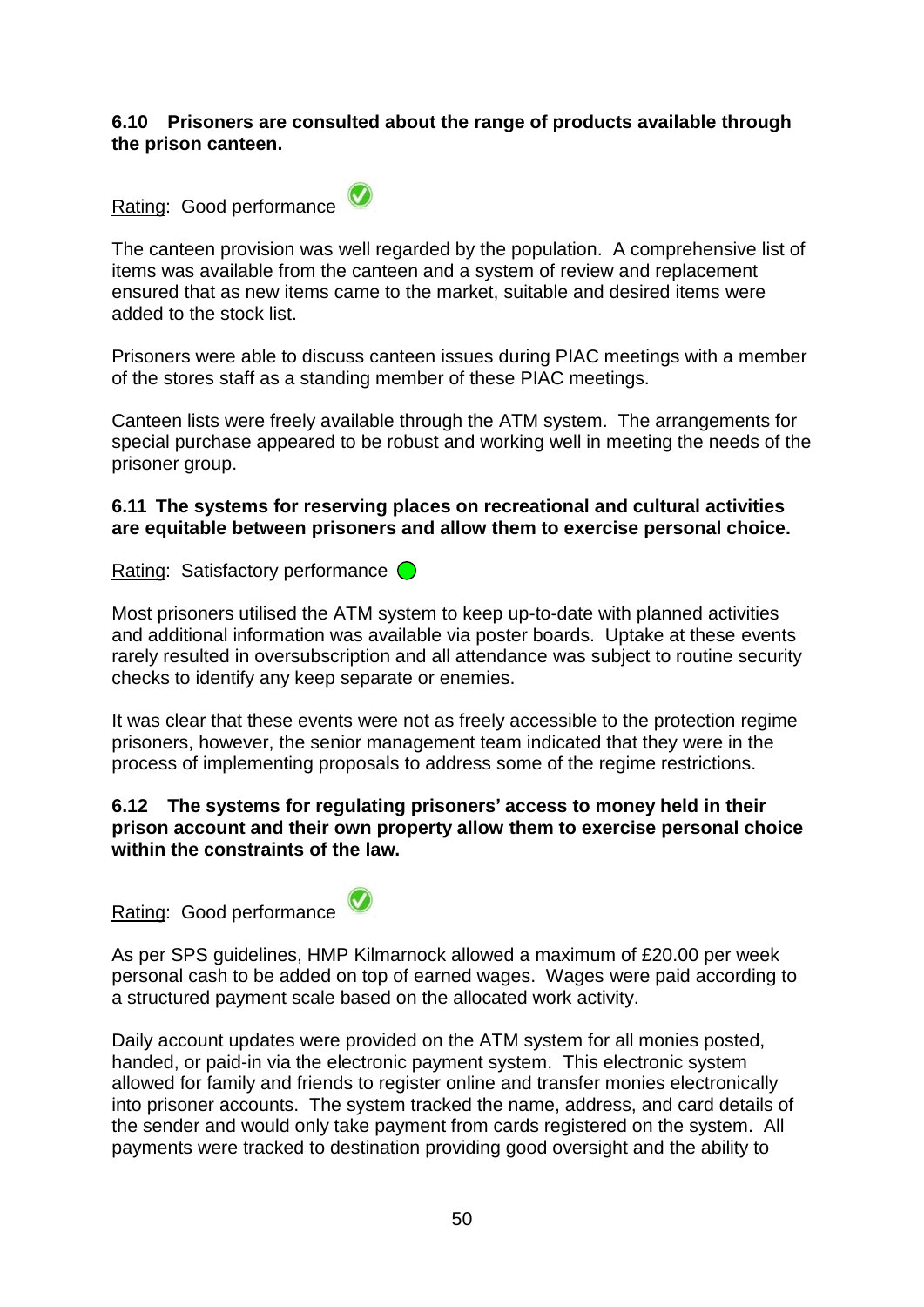**6.10 Prisoners are consulted about the range of products available through the prison canteen.**

Rating: Good performance

The canteen provision was well regarded by the population. A comprehensive list of items was available from the canteen and a system of review and replacement ensured that as new items came to the market, suitable and desired items were added to the stock list.

Prisoners were able to discuss canteen issues during PIAC meetings with a member of the stores staff as a standing member of these PIAC meetings.

Canteen lists were freely available through the ATM system. The arrangements for special purchase appeared to be robust and working well in meeting the needs of the prisoner group.

**6.11 The systems for reserving places on recreational and cultural activities are equitable between prisoners and allow them to exercise personal choice.**

Rating: Satisfactory performance

Most prisoners utilised the ATM system to keep up-to-date with planned activities and additional information was available via poster boards. Uptake at these events rarely resulted in oversubscription and all attendance was subject to routine security checks to identify any keep separate or enemies.

It was clear that these events were not as freely accessible to the protection regime prisoners, however, the senior management team indicated that they were in the process of implementing proposals to address some of the regime restrictions.

**6.12 The systems for regulating prisoners' access to money held in their prison account and their own property allow them to exercise personal choice within the constraints of the law.**

Rating: Good performance

As per SPS guidelines, HMP Kilmarnock allowed a maximum of £20.00 per week personal cash to be added on top of earned wages. Wages were paid according to a structured payment scale based on the allocated work activity.

Daily account updates were provided on the ATM system for all monies posted, handed, or paid-in via the electronic payment system. This electronic system allowed for family and friends to register online and transfer monies electronically into prisoner accounts. The system tracked the name, address, and card details of the sender and would only take payment from cards registered on the system. All payments were tracked to destination providing good oversight and the ability to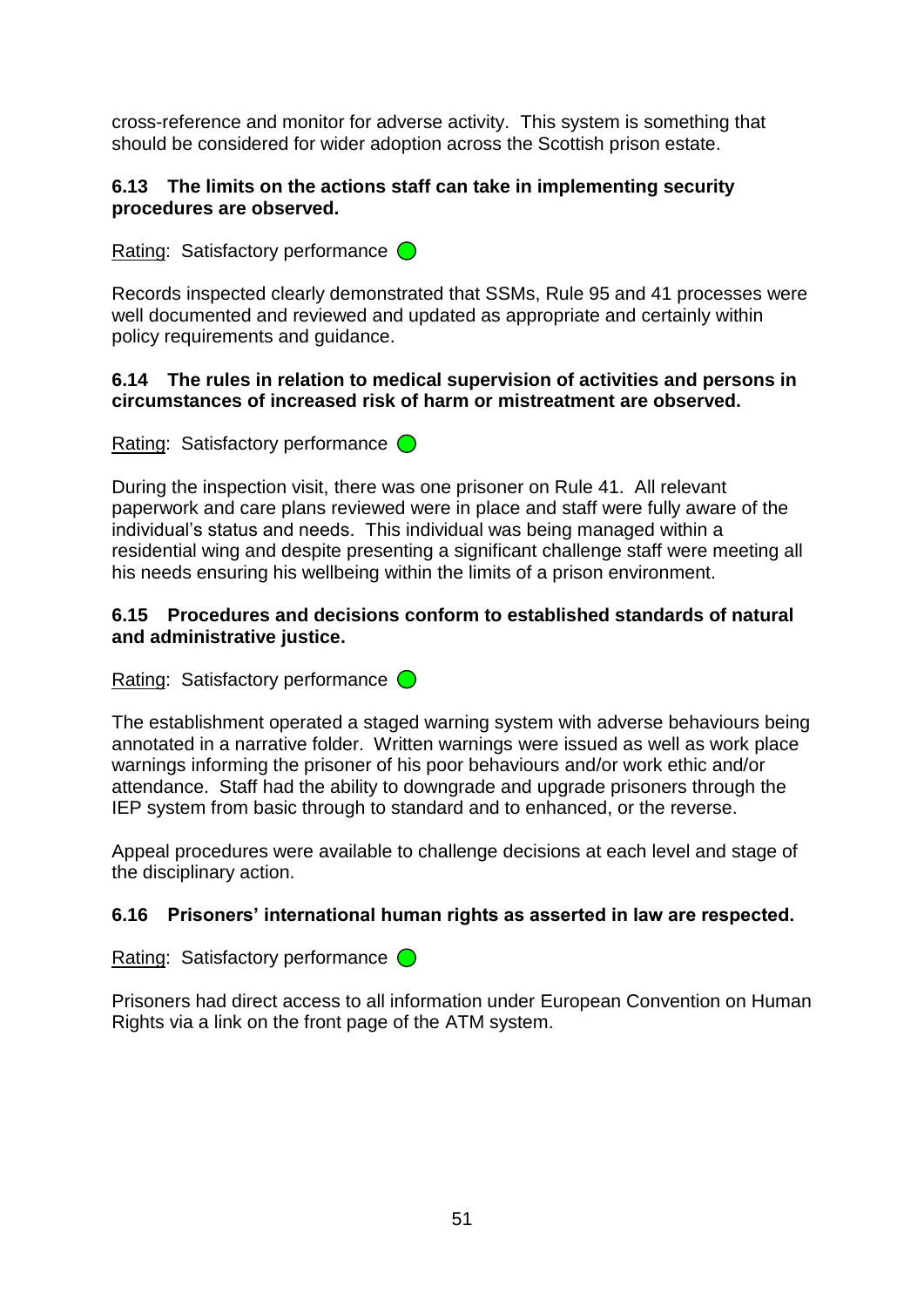cross-reference and monitor for adverse activity. This system is something that should be considered for wider adoption across the Scottish prison estate.

**6.13 The limits on the actions staff can take in implementing security procedures are observed.**

Rating: Satisfactory performance

Records inspected clearly demonstrated that SSMs, Rule 95 and 41 processes were well documented and reviewed and updated as appropriate and certainly within policy requirements and guidance.

**6.14 The rules in relation to medical supervision of activities and persons in circumstances of increased risk of harm or mistreatment are observed.**

Rating: Satisfactory performance

During the inspection visit, there was one prisoner on Rule 41. All relevant paperwork and care plans reviewed were in place and staff were fully aware of the individual's status and needs. This individual was being managed within a residential wing and despite presenting a significant challenge staff were meeting all his needs ensuring his wellbeing within the limits of a prison environment.

**6.15 Procedures and decisions conform to established standards of natural and administrative justice.**

Rating: Satisfactory performance

The establishment operated a staged warning system with adverse behaviours being annotated in a narrative folder. Written warnings were issued as well as work place warnings informing the prisoner of his poor behaviours and/or work ethic and/or attendance. Staff had the ability to downgrade and upgrade prisoners through the IEP system from basic through to standard and to enhanced, or the reverse.

Appeal procedures were available to challenge decisions at each level and stage of the disciplinary action.

**6.16 Prisoners' international human rights as asserted in law are respected.**

Rating: Satisfactory performance

Prisoners had direct access to all information under European Convention on Human Rights via a link on the front page of the ATM system.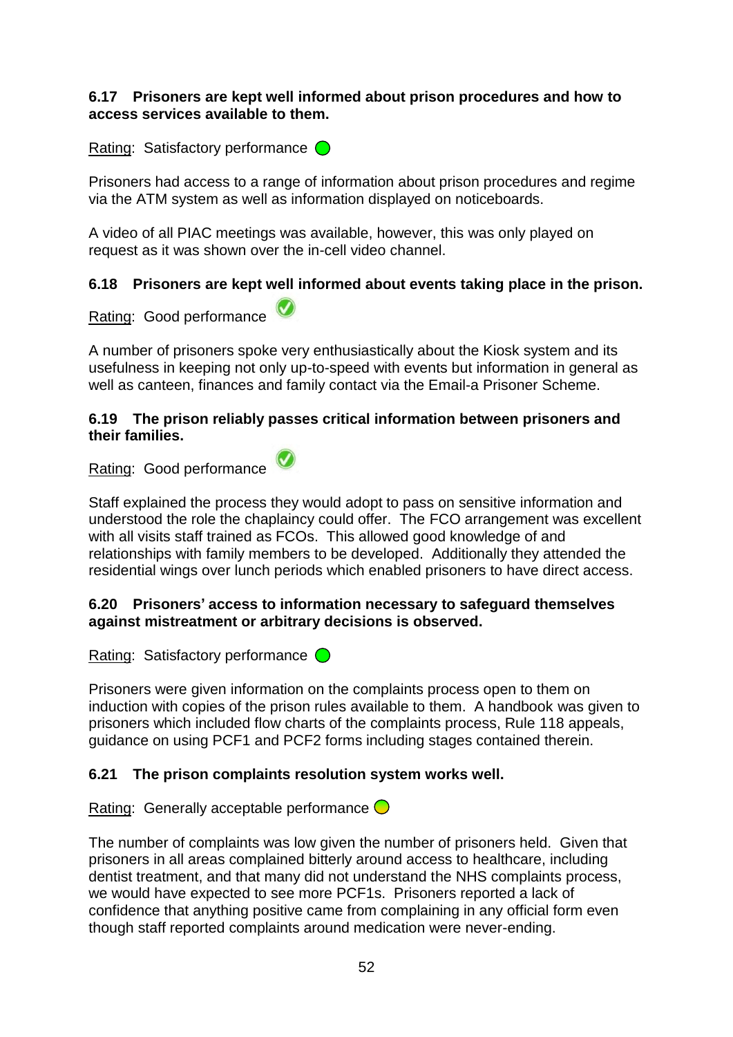**6.17 Prisoners are kept well informed about prison procedures and how to access services available to them.**

Rating: Satisfactory performance

Prisoners had access to a range of information about prison procedures and regime via the ATM system as well as information displayed on noticeboards.

A video of all PIAC meetings was available, however, this was only played on request as it was shown over the in-cell video channel.

**6.18 Prisoners are kept well informed about events taking place in the prison.**

Rating: Good performance

A number of prisoners spoke very enthusiastically about the Kiosk system and its usefulness in keeping not only up-to-speed with events but information in general as well as canteen, finances and family contact via the Email-a Prisoner Scheme.

**6.19 The prison reliably passes critical information between prisoners and their families.**

Rating: Good performance

Staff explained the process they would adopt to pass on sensitive information and understood the role the chaplaincy could offer. The FCO arrangement was excellent with all visits staff trained as FCOs. This allowed good knowledge of and relationships with family members to be developed. Additionally they attended the residential wings over lunch periods which enabled prisoners to have direct access.

**6.20 Prisoners' access to information necessary to safeguard themselves against mistreatment or arbitrary decisions is observed.**

Rating: Satisfactory performance

Prisoners were given information on the complaints process open to them on induction with copies of the prison rules available to them. A handbook was given to prisoners which included flow charts of the complaints process, Rule 118 appeals, guidance on using PCF1 and PCF2 forms including stages contained therein.

**6.21 The prison complaints resolution system works well.**

Rating: Generally acceptable performance

The number of complaints was low given the number of prisoners held. Given that prisoners in all areas complained bitterly around access to healthcare, including dentist treatment, and that many did not understand the NHS complaints process, we would have expected to see more PCF1s. Prisoners reported a lack of confidence that anything positive came from complaining in any official form even though staff reported complaints around medication were never-ending.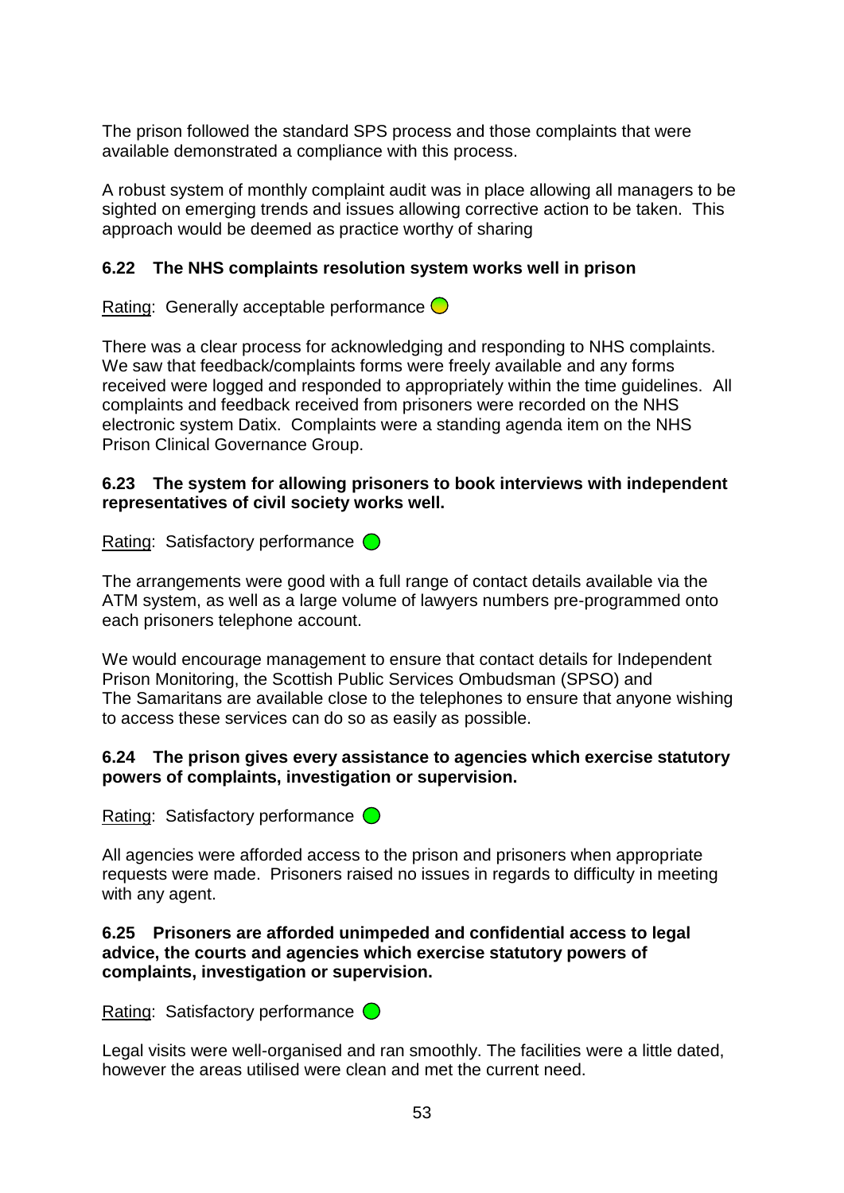The prison followed the standard SPS process and those complaints that were available demonstrated a compliance with this process.

A robust system of monthly complaint audit was in place allowing all managers to be sighted on emerging trends and issues allowing corrective action to be taken. This approach would be deemed as practice worthy of sharing

**6.22 The NHS complaints resolution system works well in prison**

Rating: Generally acceptable performance

There was a clear process for acknowledging and responding to NHS complaints. We saw that feedback/complaints forms were freely available and any forms received were logged and responded to appropriately within the time guidelines. All complaints and feedback received from prisoners were recorded on the NHS electronic system Datix. Complaints were a standing agenda item on the NHS Prison Clinical Governance Group.

**6.23 The system for allowing prisoners to book interviews with independent representatives of civil society works well.**

Rating: Satisfactory performance

The arrangements were good with a full range of contact details available via the ATM system, as well as a large volume of lawyers numbers pre-programmed onto each prisoners telephone account.

We would encourage management to ensure that contact details for Independent Prison Monitoring, the Scottish Public Services Ombudsman (SPSO) and The Samaritans are available close to the telephones to ensure that anyone wishing to access these services can do so as easily as possible.

**6.24 The prison gives every assistance to agencies which exercise statutory powers of complaints, investigation or supervision.**

Rating: Satisfactory performance

All agencies were afforded access to the prison and prisoners when appropriate requests were made. Prisoners raised no issues in regards to difficulty in meeting with any agent.

**6.25 Prisoners are afforded unimpeded and confidential access to legal advice, the courts and agencies which exercise statutory powers of complaints, investigation or supervision.**

Rating: Satisfactory performance

Legal visits were well-organised and ran smoothly. The facilities were a little dated, however the areas utilised were clean and met the current need.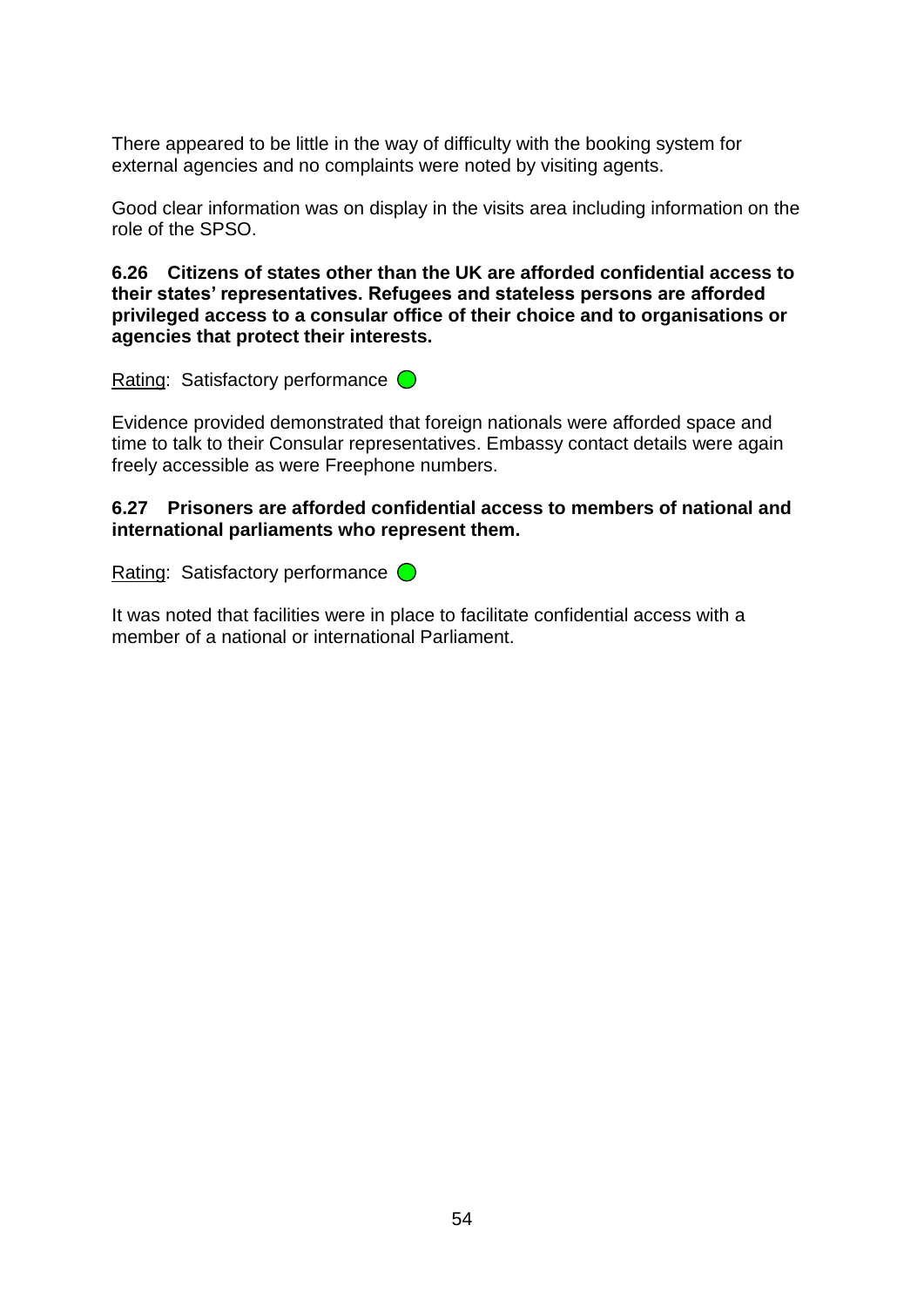There appeared to be little in the way of difficulty with the booking system for external agencies and no complaints were noted by visiting agents.

Good clear information was on display in the visits area including information on the role of the SPSO.

**6.26 Citizens of states other than the UK are afforded confidential access to their states' representatives. Refugees and stateless persons are afforded privileged access to a consular office of their choice and to organisations or agencies that protect their interests.**

Rating: Satisfactory performance

Evidence provided demonstrated that foreign nationals were afforded space and time to talk to their Consular representatives. Embassy contact details were again freely accessible as were Freephone numbers.

**6.27 Prisoners are afforded confidential access to members of national and international parliaments who represent them.**

Rating: Satisfactory performance

It was noted that facilities were in place to facilitate confidential access with a member of a national or international Parliament.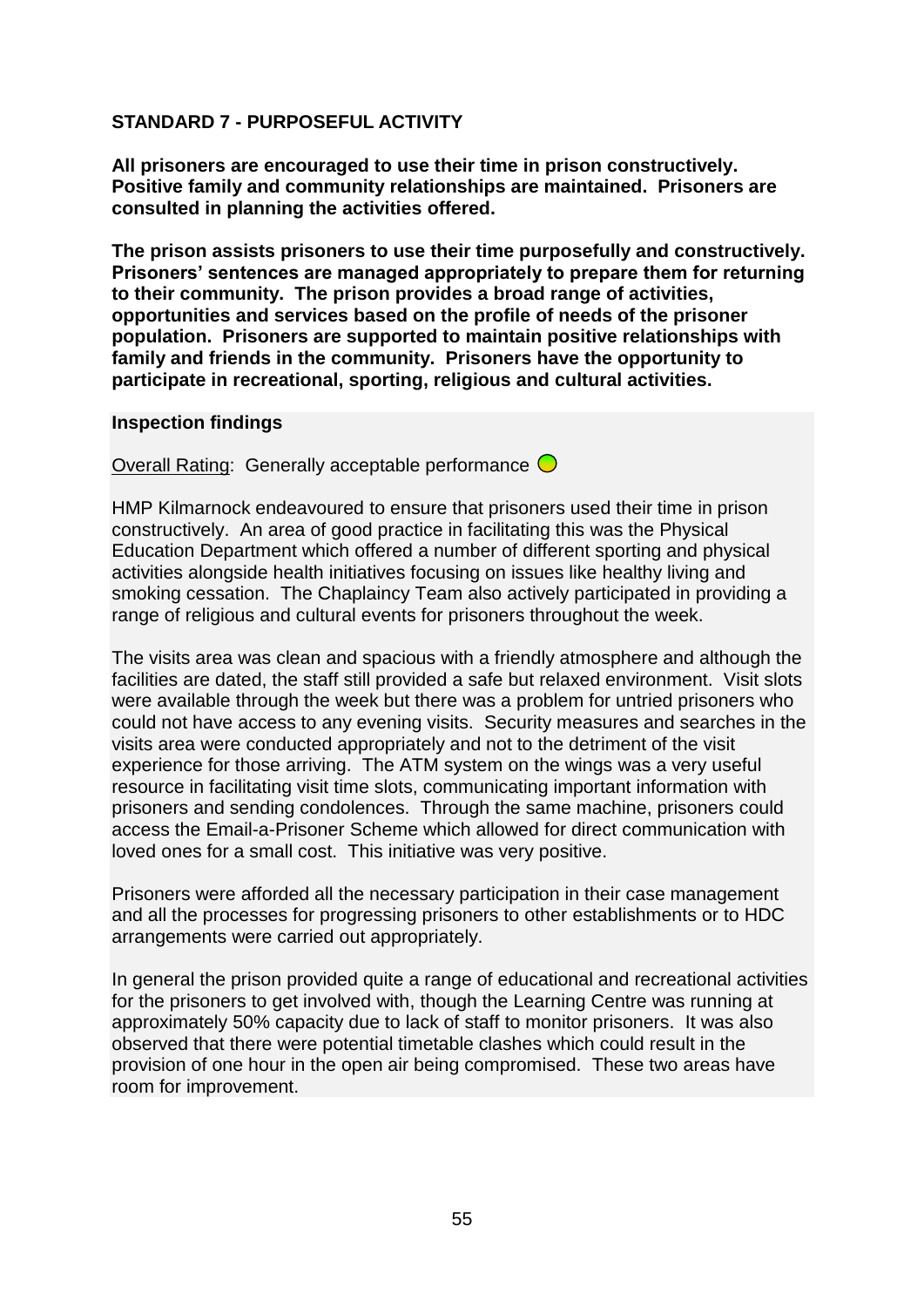## STANDARD 7 - PURPOSEFUL ACTIVITY

**All prisoners are encouraged to use their time in prison constructively. Positive family and community relationships are maintained. Prisoners are consulted in planning the activities offered.**

**The prison assists prisoners to use their time purposefully and constructively. Prisoners' sentences are managed appropriately to prepare them for returning to their community. The prison provides a broad range of activities, opportunities and services based on the profile of needs of the prisoner population. Prisoners are supported to maintain positive relationships with family and friends in the community. Prisoners have the opportunity to participate in recreational, sporting, religious and cultural activities.**

### Inspection findings

Overall Rating: Generally acceptable performance

HMP Kilmarnock endeavoured to ensure that prisoners used their time in prison constructively. An area of good practice in facilitating this was the Physical Education Department which offered a number of different sporting and physical activities alongside health initiatives focusing on issues like healthy living and smoking cessation. The Chaplaincy Team also actively participated in providing a range of religious and cultural events for prisoners throughout the week.

The visits area was clean and spacious with a friendly atmosphere and although the facilities are dated, the staff still provided a safe but relaxed environment. Visit slots were available through the week but there was a problem for untried prisoners who could not have access to any evening visits. Security measures and searches in the visits area were conducted appropriately and not to the detriment of the visit experience for those arriving. The ATM system on the wings was a very useful resource in facilitating visit time slots, communicating important information with prisoners and sending condolences. Through the same machine, prisoners could access the Email-a-Prisoner Scheme which allowed for direct communication with loved ones for a small cost. This initiative was very positive.

Prisoners were afforded all the necessary participation in their case management and all the processes for progressing prisoners to other establishments or to HDC arrangements were carried out appropriately.

In general the prison provided quite a range of educational and recreational activities for the prisoners to get involved with, though the Learning Centre was running at approximately 50% capacity due to lack of staff to monitor prisoners. It was also observed that there were potential timetable clashes which could result in the provision of one hour in the open air being compromised. These two areas have room for improvement.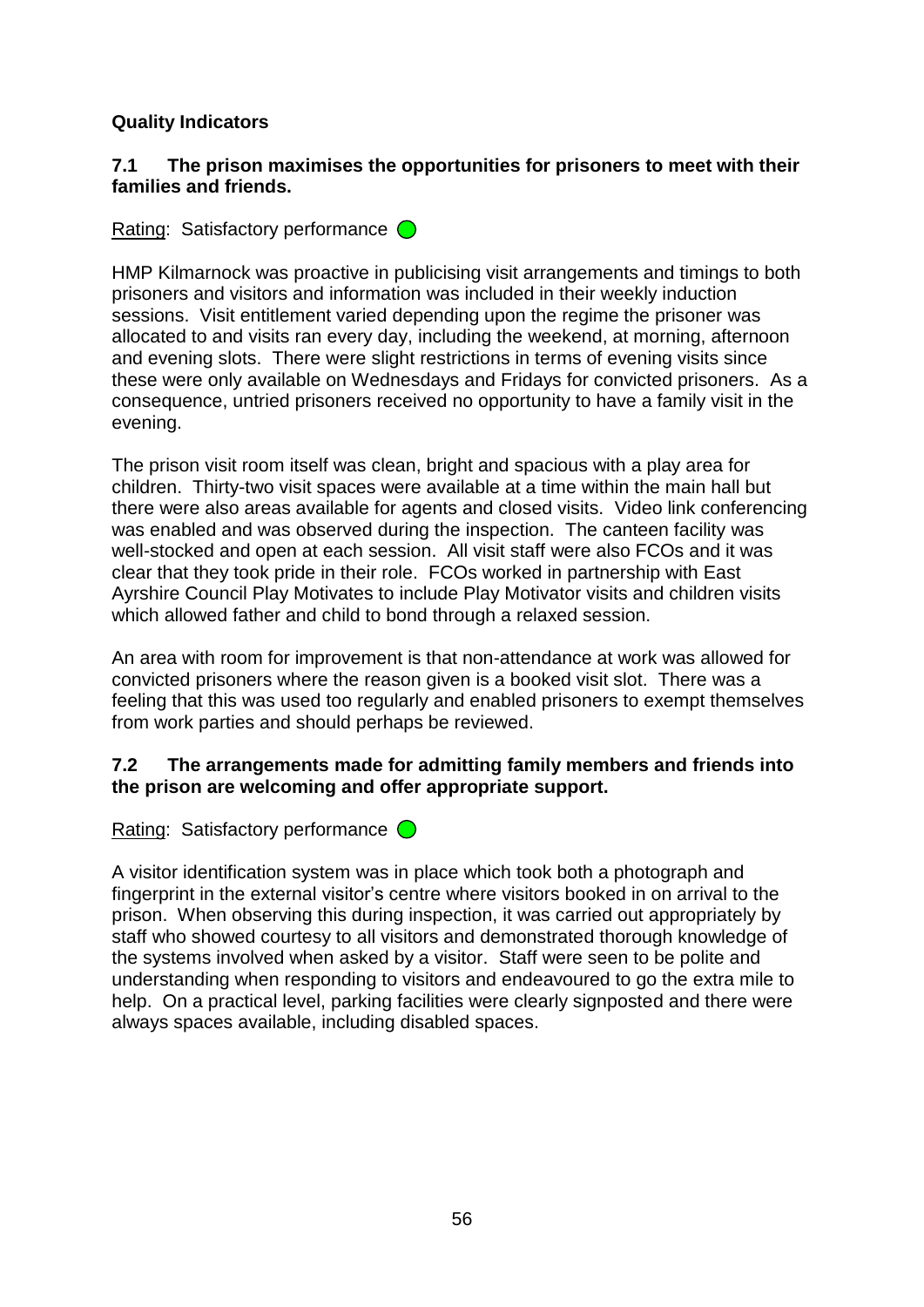**Quality Indicators**

**7.1 The prison maximises the opportunities for prisoners to meet with their families and friends.**

Rating: Satisfactory performance

HMP Kilmarnock was proactive in publicising visit arrangements and timings to both prisoners and visitors and information was included in their weekly induction sessions. Visit entitlement varied depending upon the regime the prisoner was allocated to and visits ran every day, including the weekend, at morning, afternoon and evening slots. There were slight restrictions in terms of evening visits since these were only available on Wednesdays and Fridays for convicted prisoners. As a consequence, untried prisoners received no opportunity to have a family visit in the evening.

The prison visit room itself was clean, bright and spacious with a play area for children. Thirty-two visit spaces were available at a time within the main hall but there were also areas available for agents and closed visits. Video link conferencing was enabled and was observed during the inspection. The canteen facility was well-stocked and open at each session. All visit staff were also FCOs and it was clear that they took pride in their role. FCOs worked in partnership with East Ayrshire Council Play Motivates to include Play Motivator visits and children visits which allowed father and child to bond through a relaxed session.

An area with room for improvement is that non-attendance at work was allowed for convicted prisoners where the reason given is a booked visit slot. There was a feeling that this was used too regularly and enabled prisoners to exempt themselves from work parties and should perhaps be reviewed.

**7.2 The arrangements made for admitting family members and friends into the prison are welcoming and offer appropriate support.**

Rating: Satisfactory performance

A visitor identification system was in place which took both a photograph and fingerprint in the external visitor's centre where visitors booked in on arrival to the prison. When observing this during inspection, it was carried out appropriately by staff who showed courtesy to all visitors and demonstrated thorough knowledge of the systems involved when asked by a visitor. Staff were seen to be polite and understanding when responding to visitors and endeavoured to go the extra mile to help. On a practical level, parking facilities were clearly signposted and there were always spaces available, including disabled spaces.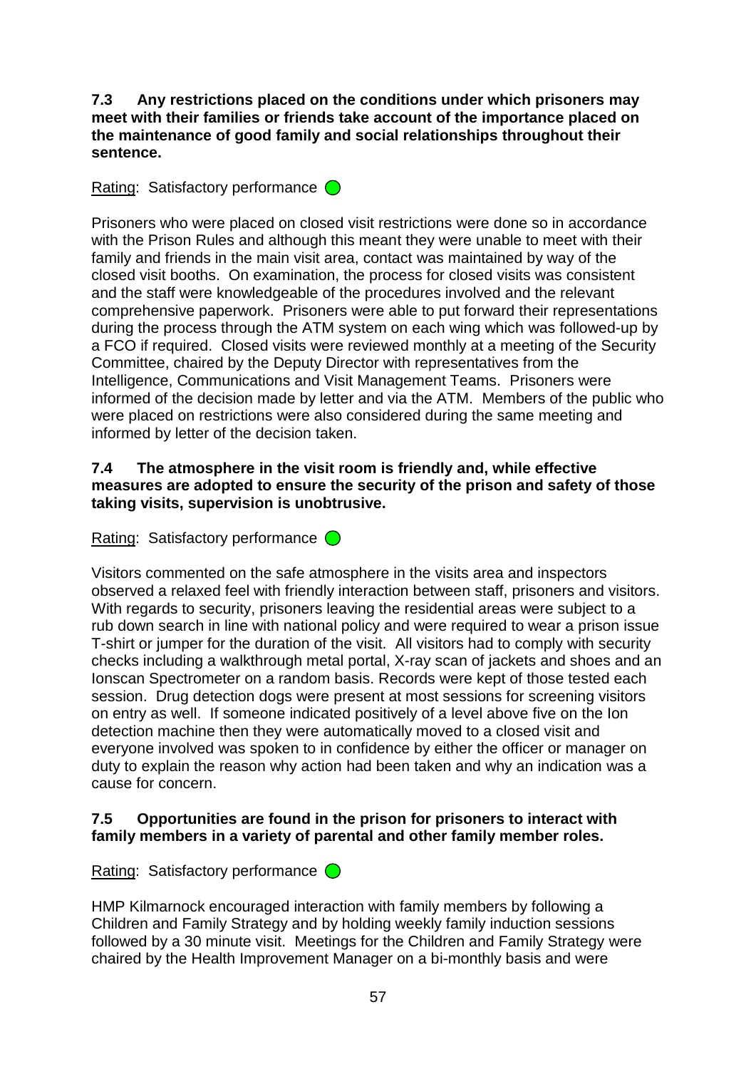**7.3 Any restrictions placed on the conditions under which prisoners may meet with their families or friends take account of the importance placed on the maintenance of good family and social relationships throughout their sentence.**

Rating: Satisfactory performance

Prisoners who were placed on closed visit restrictions were done so in accordance with the Prison Rules and although this meant they were unable to meet with their family and friends in the main visit area, contact was maintained by way of the closed visit booths. On examination, the process for closed visits was consistent and the staff were knowledgeable of the procedures involved and the relevant comprehensive paperwork. Prisoners were able to put forward their representations during the process through the ATM system on each wing which was followed-up by a FCO if required. Closed visits were reviewed monthly at a meeting of the Security Committee, chaired by the Deputy Director with representatives from the Intelligence, Communications and Visit Management Teams. Prisoners were informed of the decision made by letter and via the ATM. Members of the public who were placed on restrictions were also considered during the same meeting and informed by letter of the decision taken.

**7.4 The atmosphere in the visit room is friendly and, while effective measures are adopted to ensure the security of the prison and safety of those taking visits, supervision is unobtrusive.**

Rating: Satisfactory performance

Visitors commented on the safe atmosphere in the visits area and inspectors observed a relaxed feel with friendly interaction between staff, prisoners and visitors. With regards to security, prisoners leaving the residential areas were subject to a rub down search in line with national policy and were required to wear a prison issue T-shirt or jumper for the duration of the visit. All visitors had to comply with security checks including a walkthrough metal portal, X-ray scan of jackets and shoes and an Ionscan Spectrometer on a random basis. Records were kept of those tested each session. Drug detection dogs were present at most sessions for screening visitors on entry as well. If someone indicated positively of a level above five on the Ion detection machine then they were automatically moved to a closed visit and everyone involved was spoken to in confidence by either the officer or manager on duty to explain the reason why action had been taken and why an indication was a cause for concern.

**7.5 Opportunities are found in the prison for prisoners to interact with family members in a variety of parental and other family member roles.**

Rating: Satisfactory performance

HMP Kilmarnock encouraged interaction with family members by following a Children and Family Strategy and by holding weekly family induction sessions followed by a 30 minute visit. Meetings for the Children and Family Strategy were chaired by the Health Improvement Manager on a bi-monthly basis and were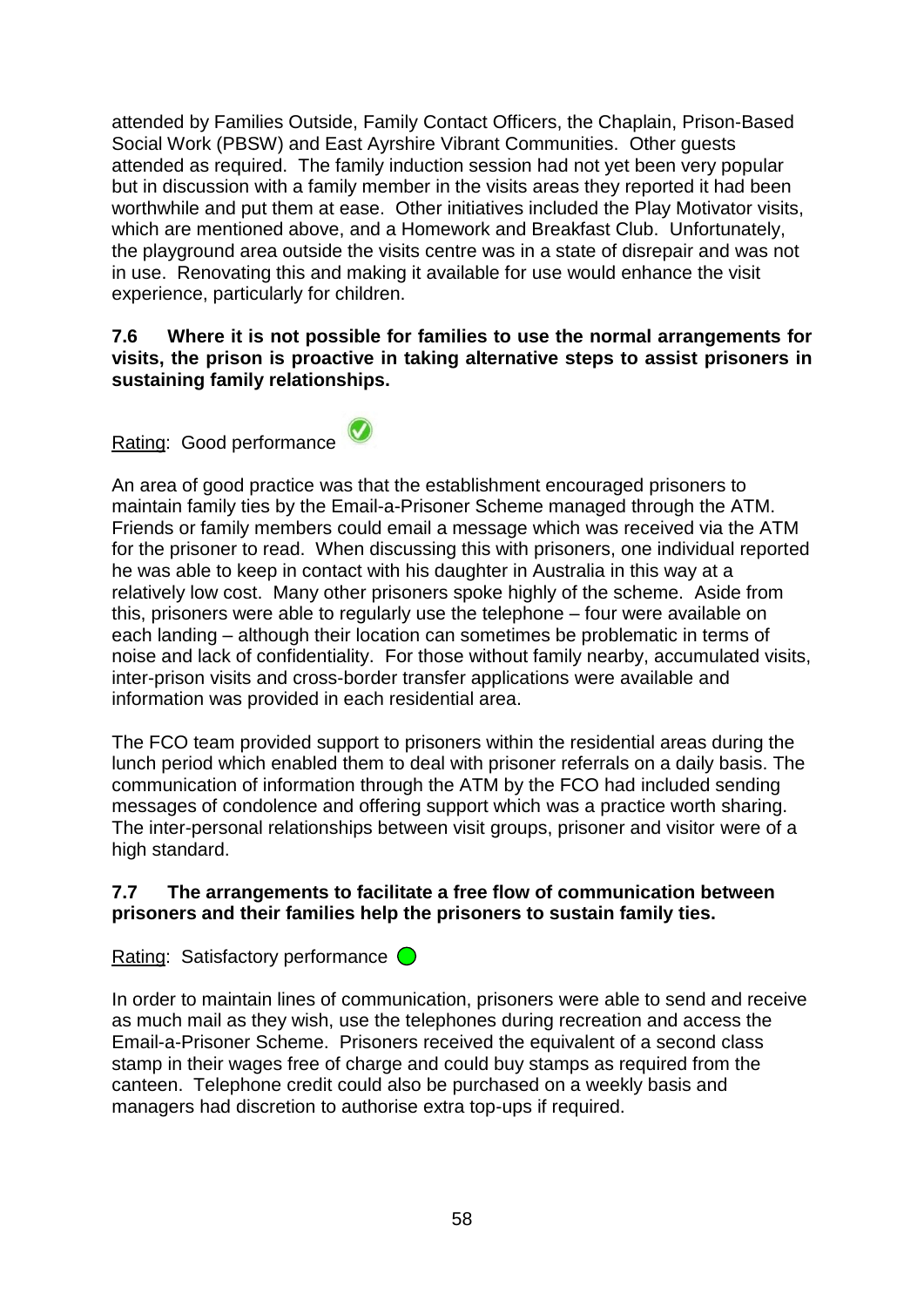attended by Families Outside, Family Contact Officers, the Chaplain, Prison-Based Social Work (PBSW) and East Ayrshire Vibrant Communities. Other guests attended as required. The family induction session had not yet been very popular but in discussion with a family member in the visits areas they reported it had been worthwhile and put them at ease. Other initiatives included the Play Motivator visits, which are mentioned above, and a Homework and Breakfast Club. Unfortunately, the playground area outside the visits centre was in a state of disrepair and was not in use. Renovating this and making it available for use would enhance the visit experience, particularly for children.

**7.6 Where it is not possible for families to use the normal arrangements for visits, the prison is proactive in taking alternative steps to assist prisoners in sustaining family relationships.**

Rating: Good performance

An area of good practice was that the establishment encouraged prisoners to maintain family ties by the Email-a-Prisoner Scheme managed through the ATM. Friends or family members could email a message which was received via the ATM for the prisoner to read. When discussing this with prisoners, one individual reported he was able to keep in contact with his daughter in Australia in this way at a relatively low cost. Many other prisoners spoke highly of the scheme. Aside from this, prisoners were able to regularly use the telephone – four were available on each landing – although their location can sometimes be problematic in terms of noise and lack of confidentiality. For those without family nearby, accumulated visits, inter-prison visits and cross-border transfer applications were available and information was provided in each residential area.

The FCO team provided support to prisoners within the residential areas during the lunch period which enabled them to deal with prisoner referrals on a daily basis. The communication of information through the ATM by the FCO had included sending messages of condolence and offering support which was a practice worth sharing. The inter-personal relationships between visit groups, prisoner and visitor were of a high standard.

**7.7 The arrangements to facilitate a free flow of communication between prisoners and their families help the prisoners to sustain family ties.**

Rating: Satisfactory performance

In order to maintain lines of communication, prisoners were able to send and receive as much mail as they wish, use the telephones during recreation and access the Email-a-Prisoner Scheme. Prisoners received the equivalent of a second class stamp in their wages free of charge and could buy stamps as required from the canteen. Telephone credit could also be purchased on a weekly basis and managers had discretion to authorise extra top-ups if required.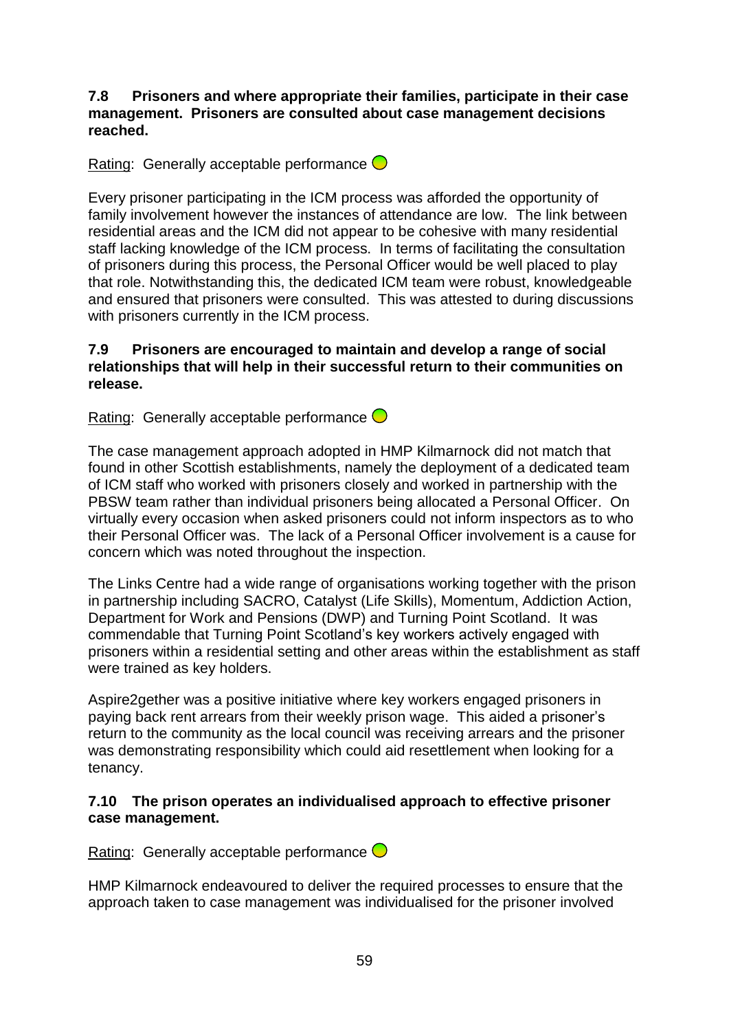**7.8 Prisoners and where appropriate their families, participate in their case management. Prisoners are consulted about case management decisions reached.**

Rating: Generally acceptable performance

Every prisoner participating in the ICM process was afforded the opportunity of family involvement however the instances of attendance are low. The link between residential areas and the ICM did not appear to be cohesive with many residential staff lacking knowledge of the ICM process. In terms of facilitating the consultation of prisoners during this process, the Personal Officer would be well placed to play that role. Notwithstanding this, the dedicated ICM team were robust, knowledgeable and ensured that prisoners were consulted. This was attested to during discussions with prisoners currently in the ICM process.

**7.9 Prisoners are encouraged to maintain and develop a range of social relationships that will help in their successful return to their communities on release.**

Rating: Generally acceptable performance

The case management approach adopted in HMP Kilmarnock did not match that found in other Scottish establishments, namely the deployment of a dedicated team of ICM staff who worked with prisoners closely and worked in partnership with the PBSW team rather than individual prisoners being allocated a Personal Officer. On virtually every occasion when asked prisoners could not inform inspectors as to who their Personal Officer was. The lack of a Personal Officer involvement is a cause for concern which was noted throughout the inspection.

The Links Centre had a wide range of organisations working together with the prison in partnership including SACRO, Catalyst (Life Skills), Momentum, Addiction Action, Department for Work and Pensions (DWP) and Turning Point Scotland. It was commendable that Turning Point Scotland's key workers actively engaged with prisoners within a residential setting and other areas within the establishment as staff were trained as key holders.

Aspire2gether was a positive initiative where key workers engaged prisoners in paying back rent arrears from their weekly prison wage. This aided a prisoner's return to the community as the local council was receiving arrears and the prisoner was demonstrating responsibility which could aid resettlement when looking for a tenancy.

**7.10 The prison operates an individualised approach to effective prisoner case management.**

Rating: Generally acceptable performance

HMP Kilmarnock endeavoured to deliver the required processes to ensure that the approach taken to case management was individualised for the prisoner involved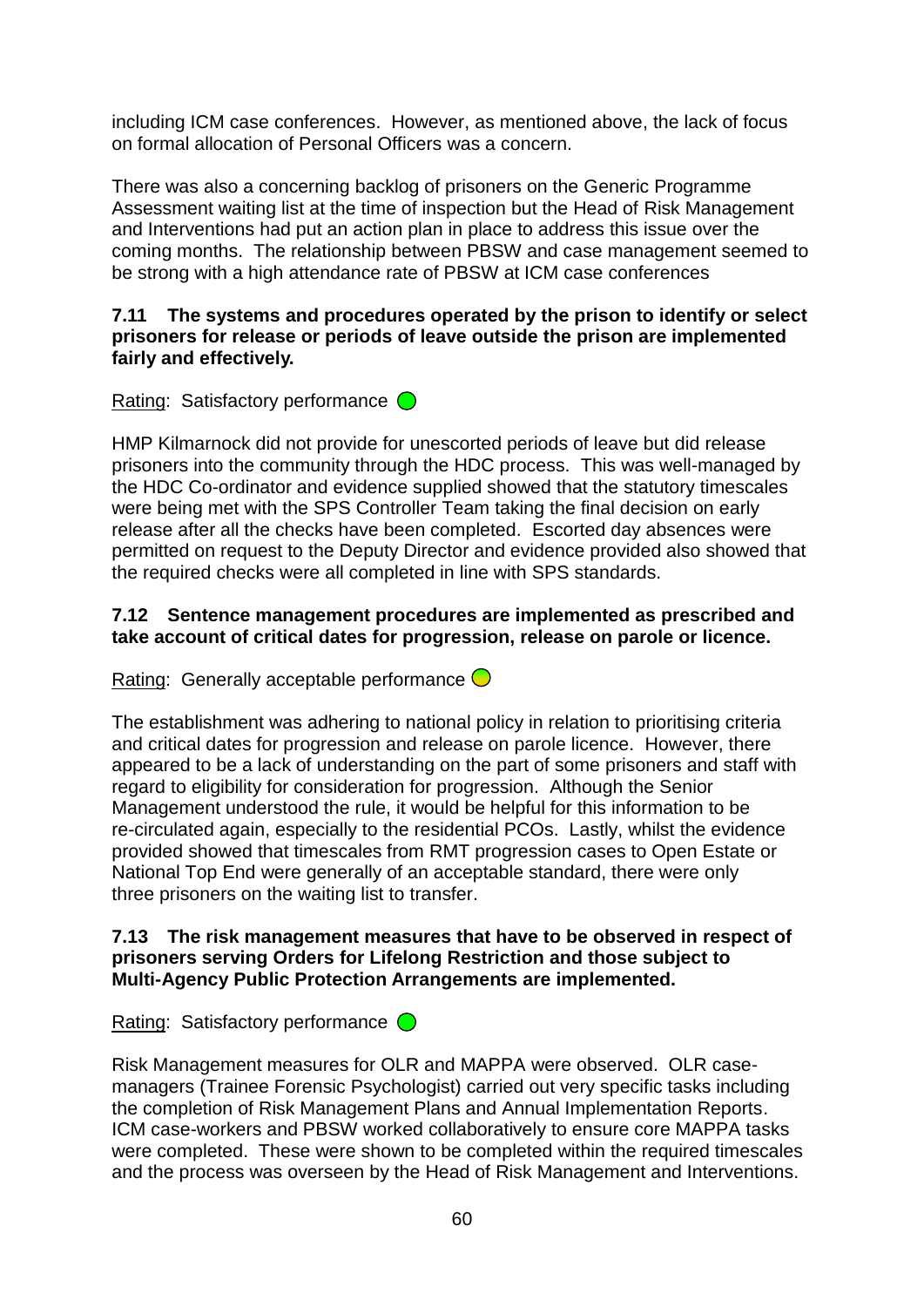including ICM case conferences. However, as mentioned above, the lack of focus on formal allocation of Personal Officers was a concern.

There was also a concerning backlog of prisoners on the Generic Programme Assessment waiting list at the time of inspection but the Head of Risk Management and Interventions had put an action plan in place to address this issue over the coming months. The relationship between PBSW and case management seemed to be strong with a high attendance rate of PBSW at ICM case conferences

**7.11 The systems and procedures operated by the prison to identify or select prisoners for release or periods of leave outside the prison are implemented fairly and effectively.**

Rating: Satisfactory performance

HMP Kilmarnock did not provide for unescorted periods of leave but did release prisoners into the community through the HDC process. This was well-managed by the HDC Co-ordinator and evidence supplied showed that the statutory timescales were being met with the SPS Controller Team taking the final decision on early release after all the checks have been completed. Escorted day absences were permitted on request to the Deputy Director and evidence provided also showed that the required checks were all completed in line with SPS standards.

**7.12 Sentence management procedures are implemented as prescribed and take account of critical dates for progression, release on parole or licence.**

Rating: Generally acceptable performance

The establishment was adhering to national policy in relation to prioritising criteria and critical dates for progression and release on parole licence. However, there appeared to be a lack of understanding on the part of some prisoners and staff with regard to eligibility for consideration for progression. Although the Senior Management understood the rule, it would be helpful for this information to be re-circulated again, especially to the residential PCOs. Lastly, whilst the evidence provided showed that timescales from RMT progression cases to Open Estate or National Top End were generally of an acceptable standard, there were only three prisoners on the waiting list to transfer.

**7.13 The risk management measures that have to be observed in respect of prisoners serving Orders for Lifelong Restriction and those subject to Multi-Agency Public Protection Arrangements are implemented.**

Rating: Satisfactory performance

Risk Management measures for OLR and MAPPA were observed. OLR case-managers (Trainee Forensic Psychologist) carried out very specific tasks including the completion of Risk Management Plans and Annual Implementation Reports. ICM case-workers and PBSW worked collaboratively to ensure core MAPPA tasks were completed. These were shown to be completed within the required timescales and the process was overseen by the Head of Risk Management and Interventions.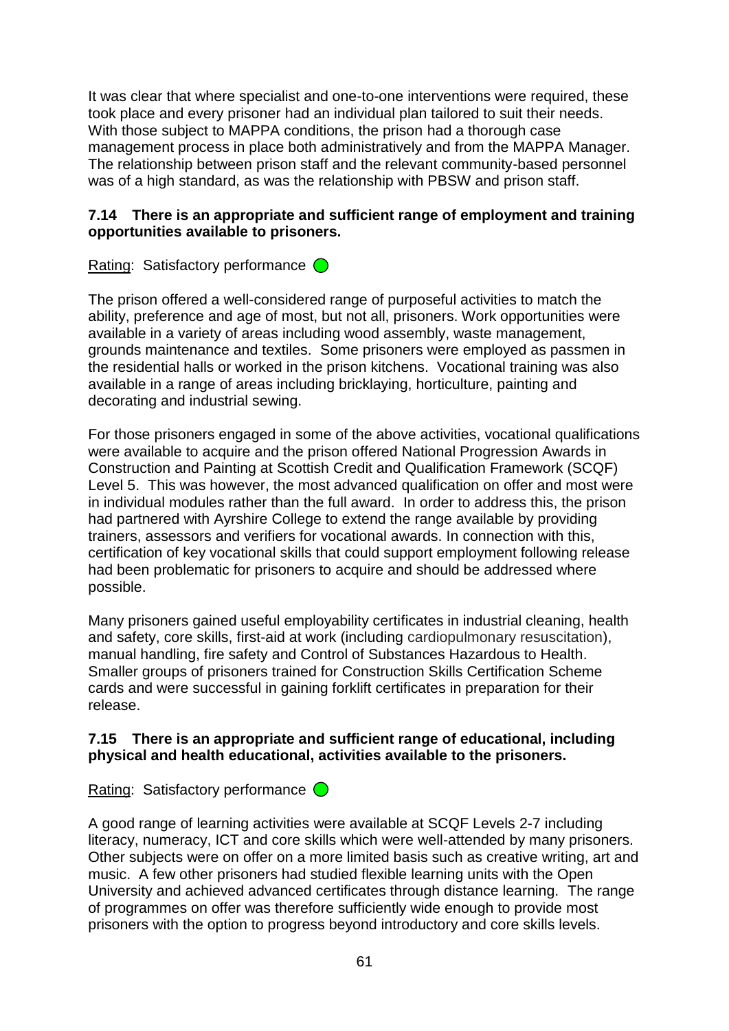It was clear that where specialist and one-to-one interventions were required, these took place and every prisoner had an individual plan tailored to suit their needs. With those subject to MAPPA conditions, the prison had a thorough case management process in place both administratively and from the MAPPA Manager. The relationship between prison staff and the relevant community-based personnel was of a high standard, as was the relationship with PBSW and prison staff.

**7.14 There is an appropriate and sufficient range of employment and training opportunities available to prisoners.**

Rating: Satisfactory performance

The prison offered a well-considered range of purposeful activities to match the ability, preference and age of most, but not all, prisoners. Work opportunities were available in a variety of areas including wood assembly, waste management, grounds maintenance and textiles. Some prisoners were employed as passmen in the residential halls or worked in the prison kitchens. Vocational training was also available in a range of areas including bricklaying, horticulture, painting and decorating and industrial sewing.

For those prisoners engaged in some of the above activities, vocational qualifications were available to acquire and the prison offered National Progression Awards in Construction and Painting at Scottish Credit and Qualification Framework (SCQF) Level 5. This was however, the most advanced qualification on offer and most were in individual modules rather than the full award. In order to address this, the prison had partnered with Ayrshire College to extend the range available by providing trainers, assessors and verifiers for vocational awards. In connection with this, certification of key vocational skills that could support employment following release had been problematic for prisoners to acquire and should be addressed where possible.

Many prisoners gained useful employability certificates in industrial cleaning, health and safety, core skills, first-aid at work (including cardiopulmonary resuscitation), manual handling, fire safety and Control of Substances Hazardous to Health. Smaller groups of prisoners trained for Construction Skills Certification Scheme cards and were successful in gaining forklift certificates in preparation for their release.

**7.15 There is an appropriate and sufficient range of educational, including physical and health educational, activities available to the prisoners.**

Rating: Satisfactory performance

A good range of learning activities were available at SCQF Levels 2-7 including literacy, numeracy, ICT and core skills which were well-attended by many prisoners. Other subjects were on offer on a more limited basis such as creative writing, art and music. A few other prisoners had studied flexible learning units with the Open University and achieved advanced certificates through distance learning. The range of programmes on offer was therefore sufficiently wide enough to provide most prisoners with the option to progress beyond introductory and core skills levels.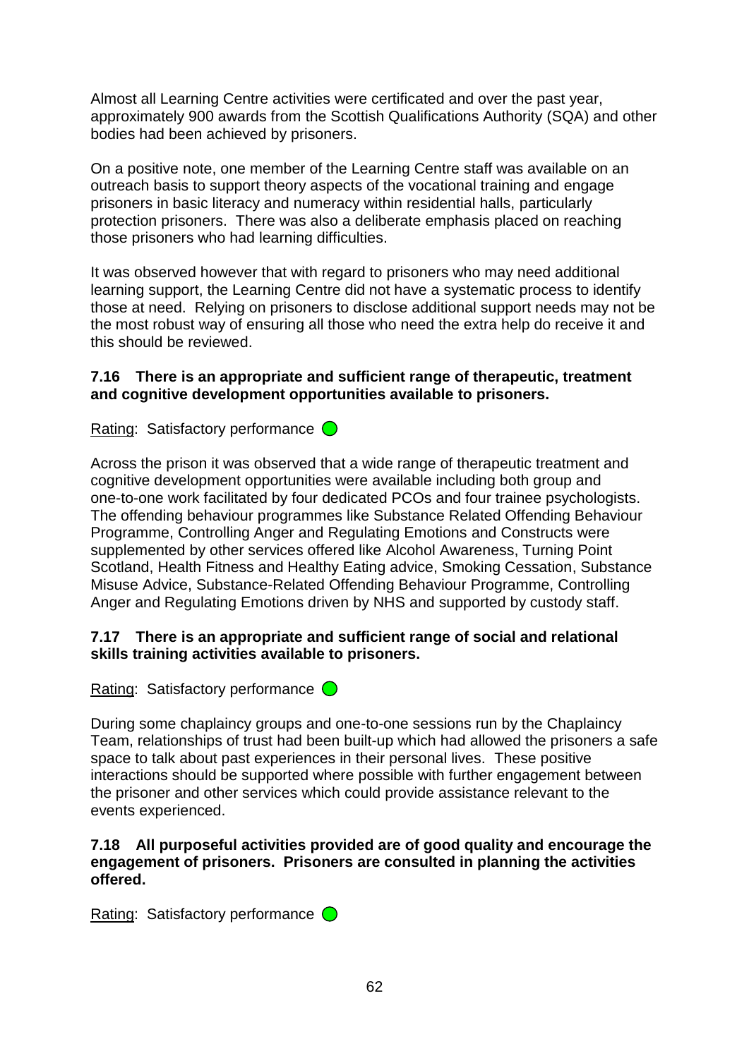Almost all Learning Centre activities were certificated and over the past year, approximately 900 awards from the Scottish Qualifications Authority (SQA) and other bodies had been achieved by prisoners.

On a positive note, one member of the Learning Centre staff was available on an outreach basis to support theory aspects of the vocational training and engage prisoners in basic literacy and numeracy within residential halls, particularly protection prisoners. There was also a deliberate emphasis placed on reaching those prisoners who had learning difficulties.

It was observed however that with regard to prisoners who may need additional learning support, the Learning Centre did not have a systematic process to identify those at need. Relying on prisoners to disclose additional support needs may not be the most robust way of ensuring all those who need the extra help do receive it and this should be reviewed.

**7.16 There is an appropriate and sufficient range of therapeutic, treatment and cognitive development opportunities available to prisoners.**

Rating: Satisfactory performance

Across the prison it was observed that a wide range of therapeutic treatment and cognitive development opportunities were available including both group and one-to-one work facilitated by four dedicated PCOs and four trainee psychologists. The offending behaviour programmes like Substance Related Offending Behaviour Programme, Controlling Anger and Regulating Emotions and Constructs were supplemented by other services offered like Alcohol Awareness, Turning Point Scotland, Health Fitness and Healthy Eating advice, Smoking Cessation, Substance Misuse Advice, Substance-Related Offending Behaviour Programme, Controlling Anger and Regulating Emotions driven by NHS and supported by custody staff.

**7.17 There is an appropriate and sufficient range of social and relational skills training activities available to prisoners.**

Rating: Satisfactory performance

During some chaplaincy groups and one-to-one sessions run by the Chaplaincy Team, relationships of trust had been built-up which had allowed the prisoners a safe space to talk about past experiences in their personal lives. These positive interactions should be supported where possible with further engagement between the prisoner and other services which could provide assistance relevant to the events experienced.

**7.18 All purposeful activities provided are of good quality and encourage the engagement of prisoners. Prisoners are consulted in planning the activities offered.**

Rating: Satisfactory performance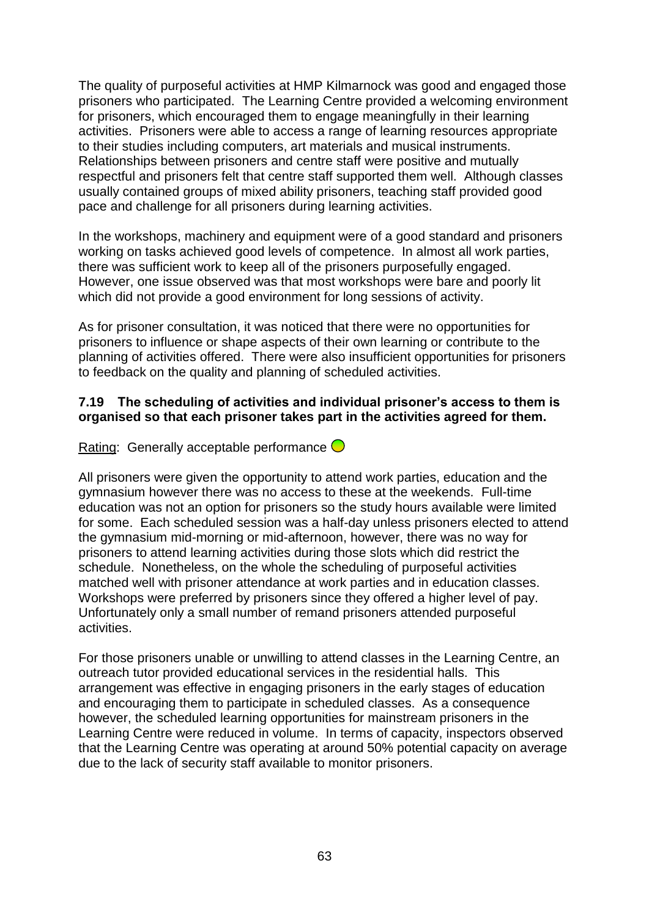The quality of purposeful activities at HMP Kilmarnock was good and engaged those prisoners who participated. The Learning Centre provided a welcoming environment for prisoners, which encouraged them to engage meaningfully in their learning activities. Prisoners were able to access a range of learning resources appropriate to their studies including computers, art materials and musical instruments. Relationships between prisoners and centre staff were positive and mutually respectful and prisoners felt that centre staff supported them well. Although classes usually contained groups of mixed ability prisoners, teaching staff provided good pace and challenge for all prisoners during learning activities.

In the workshops, machinery and equipment were of a good standard and prisoners working on tasks achieved good levels of competence. In almost all work parties, there was sufficient work to keep all of the prisoners purposefully engaged. However, one issue observed was that most workshops were bare and poorly lit which did not provide a good environment for long sessions of activity.

As for prisoner consultation, it was noticed that there were no opportunities for prisoners to influence or shape aspects of their own learning or contribute to the planning of activities offered. There were also insufficient opportunities for prisoners to feedback on the quality and planning of scheduled activities.

**7.19 The scheduling of activities and individual prisoner's access to them is organised so that each prisoner takes part in the activities agreed for them.**

Rating: Generally acceptable performance

All prisoners were given the opportunity to attend work parties, education and the gymnasium however there was no access to these at the weekends. Full-time education was not an option for prisoners so the study hours available were limited for some. Each scheduled session was a half-day unless prisoners elected to attend the gymnasium mid-morning or mid-afternoon, however, there was no way for prisoners to attend learning activities during those slots which did restrict the schedule. Nonetheless, on the whole the scheduling of purposeful activities matched well with prisoner attendance at work parties and in education classes. Workshops were preferred by prisoners since they offered a higher level of pay. Unfortunately only a small number of remand prisoners attended purposeful activities.

For those prisoners unable or unwilling to attend classes in the Learning Centre, an outreach tutor provided educational services in the residential halls. This arrangement was effective in engaging prisoners in the early stages of education and encouraging them to participate in scheduled classes. As a consequence however, the scheduled learning opportunities for mainstream prisoners in the Learning Centre were reduced in volume. In terms of capacity, inspectors observed that the Learning Centre was operating at around 50% potential capacity on average due to the lack of security staff available to monitor prisoners.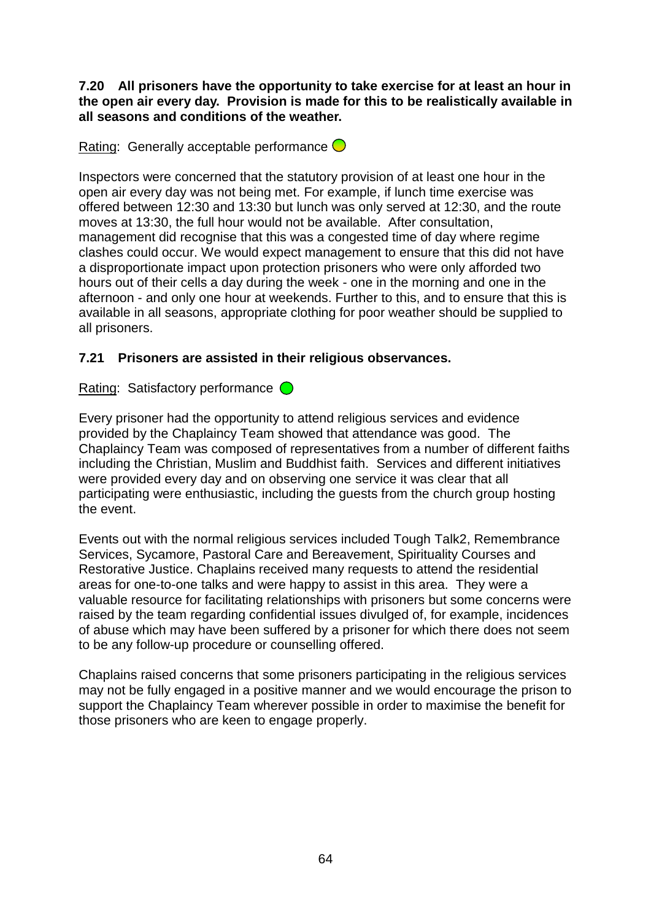**7.20 All prisoners have the opportunity to take exercise for at least an hour in the open air every day. Provision is made for this to be realistically available in all seasons and conditions of the weather.**

Rating: Generally acceptable performance

Inspectors were concerned that the statutory provision of at least one hour in the open air every day was not being met. For example, if lunch time exercise was offered between 12:30 and 13:30 but lunch was only served at 12:30, and the route moves at 13:30, the full hour would not be available. After consultation, management did recognise that this was a congested time of day where regime clashes could occur. We would expect management to ensure that this did not have a disproportionate impact upon protection prisoners who were only afforded two hours out of their cells a day during the week - one in the morning and one in the afternoon - and only one hour at weekends. Further to this, and to ensure that this is available in all seasons, appropriate clothing for poor weather should be supplied to all prisoners.

**7.21 Prisoners are assisted in their religious observances.**

Rating: Satisfactory performance

Every prisoner had the opportunity to attend religious services and evidence provided by the Chaplaincy Team showed that attendance was good. The Chaplaincy Team was composed of representatives from a number of different faiths including the Christian, Muslim and Buddhist faith. Services and different initiatives were provided every day and on observing one service it was clear that all participating were enthusiastic, including the guests from the church group hosting the event.

Events out with the normal religious services included Tough Talk2, Remembrance Services, Sycamore, Pastoral Care and Bereavement, Spirituality Courses and Restorative Justice. Chaplains received many requests to attend the residential areas for one-to-one talks and were happy to assist in this area. They were a valuable resource for facilitating relationships with prisoners but some concerns were raised by the team regarding confidential issues divulged of, for example, incidences of abuse which may have been suffered by a prisoner for which there does not seem to be any follow-up procedure or counselling offered.

Chaplains raised concerns that some prisoners participating in the religious services may not be fully engaged in a positive manner and we would encourage the prison to support the Chaplaincy Team wherever possible in order to maximise the benefit for those prisoners who are keen to engage properly.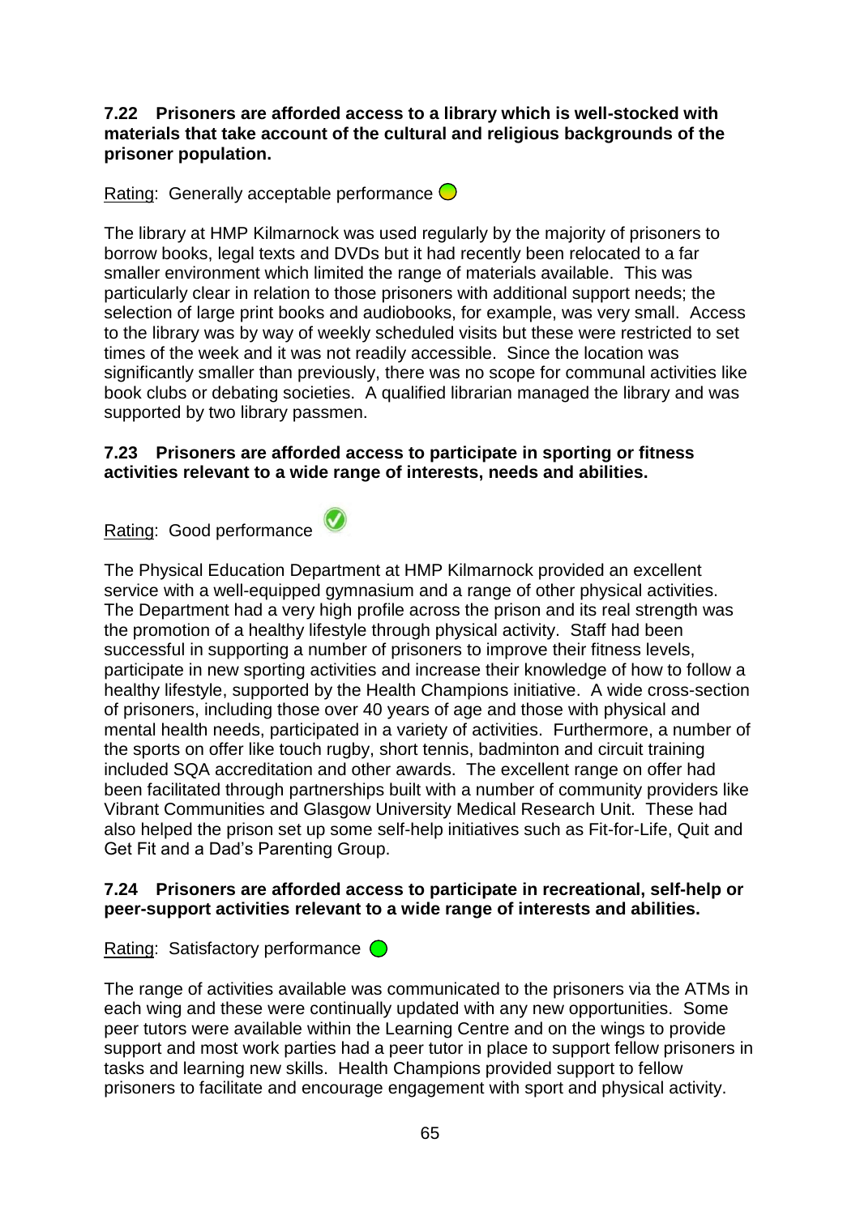**7.22 Prisoners are afforded access to a library which is well-stocked with materials that take account of the cultural and religious backgrounds of the prisoner population.**

Rating: Generally acceptable performance

The library at HMP Kilmarnock was used regularly by the majority of prisoners to borrow books, legal texts and DVDs but it had recently been relocated to a far smaller environment which limited the range of materials available. This was particularly clear in relation to those prisoners with additional support needs; the selection of large print books and audiobooks, for example, was very small. Access to the library was by way of weekly scheduled visits but these were restricted to set times of the week and it was not readily accessible. Since the location was significantly smaller than previously, there was no scope for communal activities like book clubs or debating societies. A qualified librarian managed the library and was supported by two library passmen.

**7.23 Prisoners are afforded access to participate in sporting or fitness activities relevant to a wide range of interests, needs and abilities.**

Rating: Good performance

The Physical Education Department at HMP Kilmarnock provided an excellent service with a well-equipped gymnasium and a range of other physical activities. The Department had a very high profile across the prison and its real strength was the promotion of a healthy lifestyle through physical activity. Staff had been successful in supporting a number of prisoners to improve their fitness levels, participate in new sporting activities and increase their knowledge of how to follow a healthy lifestyle, supported by the Health Champions initiative. A wide cross-section of prisoners, including those over 40 years of age and those with physical and mental health needs, participated in a variety of activities. Furthermore, a number of the sports on offer like touch rugby, short tennis, badminton and circuit training included SQA accreditation and other awards. The excellent range on offer had been facilitated through partnerships built with a number of community providers like Vibrant Communities and Glasgow University Medical Research Unit. These had also helped the prison set up some self-help initiatives such as Fit-for-Life, Quit and Get Fit and a Dad's Parenting Group.

**7.24 Prisoners are afforded access to participate in recreational, self-help or peer-support activities relevant to a wide range of interests and abilities.**

Rating: Satisfactory performance

The range of activities available was communicated to the prisoners via the ATMs in each wing and these were continually updated with any new opportunities. Some peer tutors were available within the Learning Centre and on the wings to provide support and most work parties had a peer tutor in place to support fellow prisoners in tasks and learning new skills. Health Champions provided support to fellow prisoners to facilitate and encourage engagement with sport and physical activity.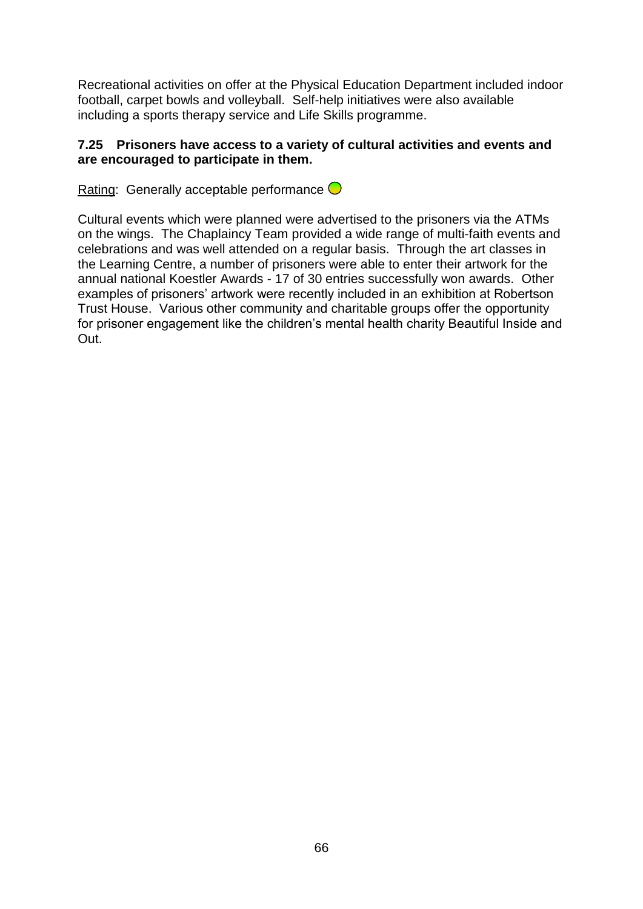Recreational activities on offer at the Physical Education Department included indoor football, carpet bowls and volleyball. Self-help initiatives were also available including a sports therapy service and Life Skills programme.

**7.25 Prisoners have access to a variety of cultural activities and events and are encouraged to participate in them.**

Rating: Generally acceptable performance

Cultural events which were planned were advertised to the prisoners via the ATMs on the wings. The Chaplaincy Team provided a wide range of multi-faith events and celebrations and was well attended on a regular basis. Through the art classes in the Learning Centre, a number of prisoners were able to enter their artwork for the annual national Koestler Awards - 17 of 30 entries successfully won awards. Other examples of prisoners' artwork were recently included in an exhibition at Robertson Trust House. Various other community and charitable groups offer the opportunity for prisoner engagement like the children's mental health charity Beautiful Inside and Out.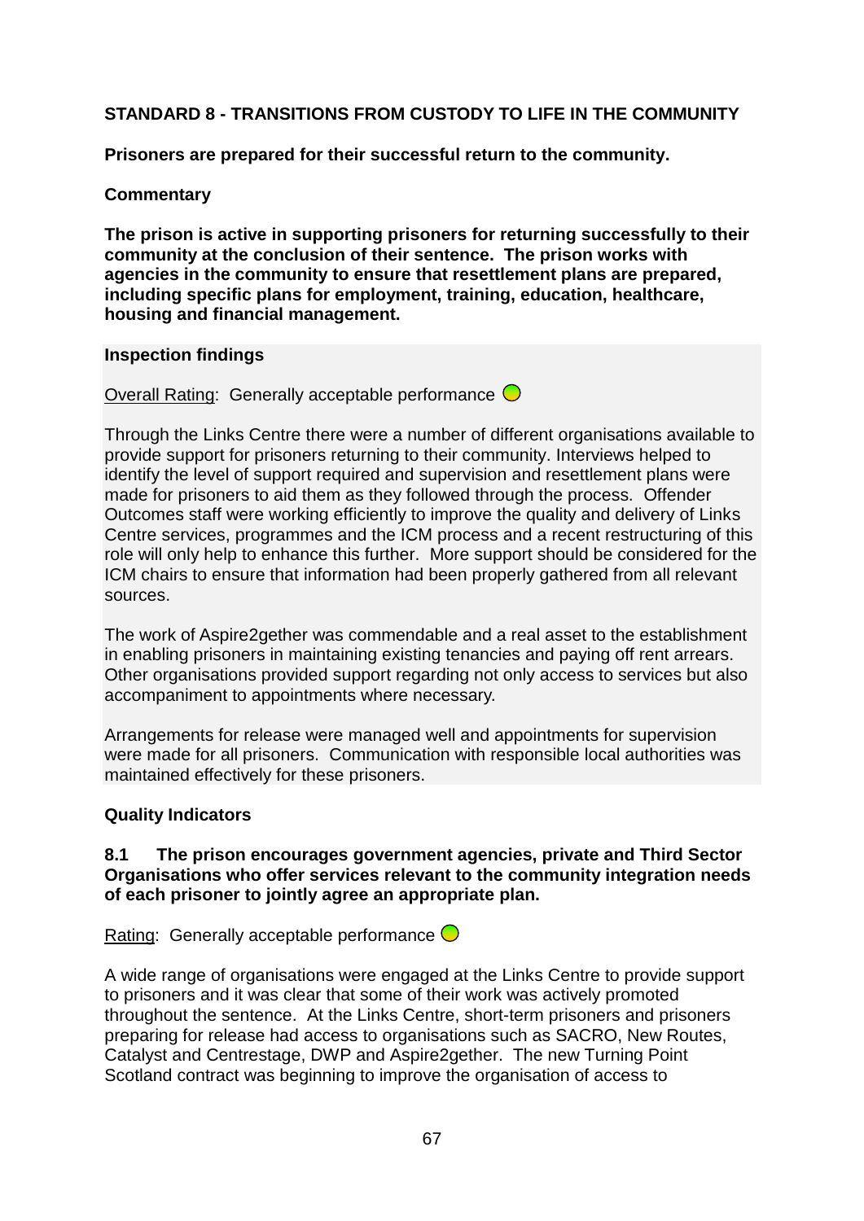**STANDARD 8 - TRANSITIONS FROM CUSTODY TO LIFE IN THE COMMUNITY**

**Prisoners are prepared for their successful return to the community.**

**Commentary**

**The prison is active in supporting prisoners for returning successfully to their community at the conclusion of their sentence. The prison works with agencies in the community to ensure that resettlement plans are prepared, including specific plans for employment, training, education, healthcare, housing and financial management.**

**Inspection findings**

Overall Rating: Generally acceptable performance

Through the Links Centre there were a number of different organisations available to provide support for prisoners returning to their community. Interviews helped to identify the level of support required and supervision and resettlement plans were made for prisoners to aid them as they followed through the process. Offender Outcomes staff were working efficiently to improve the quality and delivery of Links Centre services, programmes and the ICM process and a recent restructuring of this role will only help to enhance this further. More support should be considered for the ICM chairs to ensure that information had been properly gathered from all relevant sources.

The work of Aspire2gether was commendable and a real asset to the establishment in enabling prisoners in maintaining existing tenancies and paying off rent arrears. Other organisations provided support regarding not only access to services but also accompaniment to appointments where necessary.

Arrangements for release were managed well and appointments for supervision were made for all prisoners. Communication with responsible local authorities was maintained effectively for these prisoners.

**Quality Indicators**

**8.1 The prison encourages government agencies, private and Third Sector Organisations who offer services relevant to the community integration needs of each prisoner to jointly agree an appropriate plan.**

Rating: Generally acceptable performance

A wide range of organisations were engaged at the Links Centre to provide support to prisoners and it was clear that some of their work was actively promoted throughout the sentence. At the Links Centre, short-term prisoners and prisoners preparing for release had access to organisations such as SACRO, New Routes, Catalyst and Centrestage, DWP and Aspire2gether. The new Turning Point Scotland contract was beginning to improve the organisation of access to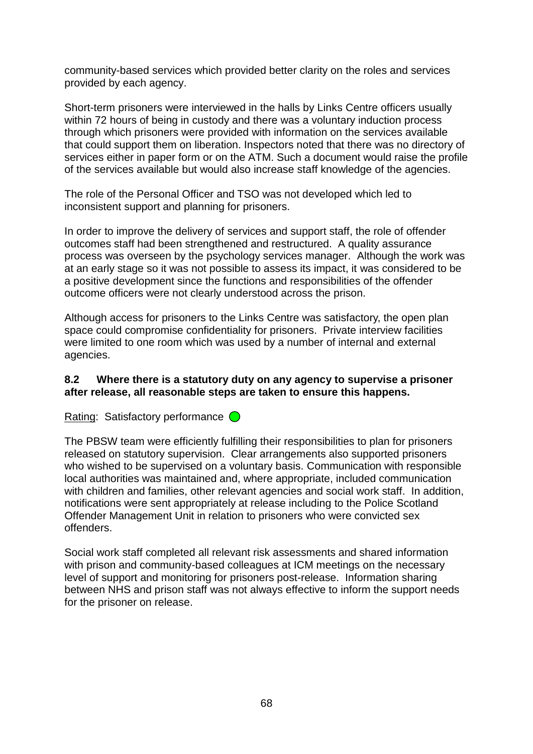community-based services which provided better clarity on the roles and services provided by each agency.

Short-term prisoners were interviewed in the halls by Links Centre officers usually within 72 hours of being in custody and there was a voluntary induction process through which prisoners were provided with information on the services available that could support them on liberation. Inspectors noted that there was no directory of services either in paper form or on the ATM. Such a document would raise the profile of the services available but would also increase staff knowledge of the agencies.

The role of the Personal Officer and TSO was not developed which led to inconsistent support and planning for prisoners.

In order to improve the delivery of services and support staff, the role of offender outcomes staff had been strengthened and restructured. A quality assurance process was overseen by the psychology services manager. Although the work was at an early stage so it was not possible to assess its impact, it was considered to be a positive development since the functions and responsibilities of the offender outcome officers were not clearly understood across the prison.

Although access for prisoners to the Links Centre was satisfactory, the open plan space could compromise confidentiality for prisoners. Private interview facilities were limited to one room which was used by a number of internal and external agencies.

**8.2 Where there is a statutory duty on any agency to supervise a prisoner after release, all reasonable steps are taken to ensure this happens.**

Rating: Satisfactory performance

The PBSW team were efficiently fulfilling their responsibilities to plan for prisoners released on statutory supervision. Clear arrangements also supported prisoners who wished to be supervised on a voluntary basis. Communication with responsible local authorities was maintained and, where appropriate, included communication with children and families, other relevant agencies and social work staff. In addition, notifications were sent appropriately at release including to the Police Scotland Offender Management Unit in relation to prisoners who were convicted sex offenders.

Social work staff completed all relevant risk assessments and shared information with prison and community-based colleagues at ICM meetings on the necessary level of support and monitoring for prisoners post-release. Information sharing between NHS and prison staff was not always effective to inform the support needs for the prisoner on release.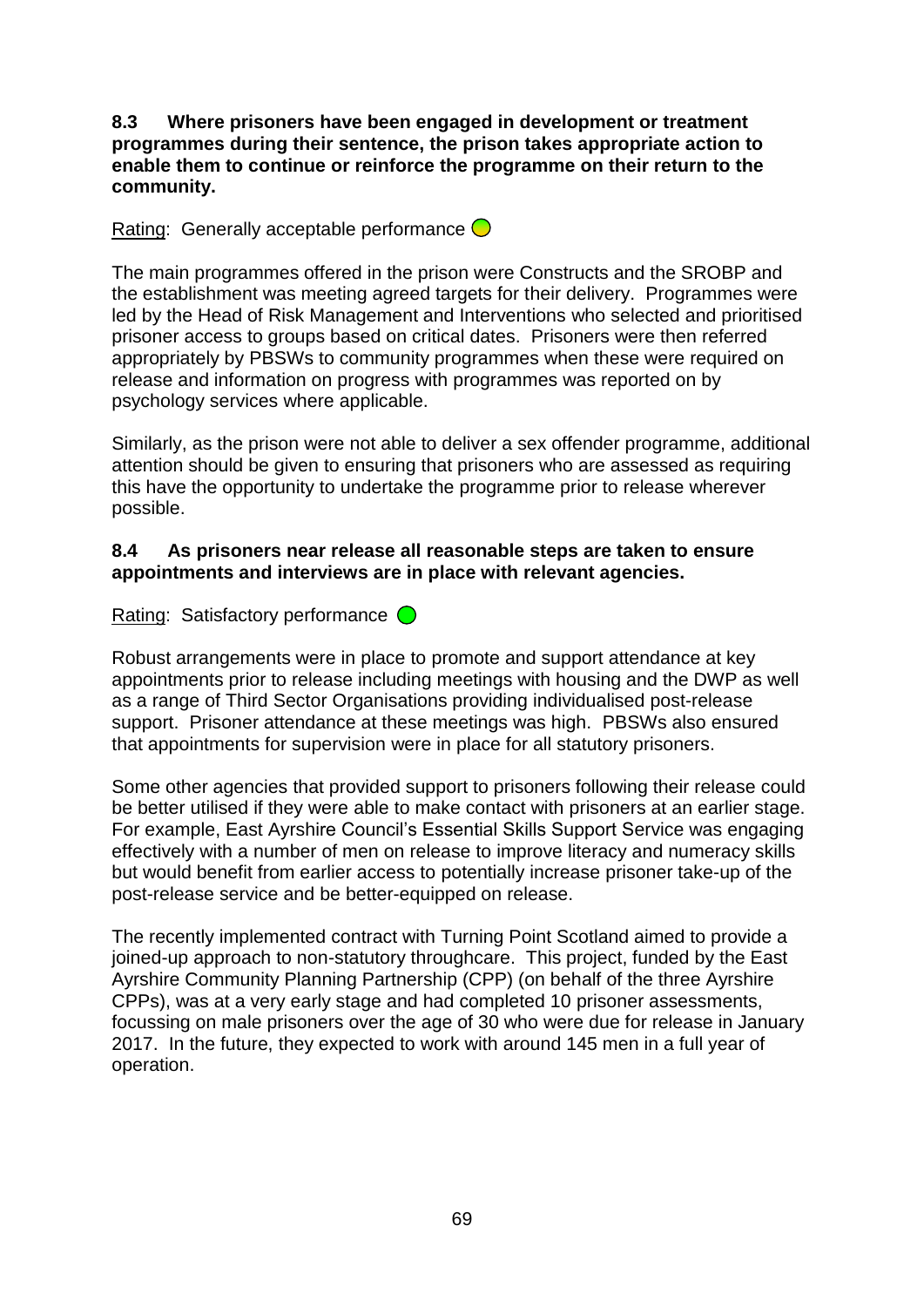**8.3 Where prisoners have been engaged in development or treatment programmes during their sentence, the prison takes appropriate action to enable them to continue or reinforce the programme on their return to the community.**

Rating: Generally acceptable performance

The main programmes offered in the prison were Constructs and the SROBP and the establishment was meeting agreed targets for their delivery. Programmes were led by the Head of Risk Management and Interventions who selected and prioritised prisoner access to groups based on critical dates. Prisoners were then referred appropriately by PBSWs to community programmes when these were required on release and information on progress with programmes was reported on by psychology services where applicable.

Similarly, as the prison were not able to deliver a sex offender programme, additional attention should be given to ensuring that prisoners who are assessed as requiring this have the opportunity to undertake the programme prior to release wherever possible.

**8.4 As prisoners near release all reasonable steps are taken to ensure appointments and interviews are in place with relevant agencies.**

Rating: Satisfactory performance

Robust arrangements were in place to promote and support attendance at key appointments prior to release including meetings with housing and the DWP as well as a range of Third Sector Organisations providing individualised post-release support. Prisoner attendance at these meetings was high. PBSWs also ensured that appointments for supervision were in place for all statutory prisoners.

Some other agencies that provided support to prisoners following their release could be better utilised if they were able to make contact with prisoners at an earlier stage. For example, East Ayrshire Council's Essential Skills Support Service was engaging effectively with a number of men on release to improve literacy and numeracy skills but would benefit from earlier access to potentially increase prisoner take-up of the post-release service and be better-equipped on release.

The recently implemented contract with Turning Point Scotland aimed to provide a joined-up approach to non-statutory throughcare. This project, funded by the East Ayrshire Community Planning Partnership (CPP) (on behalf of the three Ayrshire CPPs), was at a very early stage and had completed 10 prisoner assessments, focussing on male prisoners over the age of 30 who were due for release in January 2017. In the future, they expected to work with around 145 men in a full year of operation.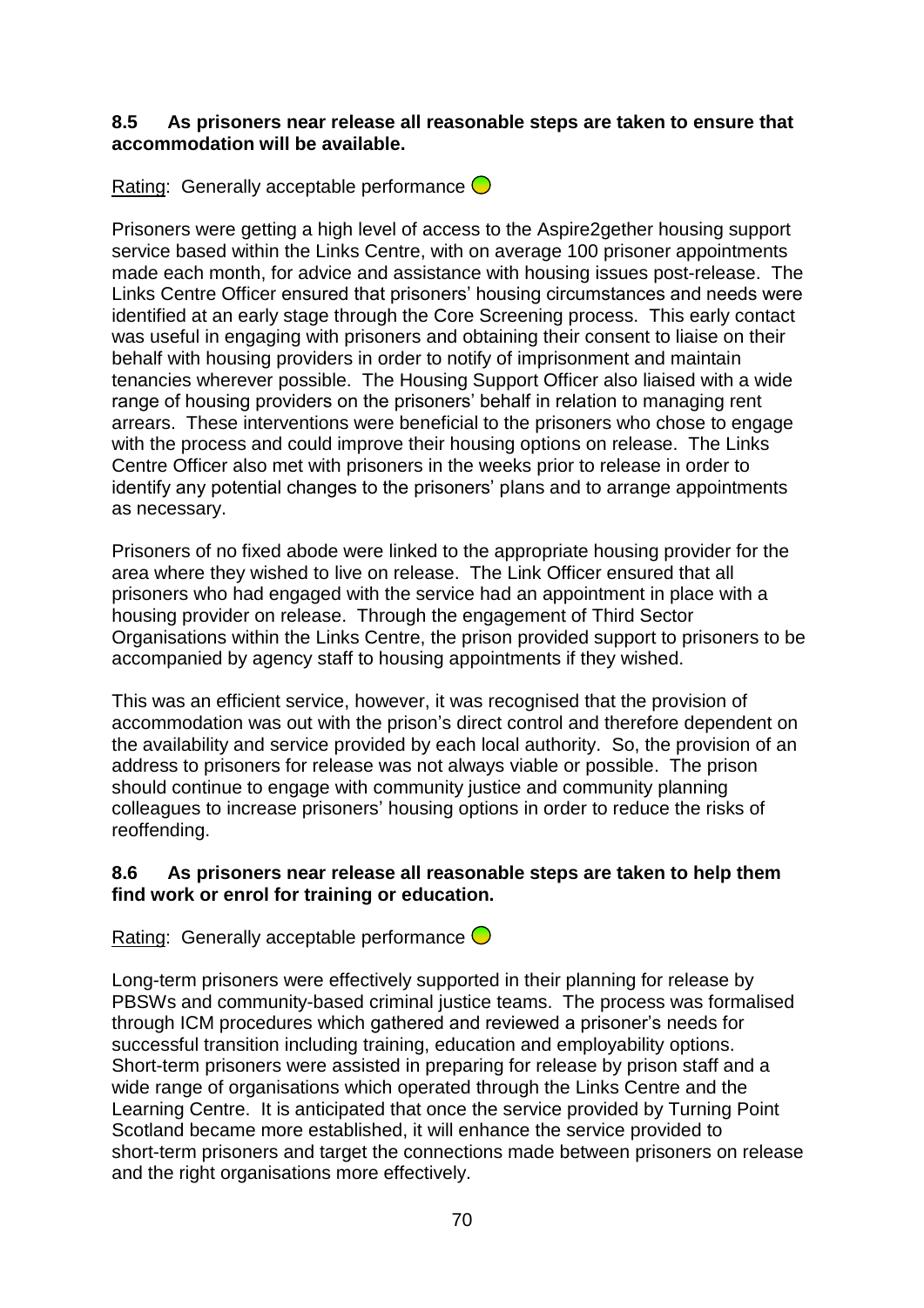**8.5 As prisoners near release all reasonable steps are taken to ensure that accommodation will be available.**

Rating: Generally acceptable performance

Prisoners were getting a high level of access to the Aspire2gether housing support service based within the Links Centre, with on average 100 prisoner appointments made each month, for advice and assistance with housing issues post-release. The Links Centre Officer ensured that prisoners' housing circumstances and needs were identified at an early stage through the Core Screening process. This early contact was useful in engaging with prisoners and obtaining their consent to liaise on their behalf with housing providers in order to notify of imprisonment and maintain tenancies wherever possible. The Housing Support Officer also liaised with a wide range of housing providers on the prisoners' behalf in relation to managing rent arrears. These interventions were beneficial to the prisoners who chose to engage with the process and could improve their housing options on release. The Links Centre Officer also met with prisoners in the weeks prior to release in order to identify any potential changes to the prisoners' plans and to arrange appointments as necessary.

Prisoners of no fixed abode were linked to the appropriate housing provider for the area where they wished to live on release. The Link Officer ensured that all prisoners who had engaged with the service had an appointment in place with a housing provider on release. Through the engagement of Third Sector Organisations within the Links Centre, the prison provided support to prisoners to be accompanied by agency staff to housing appointments if they wished.

This was an efficient service, however, it was recognised that the provision of accommodation was out with the prison's direct control and therefore dependent on the availability and service provided by each local authority. So, the provision of an address to prisoners for release was not always viable or possible. The prison should continue to engage with community justice and community planning colleagues to increase prisoners' housing options in order to reduce the risks of reoffending.

**8.6 As prisoners near release all reasonable steps are taken to help them find work or enrol for training or education.**

Rating: Generally acceptable performance

Long-term prisoners were effectively supported in their planning for release by PBSWs and community-based criminal justice teams. The process was formalised through ICM procedures which gathered and reviewed a prisoner's needs for successful transition including training, education and employability options. Short-term prisoners were assisted in preparing for release by prison staff and a wide range of organisations which operated through the Links Centre and the Learning Centre. It is anticipated that once the service provided by Turning Point Scotland became more established, it will enhance the service provided to short-term prisoners and target the connections made between prisoners on release and the right organisations more effectively.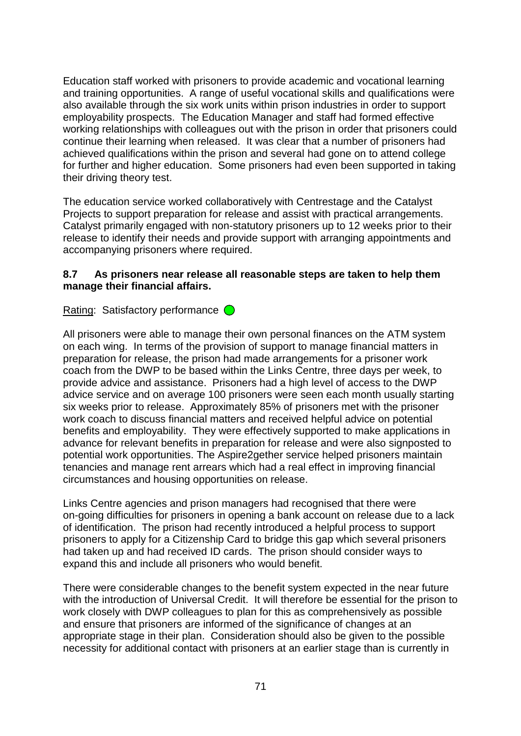Education staff worked with prisoners to provide academic and vocational learning and training opportunities. A range of useful vocational skills and qualifications were also available through the six work units within prison industries in order to support employability prospects. The Education Manager and staff had formed effective working relationships with colleagues out with the prison in order that prisoners could continue their learning when released. It was clear that a number of prisoners had achieved qualifications within the prison and several had gone on to attend college for further and higher education. Some prisoners had even been supported in taking their driving theory test.

The education service worked collaboratively with Centrestage and the Catalyst Projects to support preparation for release and assist with practical arrangements. Catalyst primarily engaged with non-statutory prisoners up to 12 weeks prior to their release to identify their needs and provide support with arranging appointments and accompanying prisoners where required.

**8.7 As prisoners near release all reasonable steps are taken to help them manage their financial affairs.**

Rating: Satisfactory performance

All prisoners were able to manage their own personal finances on the ATM system on each wing. In terms of the provision of support to manage financial matters in preparation for release, the prison had made arrangements for a prisoner work coach from the DWP to be based within the Links Centre, three days per week, to provide advice and assistance. Prisoners had a high level of access to the DWP advice service and on average 100 prisoners were seen each month usually starting six weeks prior to release. Approximately 85% of prisoners met with the prisoner work coach to discuss financial matters and received helpful advice on potential benefits and employability. They were effectively supported to make applications in advance for relevant benefits in preparation for release and were also signposted to potential work opportunities. The Aspire2gether service helped prisoners maintain tenancies and manage rent arrears which had a real effect in improving financial circumstances and housing opportunities on release.

Links Centre agencies and prison managers had recognised that there were on-going difficulties for prisoners in opening a bank account on release due to a lack of identification. The prison had recently introduced a helpful process to support prisoners to apply for a Citizenship Card to bridge this gap which several prisoners had taken up and had received ID cards. The prison should consider ways to expand this and include all prisoners who would benefit.

There were considerable changes to the benefit system expected in the near future with the introduction of Universal Credit. It will therefore be essential for the prison to work closely with DWP colleagues to plan for this as comprehensively as possible and ensure that prisoners are informed of the significance of changes at an appropriate stage in their plan. Consideration should also be given to the possible necessity for additional contact with prisoners at an earlier stage than is currently in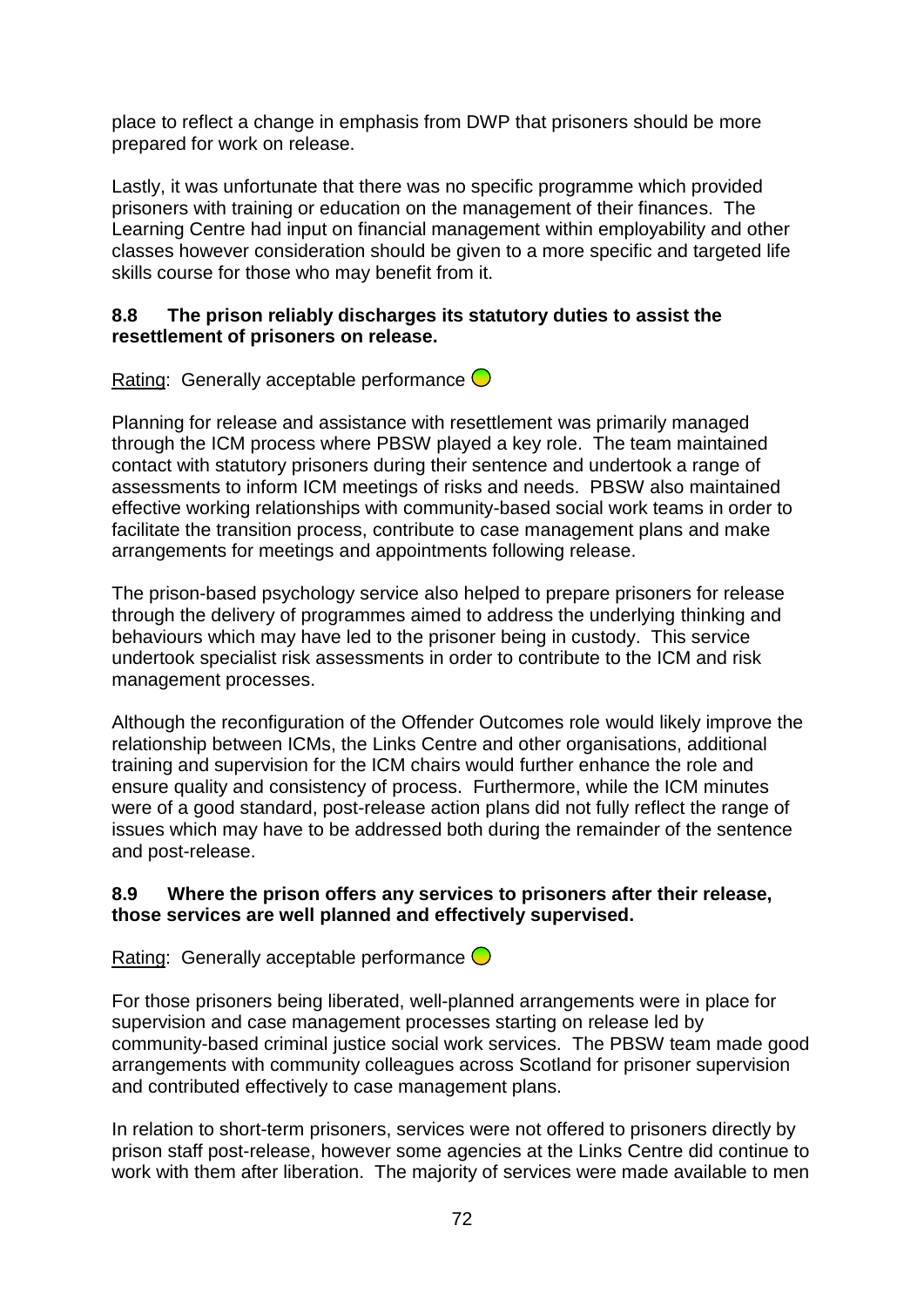place to reflect a change in emphasis from DWP that prisoners should be more prepared for work on release.

Lastly, it was unfortunate that there was no specific programme which provided prisoners with training or education on the management of their finances. The Learning Centre had input on financial management within employability and other classes however consideration should be given to a more specific and targeted life skills course for those who may benefit from it.

### 8.8 The prison reliably discharges its statutory duties to assist the resettlement of prisoners on release.

Rating: Generally acceptable performance

Planning for release and assistance with resettlement was primarily managed through the ICM process where PBSW played a key role. The team maintained contact with statutory prisoners during their sentence and undertook a range of assessments to inform ICM meetings of risks and needs. PBSW also maintained effective working relationships with community-based social work teams in order to facilitate the transition process, contribute to case management plans and make arrangements for meetings and appointments following release.

The prison-based psychology service also helped to prepare prisoners for release through the delivery of programmes aimed to address the underlying thinking and behaviours which may have led to the prisoner being in custody. This service undertook specialist risk assessments in order to contribute to the ICM and risk management processes.

Although the reconfiguration of the Offender Outcomes role would likely improve the relationship between ICMs, the Links Centre and other organisations, additional training and supervision for the ICM chairs would further enhance the role and ensure quality and consistency of process. Furthermore, while the ICM minutes were of a good standard, post-release action plans did not fully reflect the range of issues which may have to be addressed both during the remainder of the sentence and post-release.

### 8.9 Where the prison offers any services to prisoners after their release, those services are well planned and effectively supervised.

Rating: Generally acceptable performance

For those prisoners being liberated, well-planned arrangements were in place for supervision and case management processes starting on release led by community-based criminal justice social work services. The PBSW team made good arrangements with community colleagues across Scotland for prisoner supervision and contributed effectively to case management plans.

In relation to short-term prisoners, services were not offered to prisoners directly by prison staff post-release, however some agencies at the Links Centre did continue to work with them after liberation. The majority of services were made available to men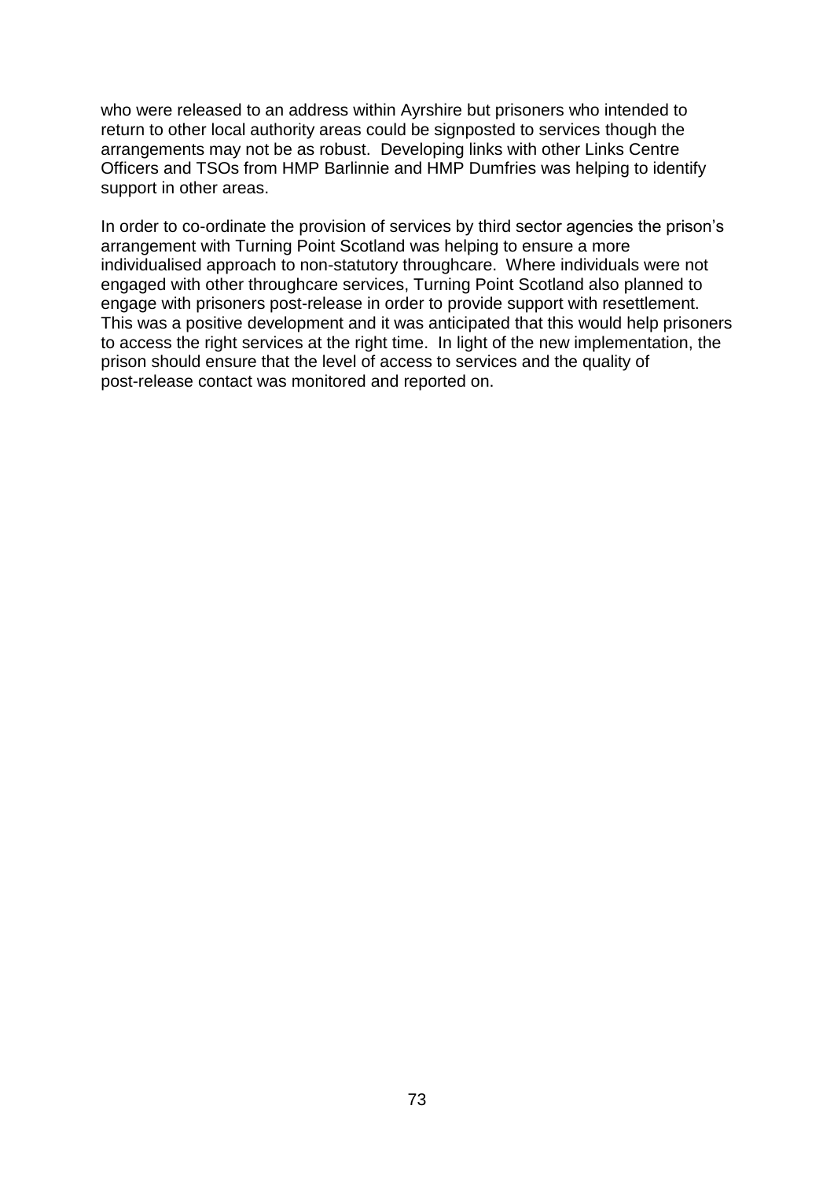who were released to an address within Ayrshire but prisoners who intended to return to other local authority areas could be signposted to services though the arrangements may not be as robust. Developing links with other Links Centre Officers and TSOs from HMP Barlinnie and HMP Dumfries was helping to identify support in other areas.

In order to co-ordinate the provision of services by third sector agencies the prison's arrangement with Turning Point Scotland was helping to ensure a more individualised approach to non-statutory throughcare. Where individuals were not engaged with other throughcare services, Turning Point Scotland also planned to engage with prisoners post-release in order to provide support with resettlement. This was a positive development and it was anticipated that this would help prisoners to access the right services at the right time. In light of the new implementation, the prison should ensure that the level of access to services and the quality of post-release contact was monitored and reported on.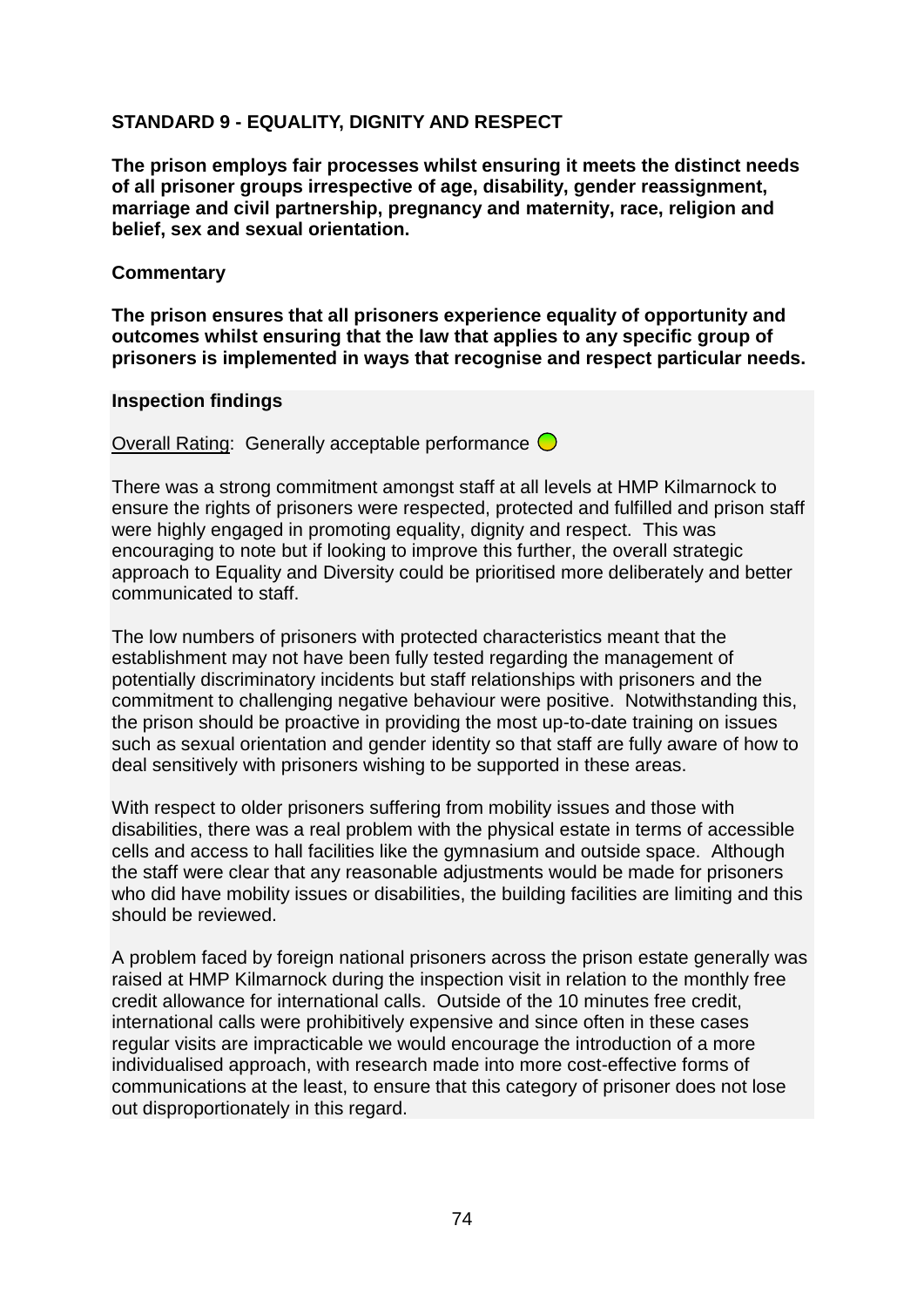**STANDARD 9 - EQUALITY, DIGNITY AND RESPECT**

**The prison employs fair processes whilst ensuring it meets the distinct needs of all prisoner groups irrespective of age, disability, gender reassignment, marriage and civil partnership, pregnancy and maternity, race, religion and belief, sex and sexual orientation.**

**Commentary**

**The prison ensures that all prisoners experience equality of opportunity and outcomes whilst ensuring that the law that applies to any specific group of prisoners is implemented in ways that recognise and respect particular needs.**

**Inspection findings**

Overall Rating: Generally acceptable performance

There was a strong commitment amongst staff at all levels at HMP Kilmarnock to ensure the rights of prisoners were respected, protected and fulfilled and prison staff were highly engaged in promoting equality, dignity and respect. This was encouraging to note but if looking to improve this further, the overall strategic approach to Equality and Diversity could be prioritised more deliberately and better communicated to staff.

The low numbers of prisoners with protected characteristics meant that the establishment may not have been fully tested regarding the management of potentially discriminatory incidents but staff relationships with prisoners and the commitment to challenging negative behaviour were positive. Notwithstanding this, the prison should be proactive in providing the most up-to-date training on issues such as sexual orientation and gender identity so that staff are fully aware of how to deal sensitively with prisoners wishing to be supported in these areas.

With respect to older prisoners suffering from mobility issues and those with disabilities, there was a real problem with the physical estate in terms of accessible cells and access to hall facilities like the gymnasium and outside space. Although the staff were clear that any reasonable adjustments would be made for prisoners who did have mobility issues or disabilities, the building facilities are limiting and this should be reviewed.

A problem faced by foreign national prisoners across the prison estate generally was raised at HMP Kilmarnock during the inspection visit in relation to the monthly free credit allowance for international calls. Outside of the 10 minutes free credit, international calls were prohibitively expensive and since often in these cases regular visits are impracticable we would encourage the introduction of a more individualised approach, with research made into more cost-effective forms of communications at the least, to ensure that this category of prisoner does not lose out disproportionately in this regard.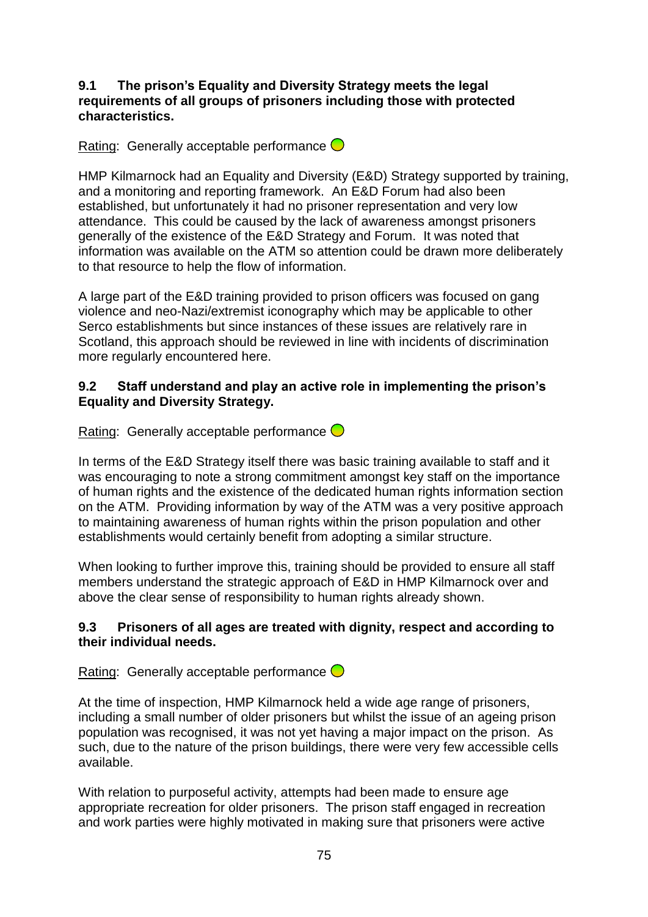**9.1 The prison's Equality and Diversity Strategy meets the legal requirements of all groups of prisoners including those with protected characteristics.**

Rating: Generally acceptable performance

HMP Kilmarnock had an Equality and Diversity (E&D) Strategy supported by training, and a monitoring and reporting framework. An E&D Forum had also been established, but unfortunately it had no prisoner representation and very low attendance. This could be caused by the lack of awareness amongst prisoners generally of the existence of the E&D Strategy and Forum. It was noted that information was available on the ATM so attention could be drawn more deliberately to that resource to help the flow of information.

A large part of the E&D training provided to prison officers was focused on gang violence and neo-Nazi/extremist iconography which may be applicable to other Serco establishments but since instances of these issues are relatively rare in Scotland, this approach should be reviewed in line with incidents of discrimination more regularly encountered here.

**9.2 Staff understand and play an active role in implementing the prison's Equality and Diversity Strategy.**

Rating: Generally acceptable performance

In terms of the E&D Strategy itself there was basic training available to staff and it was encouraging to note a strong commitment amongst key staff on the importance of human rights and the existence of the dedicated human rights information section on the ATM. Providing information by way of the ATM was a very positive approach to maintaining awareness of human rights within the prison population and other establishments would certainly benefit from adopting a similar structure.

When looking to further improve this, training should be provided to ensure all staff members understand the strategic approach of E&D in HMP Kilmarnock over and above the clear sense of responsibility to human rights already shown.

**9.3 Prisoners of all ages are treated with dignity, respect and according to their individual needs.**

Rating: Generally acceptable performance

At the time of inspection, HMP Kilmarnock held a wide age range of prisoners, including a small number of older prisoners but whilst the issue of an ageing prison population was recognised, it was not yet having a major impact on the prison. As such, due to the nature of the prison buildings, there were very few accessible cells available.

With relation to purposeful activity, attempts had been made to ensure age appropriate recreation for older prisoners. The prison staff engaged in recreation and work parties were highly motivated in making sure that prisoners were active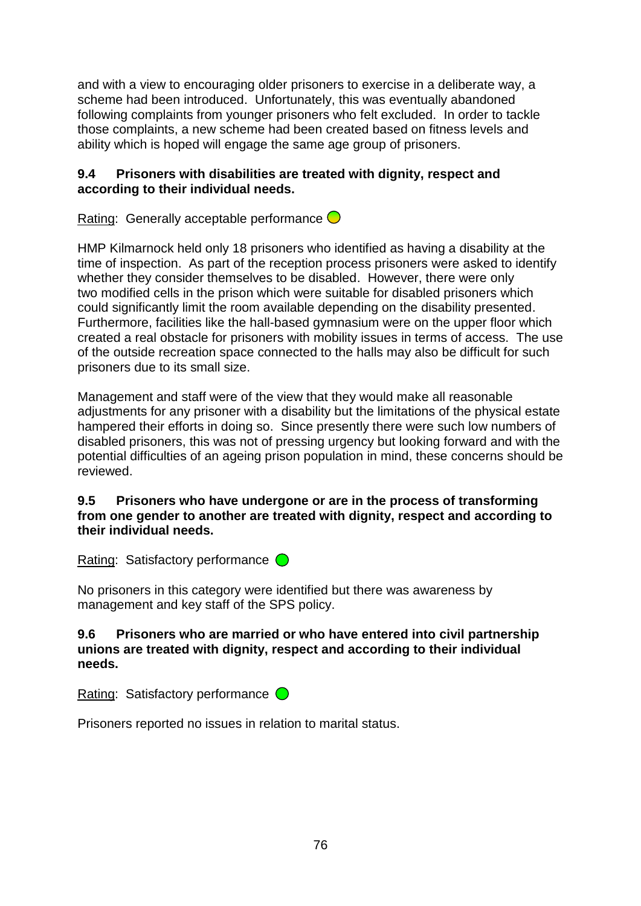and with a view to encouraging older prisoners to exercise in a deliberate way, a scheme had been introduced. Unfortunately, this was eventually abandoned following complaints from younger prisoners who felt excluded. In order to tackle those complaints, a new scheme had been created based on fitness levels and ability which is hoped will engage the same age group of prisoners.

**9.4 Prisoners with disabilities are treated with dignity, respect and according to their individual needs.**

Rating: Generally acceptable performance

HMP Kilmarnock held only 18 prisoners who identified as having a disability at the time of inspection. As part of the reception process prisoners were asked to identify whether they consider themselves to be disabled. However, there were only two modified cells in the prison which were suitable for disabled prisoners which could significantly limit the room available depending on the disability presented. Furthermore, facilities like the hall-based gymnasium were on the upper floor which created a real obstacle for prisoners with mobility issues in terms of access. The use of the outside recreation space connected to the halls may also be difficult for such prisoners due to its small size.

Management and staff were of the view that they would make all reasonable adjustments for any prisoner with a disability but the limitations of the physical estate hampered their efforts in doing so. Since presently there were such low numbers of disabled prisoners, this was not of pressing urgency but looking forward and with the potential difficulties of an ageing prison population in mind, these concerns should be reviewed.

**9.5 Prisoners who have undergone or are in the process of transforming from one gender to another are treated with dignity, respect and according to their individual needs.**

Rating: Satisfactory performance

No prisoners in this category were identified but there was awareness by management and key staff of the SPS policy.

**9.6 Prisoners who are married or who have entered into civil partnership unions are treated with dignity, respect and according to their individual needs.**

Rating: Satisfactory performance

Prisoners reported no issues in relation to marital status.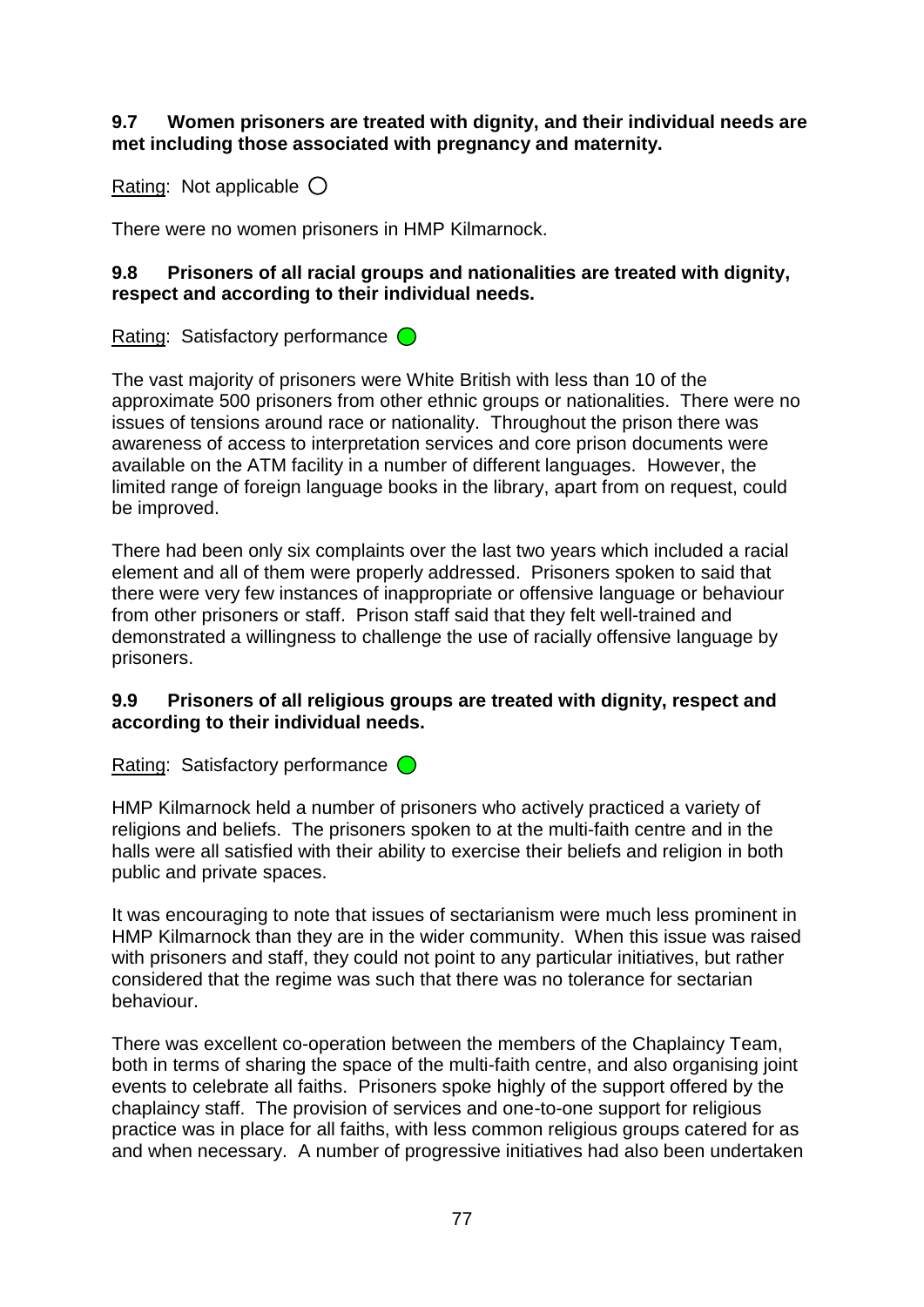**9.7 Women prisoners are treated with dignity, and their individual needs are met including those associated with pregnancy and maternity.**

Rating: Not applicable ○

There were no women prisoners in HMP Kilmarnock.

**9.8 Prisoners of all racial groups and nationalities are treated with dignity, respect and according to their individual needs.**

Rating: Satisfactory performance ●

The vast majority of prisoners were White British with less than 10 of the approximate 500 prisoners from other ethnic groups or nationalities. There were no issues of tensions around race or nationality. Throughout the prison there was awareness of access to interpretation services and core prison documents were available on the ATM facility in a number of different languages. However, the limited range of foreign language books in the library, apart from on request, could be improved.

There had been only six complaints over the last two years which included a racial element and all of them were properly addressed. Prisoners spoken to said that there were very few instances of inappropriate or offensive language or behaviour from other prisoners or staff. Prison staff said that they felt well-trained and demonstrated a willingness to challenge the use of racially offensive language by prisoners.

**9.9 Prisoners of all religious groups are treated with dignity, respect and according to their individual needs.**

Rating: Satisfactory performance ●

HMP Kilmarnock held a number of prisoners who actively practiced a variety of religions and beliefs. The prisoners spoken to at the multi-faith centre and in the halls were all satisfied with their ability to exercise their beliefs and religion in both public and private spaces.

It was encouraging to note that issues of sectarianism were much less prominent in HMP Kilmarnock than they are in the wider community. When this issue was raised with prisoners and staff, they could not point to any particular initiatives, but rather considered that the regime was such that there was no tolerance for sectarian behaviour.

There was excellent co-operation between the members of the Chaplaincy Team, both in terms of sharing the space of the multi-faith centre, and also organising joint events to celebrate all faiths. Prisoners spoke highly of the support offered by the chaplaincy staff. The provision of services and one-to-one support for religious practice was in place for all faiths, with less common religious groups catered for as and when necessary. A number of progressive initiatives had also been undertaken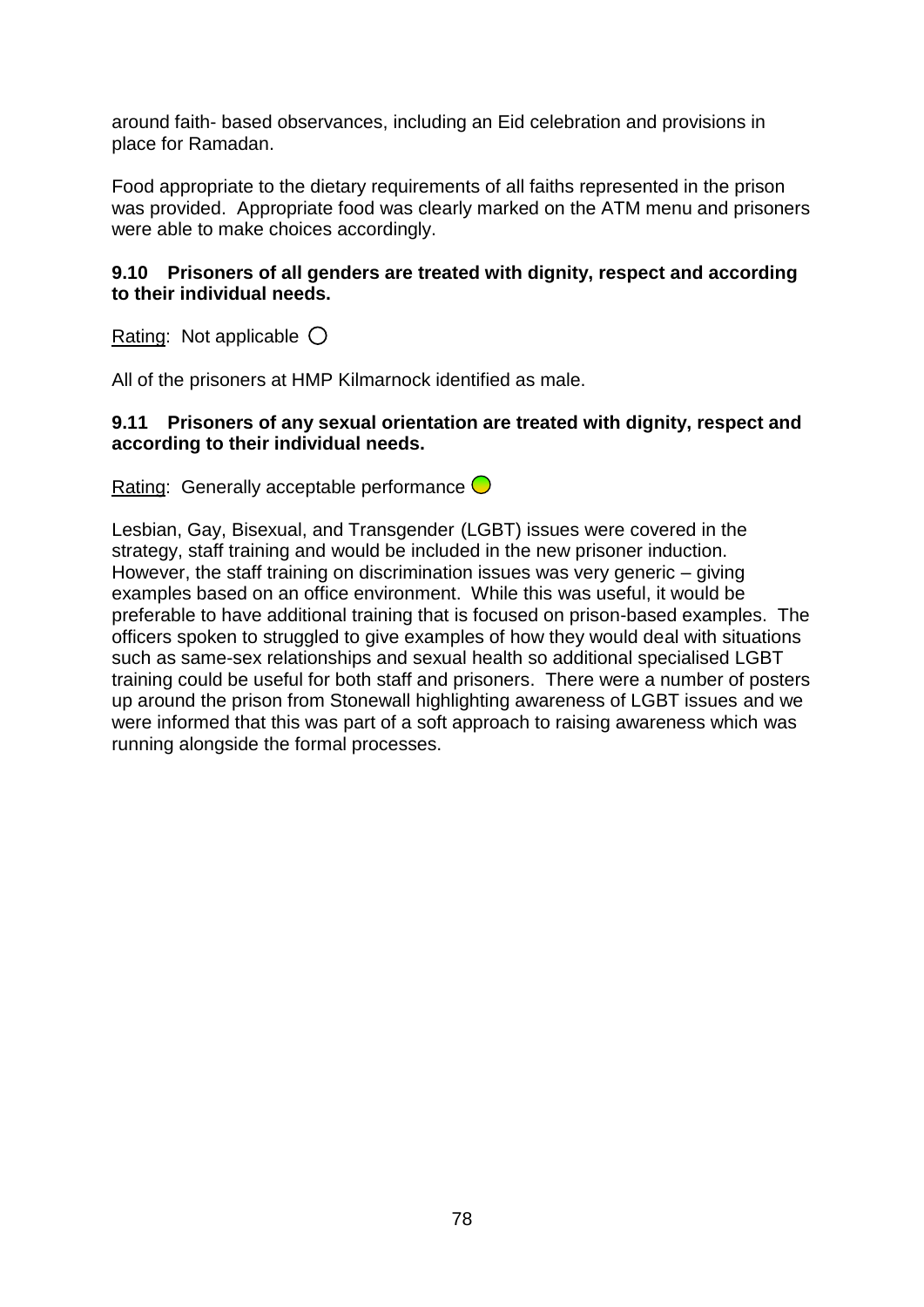around faith- based observances, including an Eid celebration and provisions in place for Ramadan.

Food appropriate to the dietary requirements of all faiths represented in the prison was provided. Appropriate food was clearly marked on the ATM menu and prisoners were able to make choices accordingly.

**9.10 Prisoners of all genders are treated with dignity, respect and according to their individual needs.**

Rating: Not applicable ○

All of the prisoners at HMP Kilmarnock identified as male.

**9.11 Prisoners of any sexual orientation are treated with dignity, respect and according to their individual needs.**

Rating: Generally acceptable performance ○

Lesbian, Gay, Bisexual, and Transgender (LGBT) issues were covered in the strategy, staff training and would be included in the new prisoner induction. However, the staff training on discrimination issues was very generic – giving examples based on an office environment. While this was useful, it would be preferable to have additional training that is focused on prison-based examples. The officers spoken to struggled to give examples of how they would deal with situations such as same-sex relationships and sexual health so additional specialised LGBT training could be useful for both staff and prisoners. There were a number of posters up around the prison from Stonewall highlighting awareness of LGBT issues and we were informed that this was part of a soft approach to raising awareness which was running alongside the formal processes.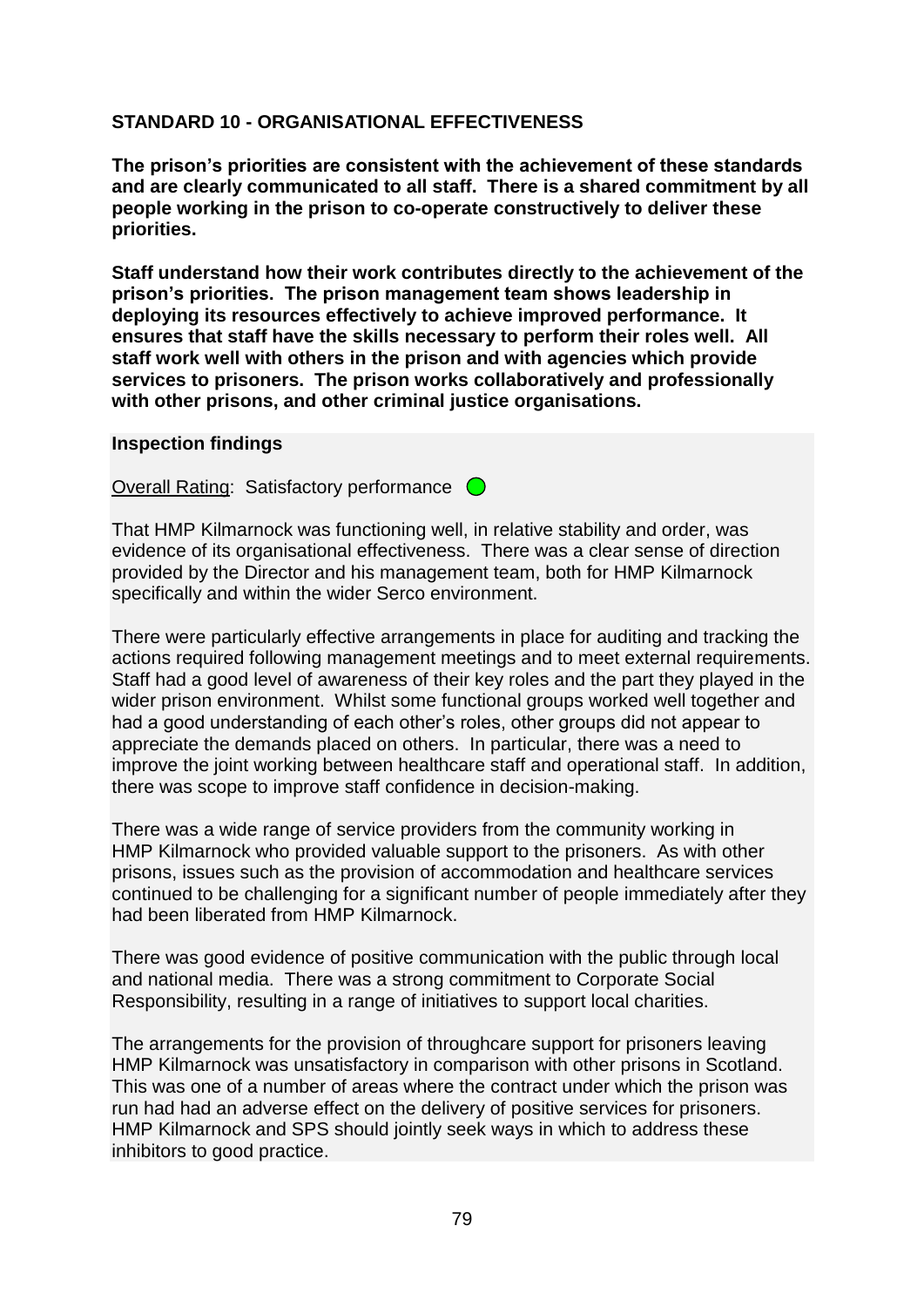**STANDARD 10 - ORGANISATIONAL EFFECTIVENESS**

**The prison's priorities are consistent with the achievement of these standards and are clearly communicated to all staff. There is a shared commitment by all people working in the prison to co-operate constructively to deliver these priorities.**

**Staff understand how their work contributes directly to the achievement of the prison's priorities. The prison management team shows leadership in deploying its resources effectively to achieve improved performance. It ensures that staff have the skills necessary to perform their roles well. All staff work well with others in the prison and with agencies which provide services to prisoners. The prison works collaboratively and professionally with other prisons, and other criminal justice organisations.**

**Inspection findings**

Overall Rating: Satisfactory performance

That HMP Kilmarnock was functioning well, in relative stability and order, was evidence of its organisational effectiveness. There was a clear sense of direction provided by the Director and his management team, both for HMP Kilmarnock specifically and within the wider Serco environment.

There were particularly effective arrangements in place for auditing and tracking the actions required following management meetings and to meet external requirements. Staff had a good level of awareness of their key roles and the part they played in the wider prison environment. Whilst some functional groups worked well together and had a good understanding of each other's roles, other groups did not appear to appreciate the demands placed on others. In particular, there was a need to improve the joint working between healthcare staff and operational staff. In addition, there was scope to improve staff confidence in decision-making.

There was a wide range of service providers from the community working in HMP Kilmarnock who provided valuable support to the prisoners. As with other prisons, issues such as the provision of accommodation and healthcare services continued to be challenging for a significant number of people immediately after they had been liberated from HMP Kilmarnock.

There was good evidence of positive communication with the public through local and national media. There was a strong commitment to Corporate Social Responsibility, resulting in a range of initiatives to support local charities.

The arrangements for the provision of throughcare support for prisoners leaving HMP Kilmarnock was unsatisfactory in comparison with other prisons in Scotland. This was one of a number of areas where the contract under which the prison was run had had an adverse effect on the delivery of positive services for prisoners. HMP Kilmarnock and SPS should jointly seek ways in which to address these inhibitors to good practice.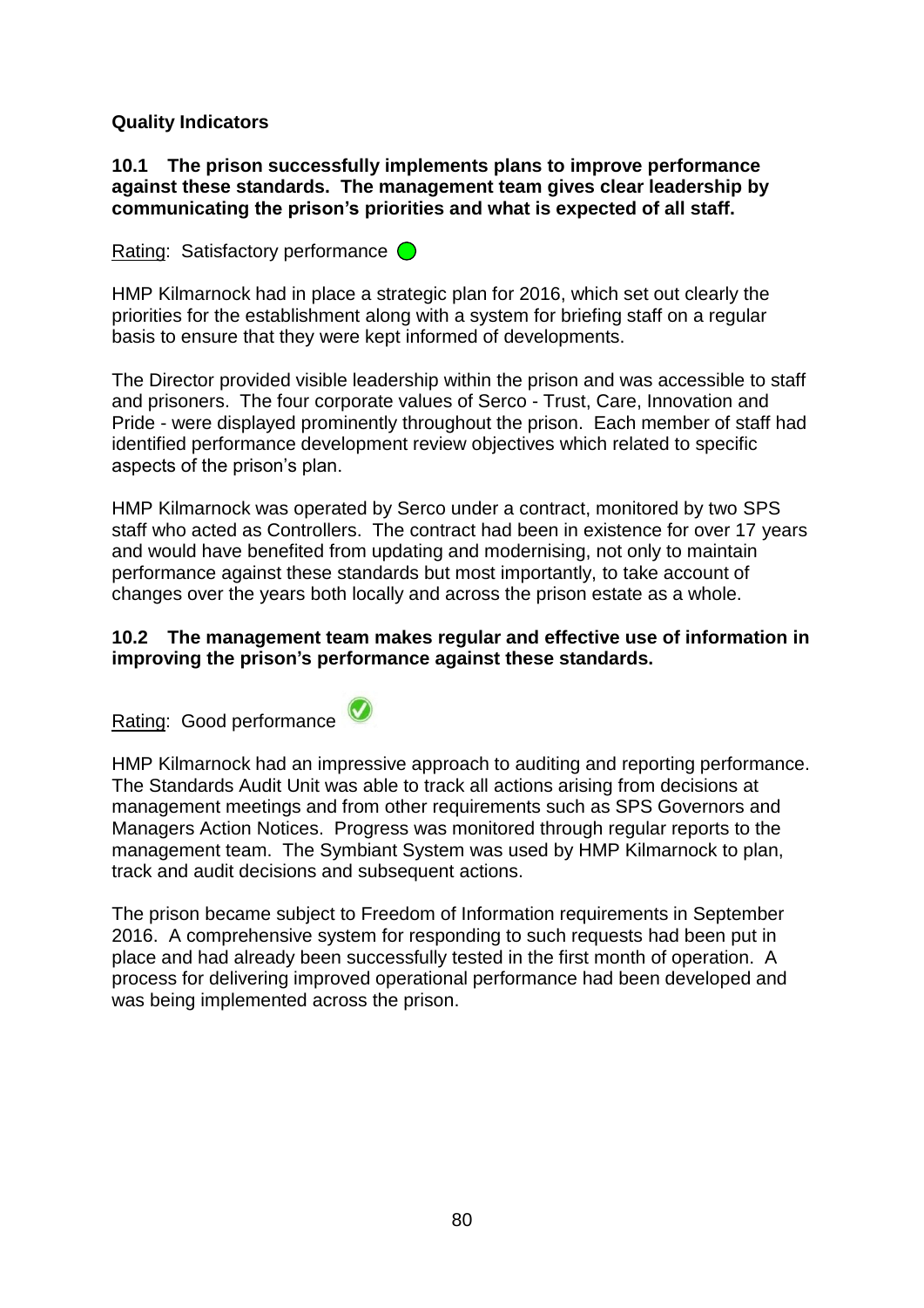**Quality Indicators**

**10.1 The prison successfully implements plans to improve performance against these standards. The management team gives clear leadership by communicating the prison's priorities and what is expected of all staff.**

Rating: Satisfactory performance

HMP Kilmarnock had in place a strategic plan for 2016, which set out clearly the priorities for the establishment along with a system for briefing staff on a regular basis to ensure that they were kept informed of developments.

The Director provided visible leadership within the prison and was accessible to staff and prisoners. The four corporate values of Serco - Trust, Care, Innovation and Pride - were displayed prominently throughout the prison. Each member of staff had identified performance development review objectives which related to specific aspects of the prison's plan.

HMP Kilmarnock was operated by Serco under a contract, monitored by two SPS staff who acted as Controllers. The contract had been in existence for over 17 years and would have benefited from updating and modernising, not only to maintain performance against these standards but most importantly, to take account of changes over the years both locally and across the prison estate as a whole.

**10.2 The management team makes regular and effective use of information in improving the prison's performance against these standards.**

Rating: Good performance

HMP Kilmarnock had an impressive approach to auditing and reporting performance. The Standards Audit Unit was able to track all actions arising from decisions at management meetings and from other requirements such as SPS Governors and Managers Action Notices. Progress was monitored through regular reports to the management team. The Symbiant System was used by HMP Kilmarnock to plan, track and audit decisions and subsequent actions.

The prison became subject to Freedom of Information requirements in September 2016. A comprehensive system for responding to such requests had been put in place and had already been successfully tested in the first month of operation. A process for delivering improved operational performance had been developed and was being implemented across the prison.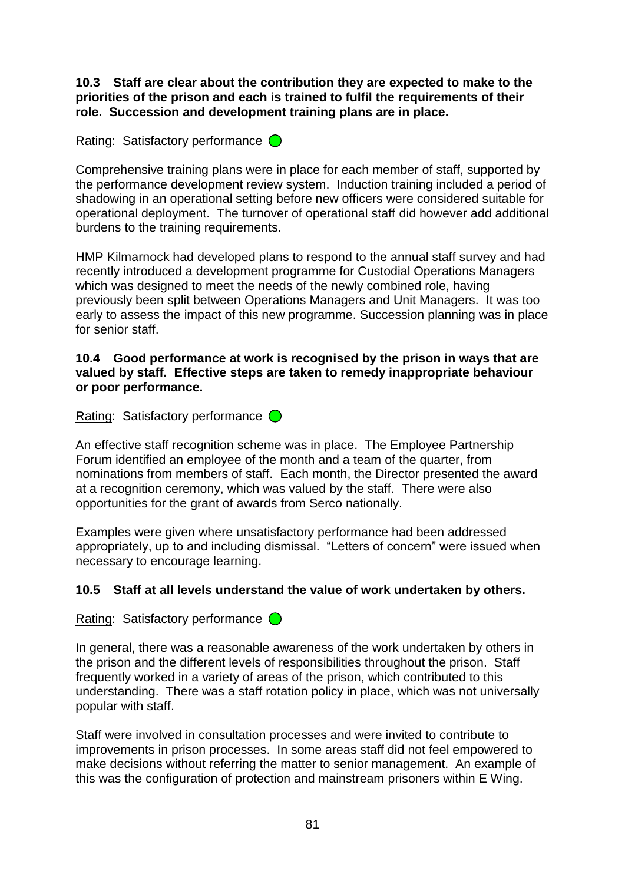**10.3 Staff are clear about the contribution they are expected to make to the priorities of the prison and each is trained to fulfil the requirements of their role. Succession and development training plans are in place.**

Rating: Satisfactory performance

Comprehensive training plans were in place for each member of staff, supported by the performance development review system. Induction training included a period of shadowing in an operational setting before new officers were considered suitable for operational deployment. The turnover of operational staff did however add additional burdens to the training requirements.

HMP Kilmarnock had developed plans to respond to the annual staff survey and had recently introduced a development programme for Custodial Operations Managers which was designed to meet the needs of the newly combined role, having previously been split between Operations Managers and Unit Managers. It was too early to assess the impact of this new programme. Succession planning was in place for senior staff.

**10.4 Good performance at work is recognised by the prison in ways that are valued by staff. Effective steps are taken to remedy inappropriate behaviour or poor performance.**

Rating: Satisfactory performance

An effective staff recognition scheme was in place. The Employee Partnership Forum identified an employee of the month and a team of the quarter, from nominations from members of staff. Each month, the Director presented the award at a recognition ceremony, which was valued by the staff. There were also opportunities for the grant of awards from Serco nationally.

Examples were given where unsatisfactory performance had been addressed appropriately, up to and including dismissal. "Letters of concern" were issued when necessary to encourage learning.

**10.5 Staff at all levels understand the value of work undertaken by others.**

Rating: Satisfactory performance

In general, there was a reasonable awareness of the work undertaken by others in the prison and the different levels of responsibilities throughout the prison. Staff frequently worked in a variety of areas of the prison, which contributed to this understanding. There was a staff rotation policy in place, which was not universally popular with staff.

Staff were involved in consultation processes and were invited to contribute to improvements in prison processes. In some areas staff did not feel empowered to make decisions without referring the matter to senior management. An example of this was the configuration of protection and mainstream prisoners within E Wing.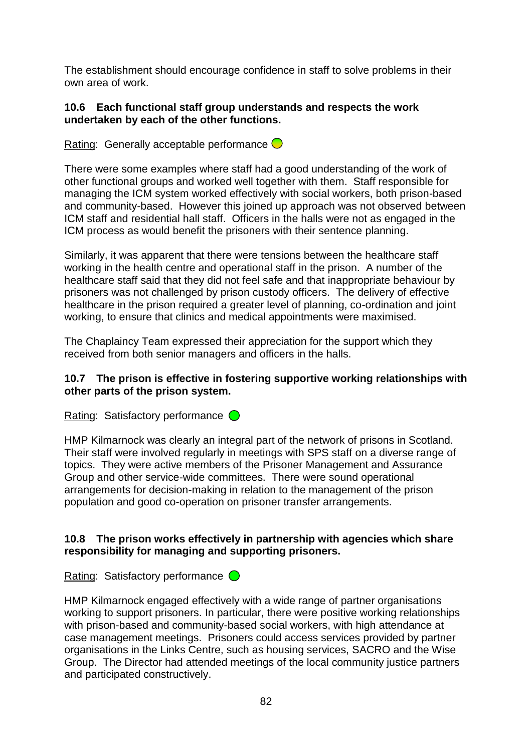The establishment should encourage confidence in staff to solve problems in their own area of work.

**10.6 Each functional staff group understands and respects the work undertaken by each of the other functions.**

Rating: Generally acceptable performance

There were some examples where staff had a good understanding of the work of other functional groups and worked well together with them. Staff responsible for managing the ICM system worked effectively with social workers, both prison-based and community-based. However this joined up approach was not observed between ICM staff and residential hall staff. Officers in the halls were not as engaged in the ICM process as would benefit the prisoners with their sentence planning.

Similarly, it was apparent that there were tensions between the healthcare staff working in the health centre and operational staff in the prison. A number of the healthcare staff said that they did not feel safe and that inappropriate behaviour by prisoners was not challenged by prison custody officers. The delivery of effective healthcare in the prison required a greater level of planning, co-ordination and joint working, to ensure that clinics and medical appointments were maximised.

The Chaplaincy Team expressed their appreciation for the support which they received from both senior managers and officers in the halls.

**10.7 The prison is effective in fostering supportive working relationships with other parts of the prison system.**

Rating: Satisfactory performance

HMP Kilmarnock was clearly an integral part of the network of prisons in Scotland. Their staff were involved regularly in meetings with SPS staff on a diverse range of topics. They were active members of the Prisoner Management and Assurance Group and other service-wide committees. There were sound operational arrangements for decision-making in relation to the management of the prison population and good co-operation on prisoner transfer arrangements.

**10.8 The prison works effectively in partnership with agencies which share responsibility for managing and supporting prisoners.**

Rating: Satisfactory performance

HMP Kilmarnock engaged effectively with a wide range of partner organisations working to support prisoners. In particular, there were positive working relationships with prison-based and community-based social workers, with high attendance at case management meetings. Prisoners could access services provided by partner organisations in the Links Centre, such as housing services, SACRO and the Wise Group. The Director had attended meetings of the local community justice partners and participated constructively.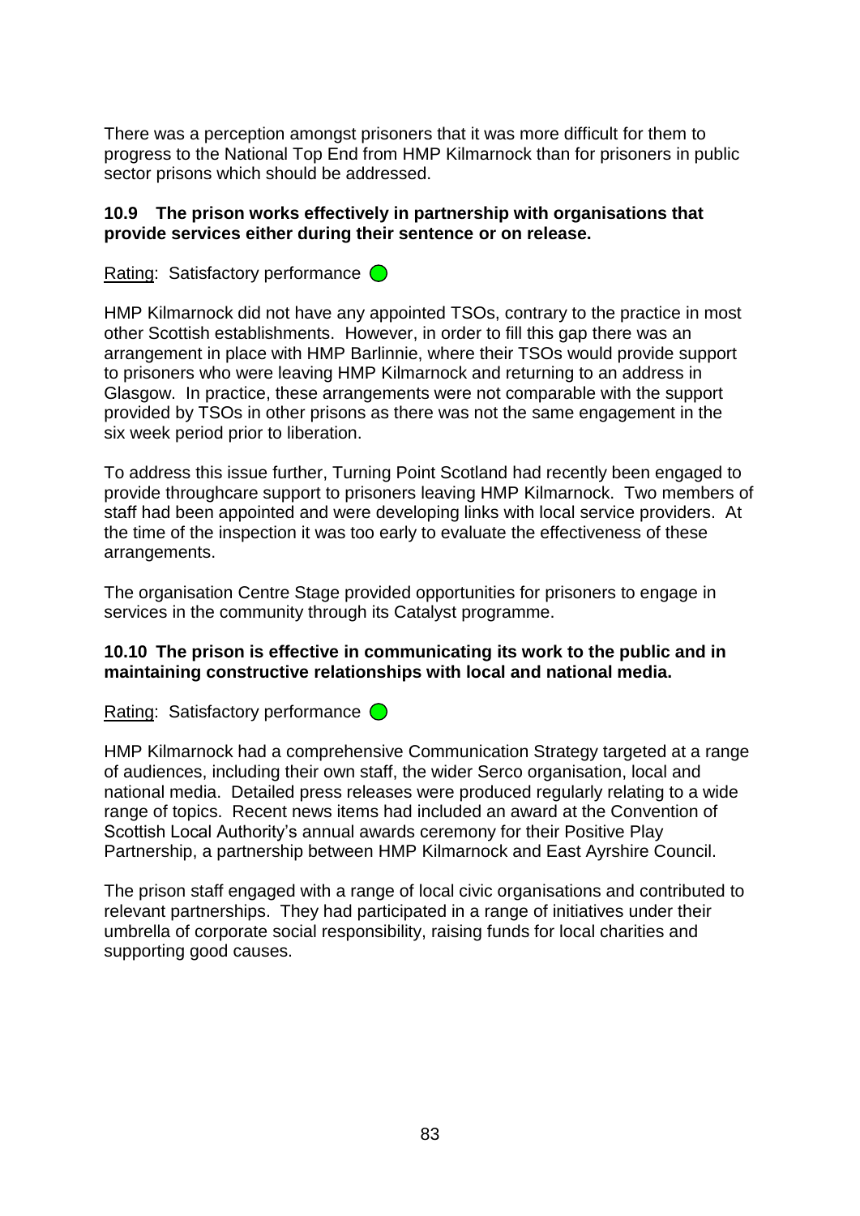There was a perception amongst prisoners that it was more difficult for them to progress to the National Top End from HMP Kilmarnock than for prisoners in public sector prisons which should be addressed.

**10.9 The prison works effectively in partnership with organisations that provide services either during their sentence or on release.**

Rating: Satisfactory performance

HMP Kilmarnock did not have any appointed TSOs, contrary to the practice in most other Scottish establishments. However, in order to fill this gap there was an arrangement in place with HMP Barlinnie, where their TSOs would provide support to prisoners who were leaving HMP Kilmarnock and returning to an address in Glasgow. In practice, these arrangements were not comparable with the support provided by TSOs in other prisons as there was not the same engagement in the six week period prior to liberation.

To address this issue further, Turning Point Scotland had recently been engaged to provide throughcare support to prisoners leaving HMP Kilmarnock. Two members of staff had been appointed and were developing links with local service providers. At the time of the inspection it was too early to evaluate the effectiveness of these arrangements.

The organisation Centre Stage provided opportunities for prisoners to engage in services in the community through its Catalyst programme.

**10.10 The prison is effective in communicating its work to the public and in maintaining constructive relationships with local and national media.**

Rating: Satisfactory performance

HMP Kilmarnock had a comprehensive Communication Strategy targeted at a range of audiences, including their own staff, the wider Serco organisation, local and national media. Detailed press releases were produced regularly relating to a wide range of topics. Recent news items had included an award at the Convention of Scottish Local Authority's annual awards ceremony for their Positive Play Partnership, a partnership between HMP Kilmarnock and East Ayrshire Council.

The prison staff engaged with a range of local civic organisations and contributed to relevant partnerships. They had participated in a range of initiatives under their umbrella of corporate social responsibility, raising funds for local charities and supporting good causes.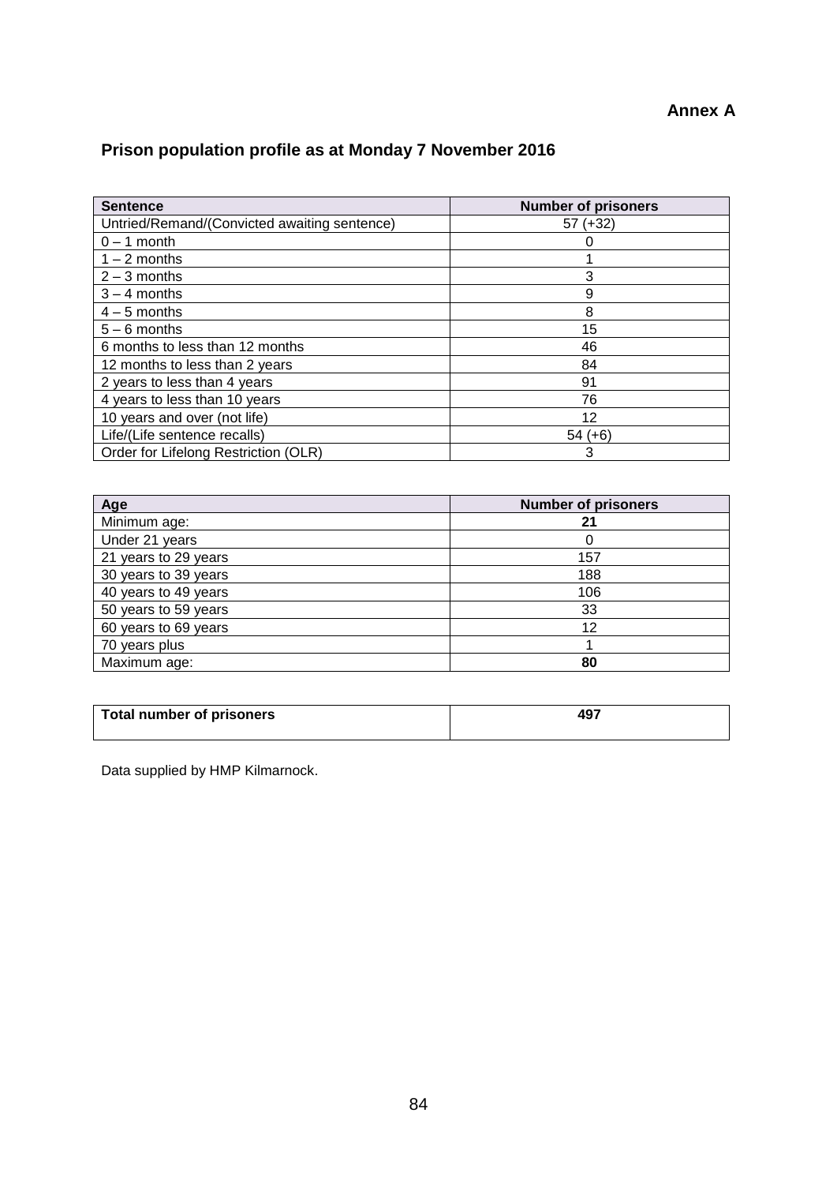**Annex A**

## Prison population profile as at Monday 7 November 2016

| Sentence | Number of prisoners |
|---|---|
| Untried/Remand/(Convicted awaiting sentence) | 57 (+32) |
| 0 – 1 month | 0 |
| 1 – 2 months | 1 |
| 2 – 3 months | 3 |
| 3 – 4 months | 9 |
| 4 – 5 months | 8 |
| 5 – 6 months | 15 |
| 6 months to less than 12 months | 46 |
| 12 months to less than 2 years | 84 |
| 2 years to less than 4 years | 91 |
| 4 years to less than 10 years | 76 |
| 10 years and over (not life) | 12 |
| Life/(Life sentence recalls) | 54 (+6) |
| Order for Lifelong Restriction (OLR) | 3 |

| Age | Number of prisoners |
|---|---|
| Minimum age: | **21** |
| Under 21 years | 0 |
| 21 years to 29 years | 157 |
| 30 years to 39 years | 188 |
| 40 years to 49 years | 106 |
| 50 years to 59 years | 33 |
| 60 years to 69 years | 12 |
| 70 years plus | 1 |
| Maximum age: | **80** |

| **Total number of prisoners** | **497** |
|---|---|

Data supplied by HMP Kilmarnock.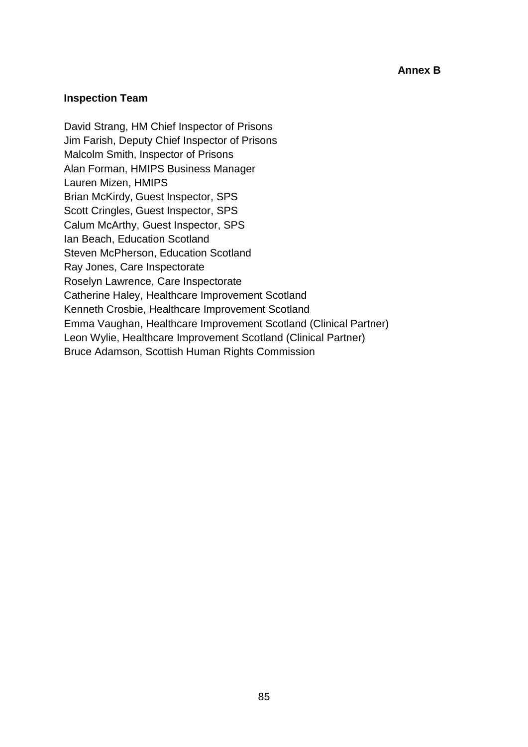**Annex B**

## Inspection Team

David Strang, HM Chief Inspector of Prisons
Jim Farish, Deputy Chief Inspector of Prisons
Malcolm Smith, Inspector of Prisons
Alan Forman, HMIPS Business Manager
Lauren Mizen, HMIPS
Brian McKirdy, Guest Inspector, SPS
Scott Cringles, Guest Inspector, SPS
Calum McArthy, Guest Inspector, SPS
Ian Beach, Education Scotland
Steven McPherson, Education Scotland
Ray Jones, Care Inspectorate
Roselyn Lawrence, Care Inspectorate
Catherine Haley, Healthcare Improvement Scotland
Kenneth Crosbie, Healthcare Improvement Scotland
Emma Vaughan, Healthcare Improvement Scotland (Clinical Partner)
Leon Wylie, Healthcare Improvement Scotland (Clinical Partner)
Bruce Adamson, Scottish Human Rights Commission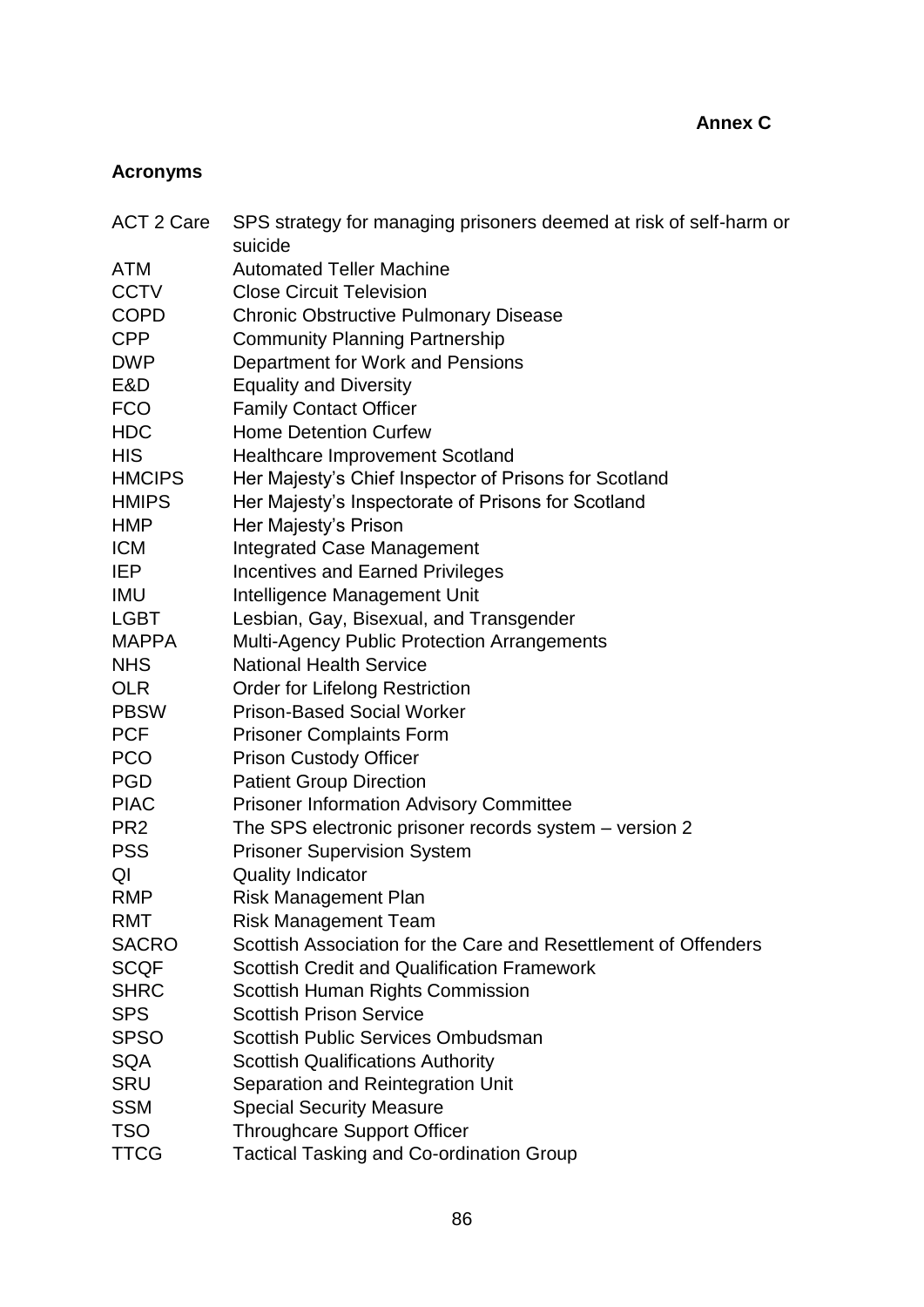**Annex C**

## Acronyms

| | |
|---|---|
| ACT 2 Care | SPS strategy for managing prisoners deemed at risk of self-harm or suicide |
| ATM | Automated Teller Machine |
| CCTV | Close Circuit Television |
| COPD | Chronic Obstructive Pulmonary Disease |
| CPP | Community Planning Partnership |
| DWP | Department for Work and Pensions |
| E&D | Equality and Diversity |
| FCO | Family Contact Officer |
| HDC | Home Detention Curfew |
| HIS | Healthcare Improvement Scotland |
| HMCIPS | Her Majesty's Chief Inspector of Prisons for Scotland |
| HMIPS | Her Majesty's Inspectorate of Prisons for Scotland |
| HMP | Her Majesty's Prison |
| ICM | Integrated Case Management |
| IEP | Incentives and Earned Privileges |
| IMU | Intelligence Management Unit |
| LGBT | Lesbian, Gay, Bisexual, and Transgender |
| MAPPA | Multi-Agency Public Protection Arrangements |
| NHS | National Health Service |
| OLR | Order for Lifelong Restriction |
| PBSW | Prison-Based Social Worker |
| PCF | Prisoner Complaints Form |
| PCO | Prison Custody Officer |
| PGD | Patient Group Direction |
| PIAC | Prisoner Information Advisory Committee |
| PR2 | The SPS electronic prisoner records system – version 2 |
| PSS | Prisoner Supervision System |
| QI | Quality Indicator |
| RMP | Risk Management Plan |
| RMT | Risk Management Team |
| SACRO | Scottish Association for the Care and Resettlement of Offenders |
| SCQF | Scottish Credit and Qualification Framework |
| SHRC | Scottish Human Rights Commission |
| SPS | Scottish Prison Service |
| SPSO | Scottish Public Services Ombudsman |
| SQA | Scottish Qualifications Authority |
| SRU | Separation and Reintegration Unit |
| SSM | Special Security Measure |
| TSO | Throughcare Support Officer |
| TTCG | Tactical Tasking and Co-ordination Group |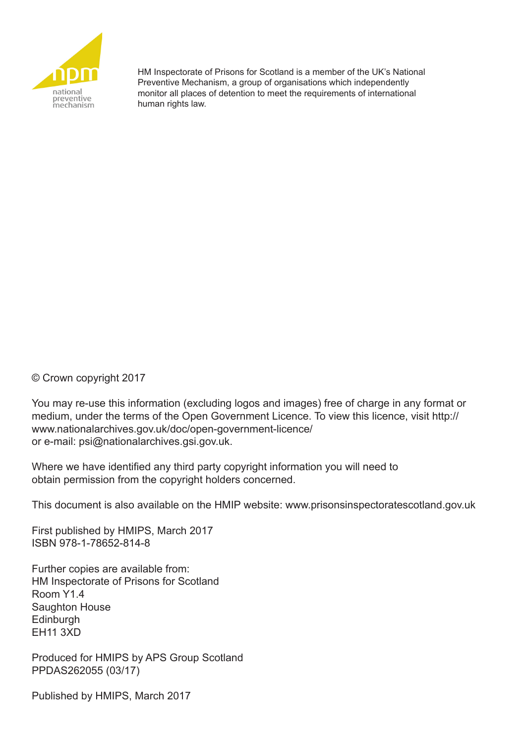npm
national
preventive
mechanism

HM Inspectorate of Prisons for Scotland is a member of the UK's National Preventive Mechanism, a group of organisations which independently monitor all places of detention to meet the requirements of international human rights law.

© Crown copyright 2017

You may re-use this information (excluding logos and images) free of charge in any format or medium, under the terms of the Open Government Licence. To view this licence, visit http://www.nationalarchives.gov.uk/doc/open-government-licence/
or e-mail: psi@nationalarchives.gsi.gov.uk.

Where we have identified any third party copyright information you will need to obtain permission from the copyright holders concerned.

This document is also available on the HMIP website: www.prisonsinspectoratescotland.gov.uk

First published by HMIPS, March 2017
ISBN 978-1-78652-814-8

Further copies are available from:
HM Inspectorate of Prisons for Scotland
Room Y1.4
Saughton House
Edinburgh
EH11 3XD

Produced for HMIPS by APS Group Scotland
PPDAS262055 (03/17)

Published by HMIPS, March 2017